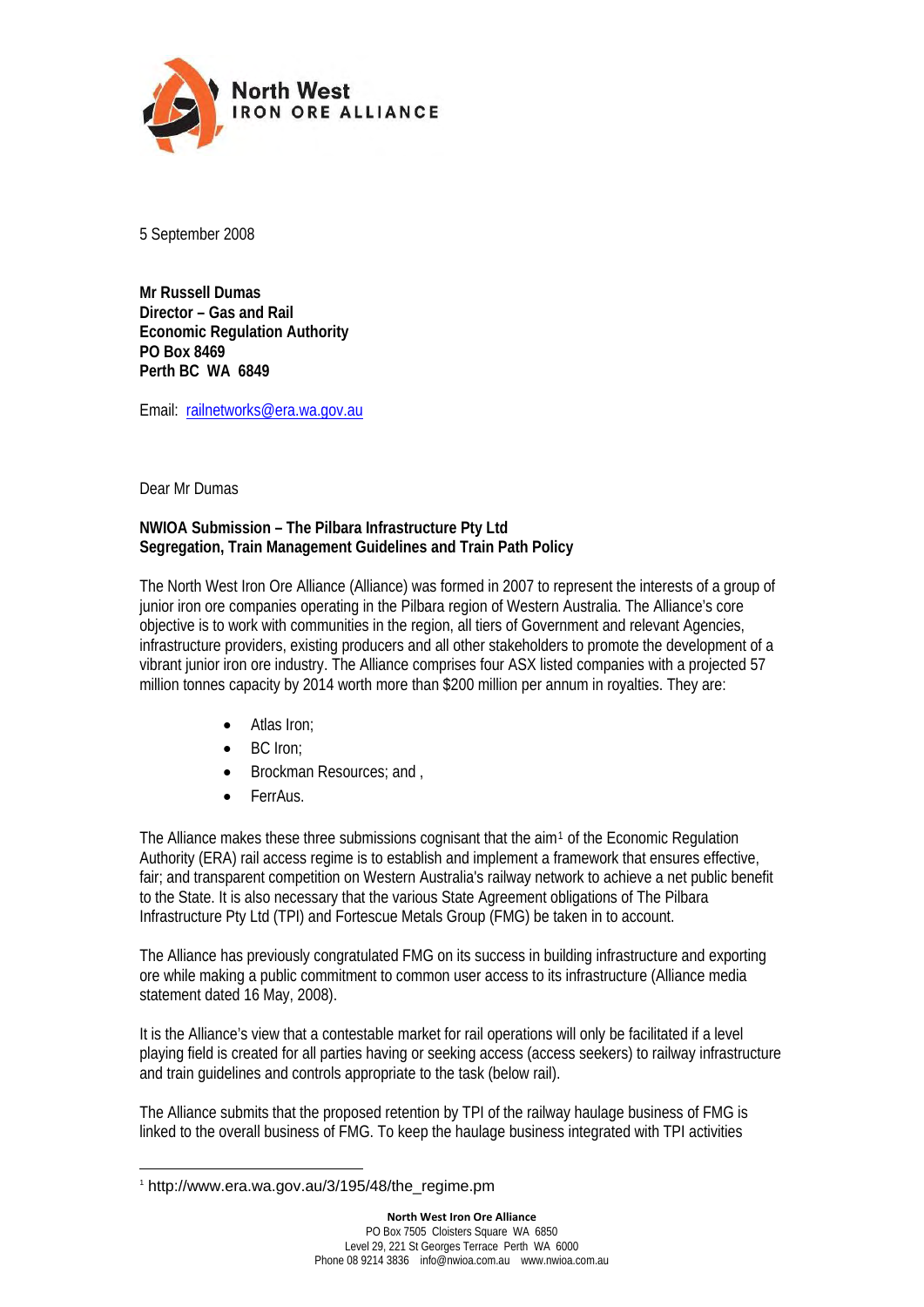North West IRON ORE ALLIANCE

5 September 2008

**Mr Russell Dumas**
**Director – Gas and Rail**
**Economic Regulation Authority**
**PO Box 8469**
**Perth BC WA 6849**

Email: railnetworks@era.wa.gov.au

Dear Mr Dumas

**NWIOA Submission – The Pilbara Infrastructure Pty Ltd**
**Segregation, Train Management Guidelines and Train Path Policy**

The North West Iron Ore Alliance (Alliance) was formed in 2007 to represent the interests of a group of junior iron ore companies operating in the Pilbara region of Western Australia. The Alliance's core objective is to work with communities in the region, all tiers of Government and relevant Agencies, infrastructure providers, existing producers and all other stakeholders to promote the development of a vibrant junior iron ore industry. The Alliance comprises four ASX listed companies with a projected 57 million tonnes capacity by 2014 worth more than $200 million per annum in royalties. They are:

- Atlas Iron;
- BC Iron;
- Brockman Resources; and ,
- FerrAus.

The Alliance makes these three submissions cognisant that the aim[1] of the Economic Regulation Authority (ERA) rail access regime is to establish and implement a framework that ensures effective, fair; and transparent competition on Western Australia's railway network to achieve a net public benefit to the State. It is also necessary that the various State Agreement obligations of The Pilbara Infrastructure Pty Ltd (TPI) and Fortescue Metals Group (FMG) be taken in to account.

The Alliance has previously congratulated FMG on its success in building infrastructure and exporting ore while making a public commitment to common user access to its infrastructure (Alliance media statement dated 16 May, 2008).

It is the Alliance's view that a contestable market for rail operations will only be facilitated if a level playing field is created for all parties having or seeking access (access seekers) to railway infrastructure and train guidelines and controls appropriate to the task (below rail).

The Alliance submits that the proposed retention by TPI of the railway haulage business of FMG is linked to the overall business of FMG. To keep the haulage business integrated with TPI activities

[1] http://www.era.wa.gov.au/3/195/48/the_regime.pm

**North West Iron Ore Alliance**
PO Box 7505 Cloisters Square WA 6850
Level 29, 221 St Georges Terrace Perth WA 6000
Phone 08 9214 3836 info@nwioa.com.au www.nwioa.com.au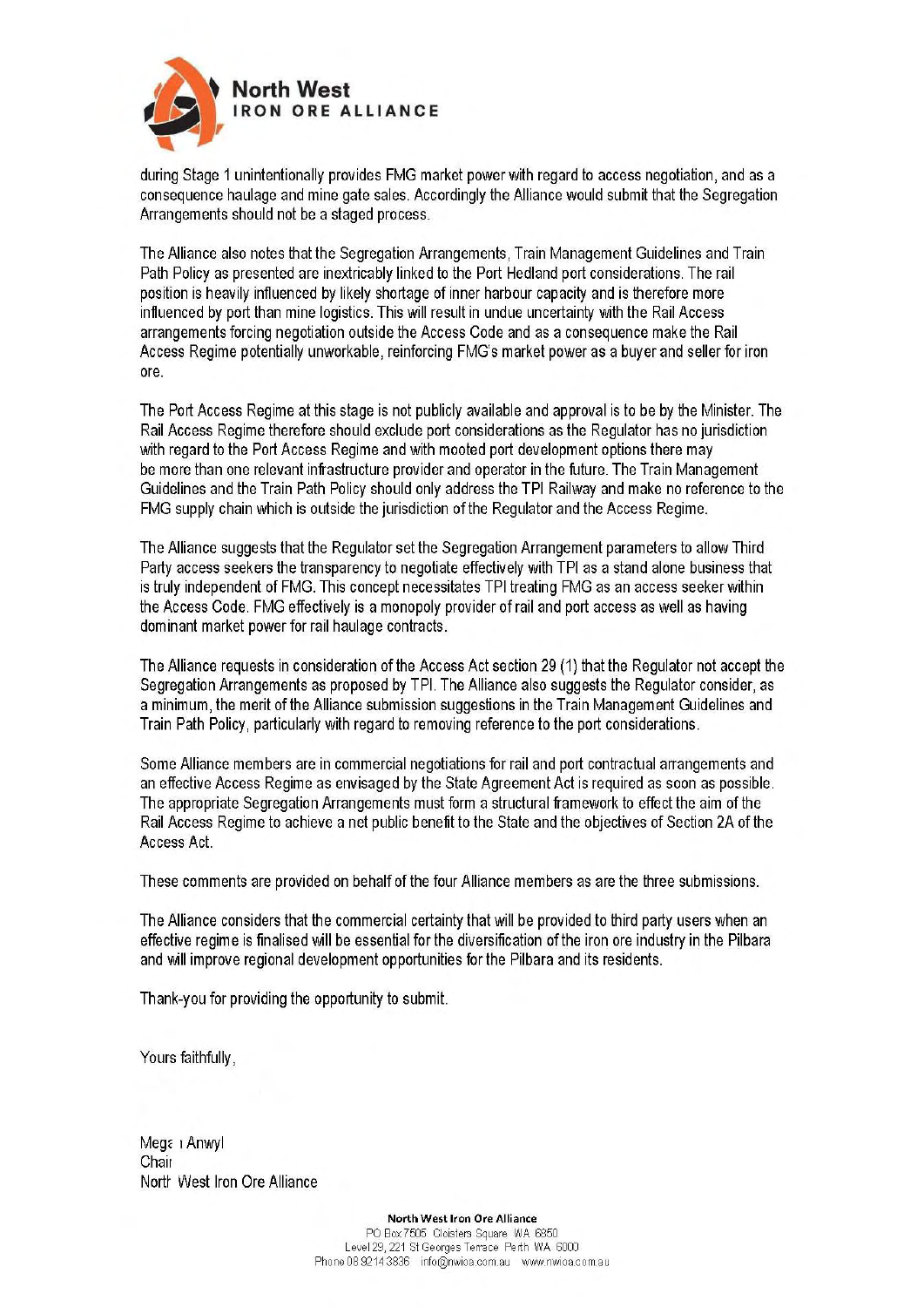during Stage 1 unintentionally provides FMG market power with regard to access negotiation, and as a consequence haulage and mine gate sales. Accordingly the Alliance would submit that the Segregation Arrangements should not be a staged process.

The Alliance also notes that the Segregation Arrangements, Train Management Guidelines and Train Path Policy as presented are inextricably linked to the Port Hedland port considerations. The rail position is heavily influenced by likely shortage of inner harbour capacity and is therefore more influenced by port than mine logistics. This will result in undue uncertainty with the Rail Access arrangements forcing negotiation outside the Access Code and as a consequence make the Rail Access Regime potentially unworkable, reinforcing FMG's market power as a buyer and seller for iron ore.

The Port Access Regime at this stage is not publicly available and approval is to be by the Minister. The Rail Access Regime therefore should exclude port considerations as the Regulator has no jurisdiction with regard to the Port Access Regime and with mooted port development options there may be more than one relevant infrastructure provider and operator in the future. The Train Management Guidelines and the Train Path Policy should only address the TPI Railway and make no reference to the FMG supply chain which is outside the jurisdiction of the Regulator and the Access Regime.

The Alliance suggests that the Regulator set the Segregation Arrangement parameters to allow Third Party access seekers the transparency to negotiate effectively with TPI as a stand alone business that is truly independent of FMG. This concept necessitates TPI treating FMG as an access seeker within the Access Code. FMG effectively is a monopoly provider of rail and port access as well as having dominant market power for rail haulage contracts.

The Alliance requests in consideration of the Access Act section 29 (1) that the Regulator not accept the Segregation Arrangements as proposed by TPI. The Alliance also suggests the Regulator consider, as a minimum, the merit of the Alliance submission suggestions in the Train Management Guidelines and Train Path Policy, particularly with regard to removing reference to the port considerations.

Some Alliance members are in commercial negotiations for rail and port contractual arrangements and an effective Access Regime as envisaged by the State Agreement Act is required as soon as possible. The appropriate Segregation Arrangements must form a structural framework to effect the aim of the Rail Access Regime to achieve a net public benefit to the State and the objectives of Section 2A of the Access Act.

These comments are provided on behalf of the four Alliance members as are the three submissions.

The Alliance considers that the commercial certainty that will be provided to third party users when an effective regime is finalised will be essential for the diversification of the iron ore industry in the Pilbara and will improve regional development opportunities for the Pilbara and its residents.

Thank-you for providing the opportunity to submit.

Yours faithfully,

Megan Anwyl
Chair
North West Iron Ore Alliance

North West Iron Ore Alliance
PO Box 7505 Cloisters Square WA 6850
Level 29, 221 St Georges Terrace Perth WA 6000
Phone 08 9214 3836 info@nwioa.com.au www.nwioa.com.au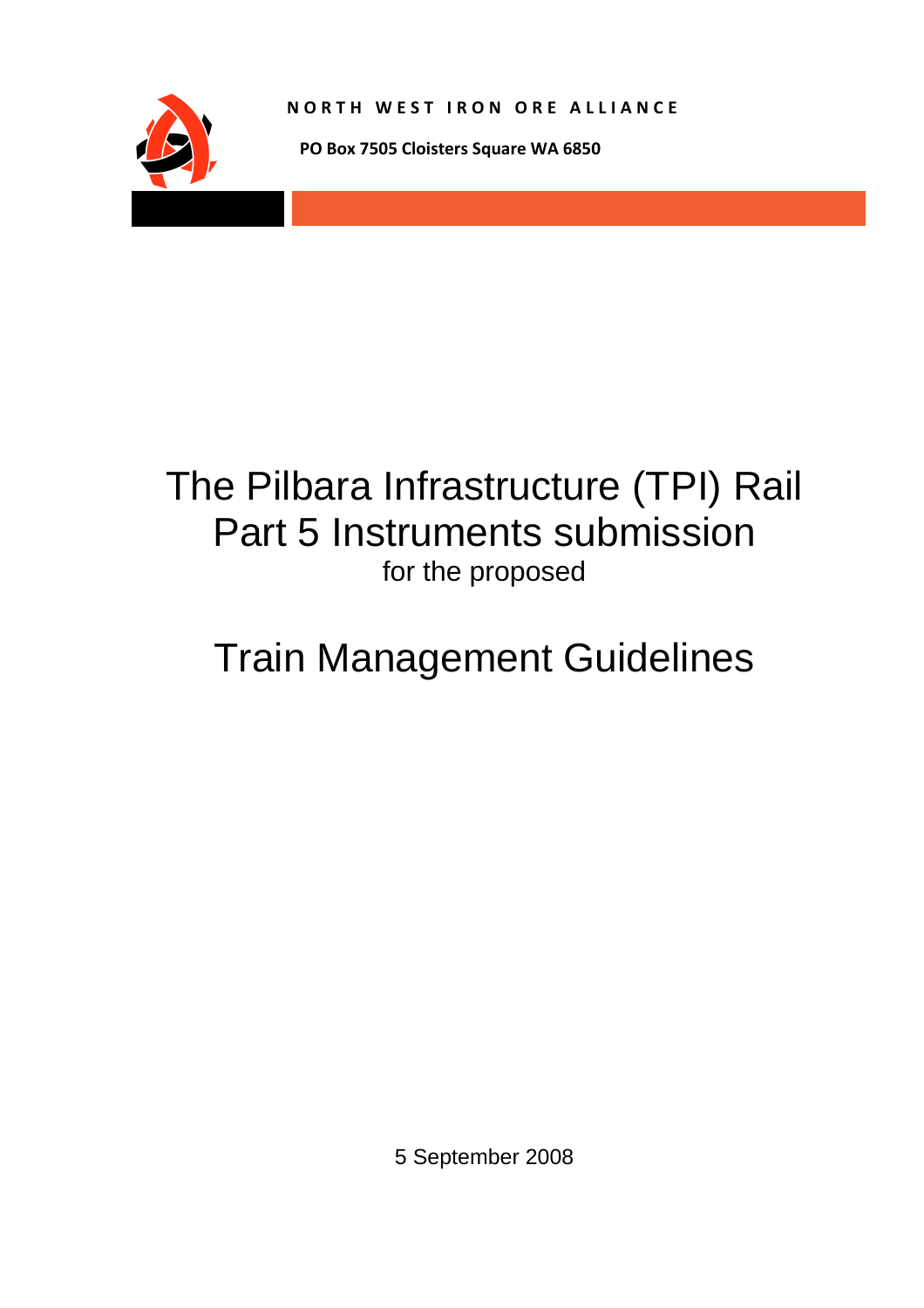**NORTH WEST IRON ORE ALLIANCE**

**PO Box 7505 Cloisters Square WA 6850**

# The Pilbara Infrastructure (TPI) Rail Part 5 Instruments submission

for the proposed

# Train Management Guidelines

5 September 2008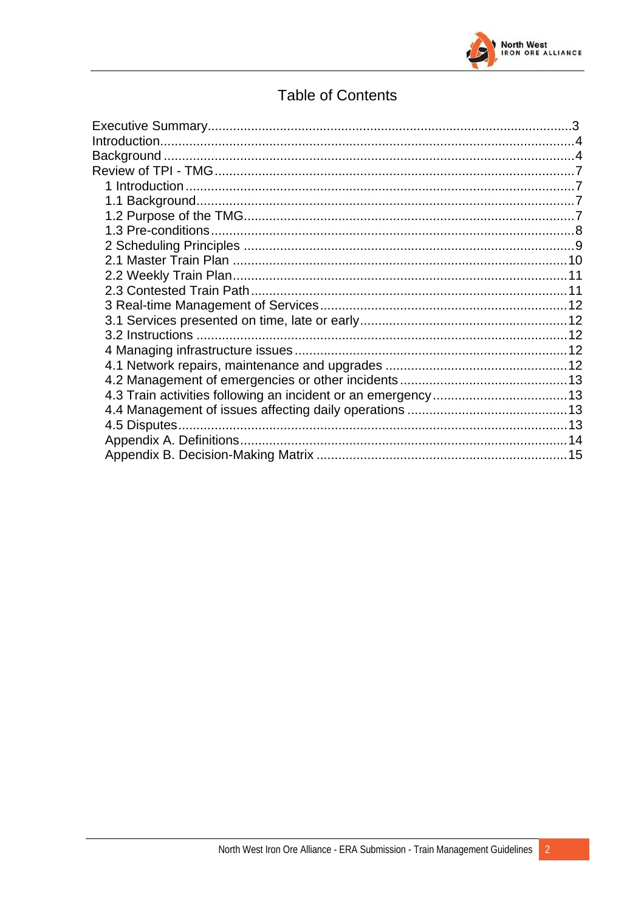# Table of Contents

- Executive Summary....3
- Introduction....4
- Background....4
- Review of TPI - TMG....7
  - 1 Introduction....7
  - 1.1 Background....7
  - 1.2 Purpose of the TMG....7
  - 1.3 Pre-conditions....8
  - 2 Scheduling Principles....9
  - 2.1 Master Train Plan....10
  - 2.2 Weekly Train Plan....11
  - 2.3 Contested Train Path....11
  - 3 Real-time Management of Services....12
  - 3.1 Services presented on time, late or early....12
  - 3.2 Instructions....12
  - 4 Managing infrastructure issues....12
  - 4.1 Network repairs, maintenance and upgrades....12
  - 4.2 Management of emergencies or other incidents....13
  - 4.3 Train activities following an incident or an emergency....13
  - 4.4 Management of issues affecting daily operations....13
  - 4.5 Disputes....13
  - Appendix A. Definitions....14
  - Appendix B. Decision-Making Matrix....15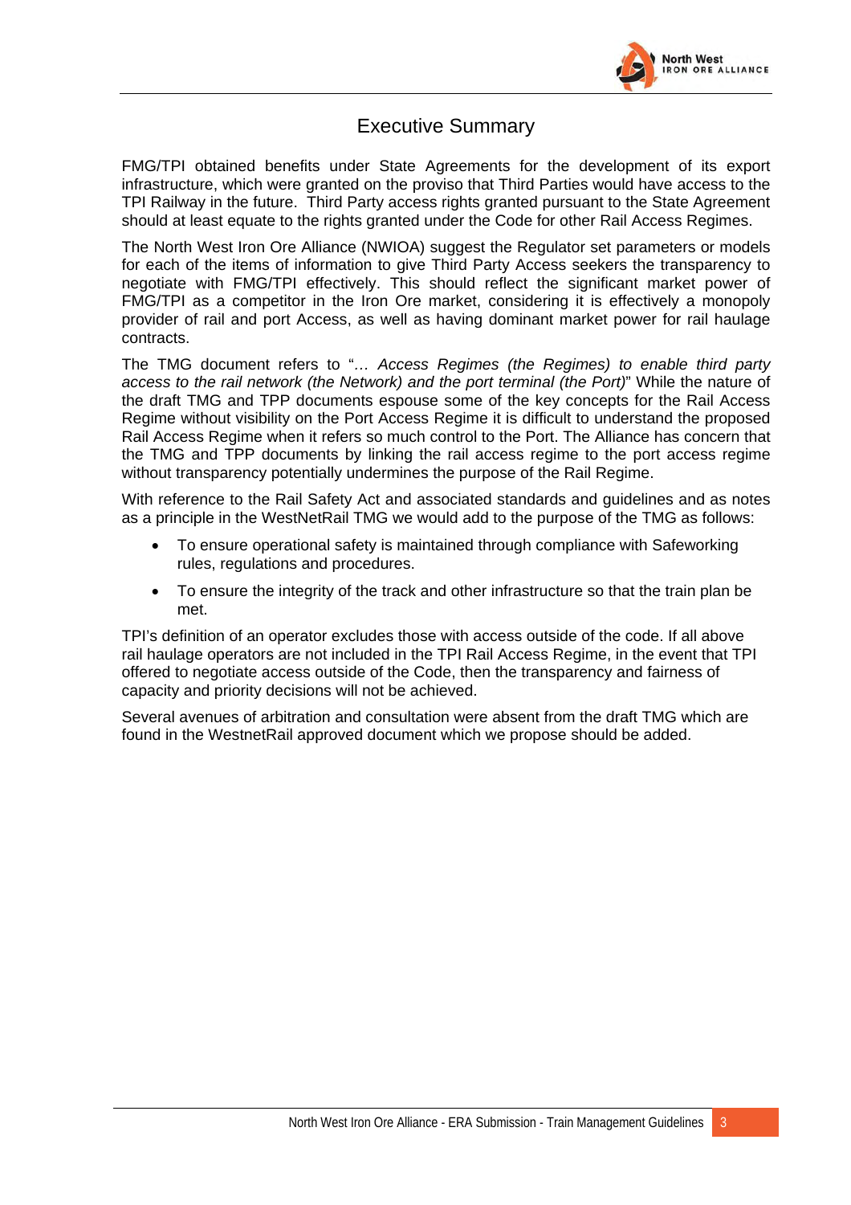# Executive Summary

FMG/TPI obtained benefits under State Agreements for the development of its export infrastructure, which were granted on the proviso that Third Parties would have access to the TPI Railway in the future. Third Party access rights granted pursuant to the State Agreement should at least equate to the rights granted under the Code for other Rail Access Regimes.

The North West Iron Ore Alliance (NWIOA) suggest the Regulator set parameters or models for each of the items of information to give Third Party Access seekers the transparency to negotiate with FMG/TPI effectively. This should reflect the significant market power of FMG/TPI as a competitor in the Iron Ore market, considering it is effectively a monopoly provider of rail and port Access, as well as having dominant market power for rail haulage contracts.

The TMG document refers to "*… Access Regimes (the Regimes) to enable third party access to the rail network (the Network) and the port terminal (the Port)*" While the nature of the draft TMG and TPP documents espouse some of the key concepts for the Rail Access Regime without visibility on the Port Access Regime it is difficult to understand the proposed Rail Access Regime when it refers so much control to the Port. The Alliance has concern that the TMG and TPP documents by linking the rail access regime to the port access regime without transparency potentially undermines the purpose of the Rail Regime.

With reference to the Rail Safety Act and associated standards and guidelines and as notes as a principle in the WestNetRail TMG we would add to the purpose of the TMG as follows:

- To ensure operational safety is maintained through compliance with Safeworking rules, regulations and procedures.
- To ensure the integrity of the track and other infrastructure so that the train plan be met.

TPI's definition of an operator excludes those with access outside of the code. If all above rail haulage operators are not included in the TPI Rail Access Regime, in the event that TPI offered to negotiate access outside of the Code, then the transparency and fairness of capacity and priority decisions will not be achieved.

Several avenues of arbitration and consultation were absent from the draft TMG which are found in the WestnetRail approved document which we propose should be added.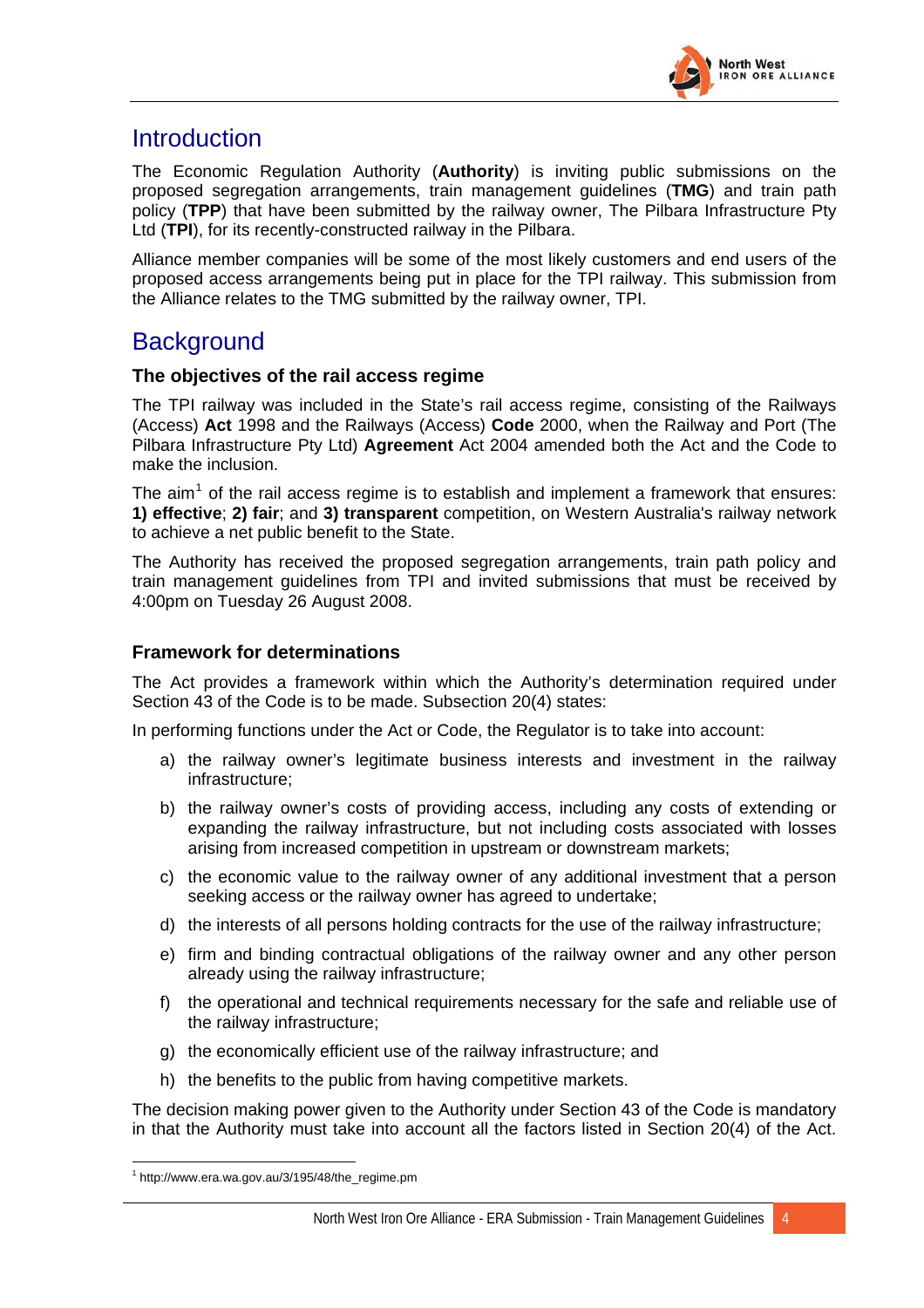# Introduction

The Economic Regulation Authority (**Authority**) is inviting public submissions on the proposed segregation arrangements, train management guidelines (**TMG**) and train path policy (**TPP**) that have been submitted by the railway owner, The Pilbara Infrastructure Pty Ltd (**TPI**), for its recently-constructed railway in the Pilbara.

Alliance member companies will be some of the most likely customers and end users of the proposed access arrangements being put in place for the TPI railway. This submission from the Alliance relates to the TMG submitted by the railway owner, TPI.

# Background

### The objectives of the rail access regime

The TPI railway was included in the State's rail access regime, consisting of the Railways (Access) **Act** 1998 and the Railways (Access) **Code** 2000, when the Railway and Port (The Pilbara Infrastructure Pty Ltd) **Agreement** Act 2004 amended both the Act and the Code to make the inclusion.

The aim[1] of the rail access regime is to establish and implement a framework that ensures: **1) effective**; **2) fair**; and **3) transparent** competition, on Western Australia's railway network to achieve a net public benefit to the State.

The Authority has received the proposed segregation arrangements, train path policy and train management guidelines from TPI and invited submissions that must be received by 4:00pm on Tuesday 26 August 2008.

### Framework for determinations

The Act provides a framework within which the Authority's determination required under Section 43 of the Code is to be made. Subsection 20(4) states:

In performing functions under the Act or Code, the Regulator is to take into account:

a) the railway owner's legitimate business interests and investment in the railway infrastructure;

b) the railway owner's costs of providing access, including any costs of extending or expanding the railway infrastructure, but not including costs associated with losses arising from increased competition in upstream or downstream markets;

c) the economic value to the railway owner of any additional investment that a person seeking access or the railway owner has agreed to undertake;

d) the interests of all persons holding contracts for the use of the railway infrastructure;

e) firm and binding contractual obligations of the railway owner and any other person already using the railway infrastructure;

f) the operational and technical requirements necessary for the safe and reliable use of the railway infrastructure;

g) the economically efficient use of the railway infrastructure; and

h) the benefits to the public from having competitive markets.

The decision making power given to the Authority under Section 43 of the Code is mandatory in that the Authority must take into account all the factors listed in Section 20(4) of the Act.

[1] http://www.era.wa.gov.au/3/195/48/the_regime.pm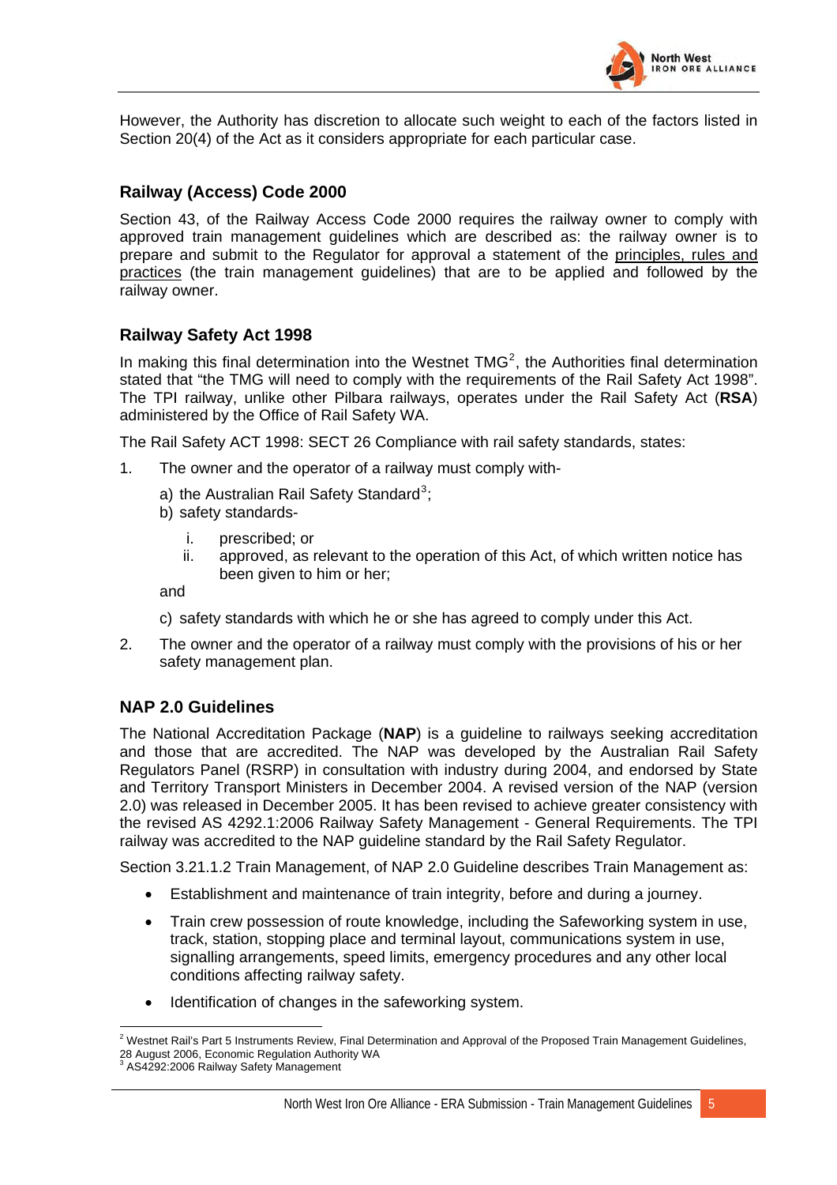However, the Authority has discretion to allocate such weight to each of the factors listed in Section 20(4) of the Act as it considers appropriate for each particular case.

### Railway (Access) Code 2000

Section 43, of the Railway Access Code 2000 requires the railway owner to comply with approved train management guidelines which are described as: the railway owner is to prepare and submit to the Regulator for approval a statement of the principles, rules and practices (the train management guidelines) that are to be applied and followed by the railway owner.

### Railway Safety Act 1998

In making this final determination into the Westnet TMG[2], the Authorities final determination stated that "the TMG will need to comply with the requirements of the Rail Safety Act 1998". The TPI railway, unlike other Pilbara railways, operates under the Rail Safety Act (**RSA**) administered by the Office of Rail Safety WA.

The Rail Safety ACT 1998: SECT 26 Compliance with rail safety standards, states:

1. The owner and the operator of a railway must comply with-
   - a) the Australian Rail Safety Standard[3];
   - b) safety standards-
     - i. prescribed; or
     - ii. approved, as relevant to the operation of this Act, of which written notice has been given to him or her;

   and

   - c) safety standards with which he or she has agreed to comply under this Act.
2. The owner and the operator of a railway must comply with the provisions of his or her safety management plan.

### NAP 2.0 Guidelines

The National Accreditation Package (**NAP**) is a guideline to railways seeking accreditation and those that are accredited. The NAP was developed by the Australian Rail Safety Regulators Panel (RSRP) in consultation with industry during 2004, and endorsed by State and Territory Transport Ministers in December 2004. A revised version of the NAP (version 2.0) was released in December 2005. It has been revised to achieve greater consistency with the revised AS 4292.1:2006 Railway Safety Management - General Requirements. The TPI railway was accredited to the NAP guideline standard by the Rail Safety Regulator.

Section 3.21.1.2 Train Management, of NAP 2.0 Guideline describes Train Management as:

- Establishment and maintenance of train integrity, before and during a journey.
- Train crew possession of route knowledge, including the Safeworking system in use, track, station, stopping place and terminal layout, communications system in use, signalling arrangements, speed limits, emergency procedures and any other local conditions affecting railway safety.
- Identification of changes in the safeworking system.

---

[2] Westnet Rail's Part 5 Instruments Review, Final Determination and Approval of the Proposed Train Management Guidelines, 28 August 2006, Economic Regulation Authority WA

[3] AS4292:2006 Railway Safety Management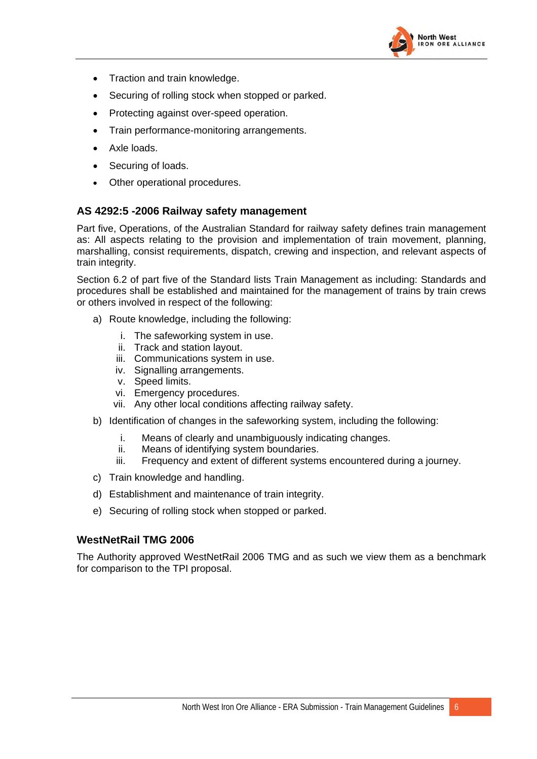- Traction and train knowledge.
- Securing of rolling stock when stopped or parked.
- Protecting against over-speed operation.
- Train performance-monitoring arrangements.
- Axle loads.
- Securing of loads.
- Other operational procedures.

### AS 4292:5 -2006 Railway safety management

Part five, Operations, of the Australian Standard for railway safety defines train management as: All aspects relating to the provision and implementation of train movement, planning, marshalling, consist requirements, dispatch, crewing and inspection, and relevant aspects of train integrity.

Section 6.2 of part five of the Standard lists Train Management as including: Standards and procedures shall be established and maintained for the management of trains by train crews or others involved in respect of the following:

a) Route knowledge, including the following:

    i. The safeworking system in use.
    ii. Track and station layout.
    iii. Communications system in use.
    iv. Signalling arrangements.
    v. Speed limits.
    vi. Emergency procedures.
    vii. Any other local conditions affecting railway safety.

b) Identification of changes in the safeworking system, including the following:

    i. Means of clearly and unambiguously indicating changes.
    ii. Means of identifying system boundaries.
    iii. Frequency and extent of different systems encountered during a journey.

c) Train knowledge and handling.

d) Establishment and maintenance of train integrity.

e) Securing of rolling stock when stopped or parked.

### WestNetRail TMG 2006

The Authority approved WestNetRail 2006 TMG and as such we view them as a benchmark for comparison to the TPI proposal.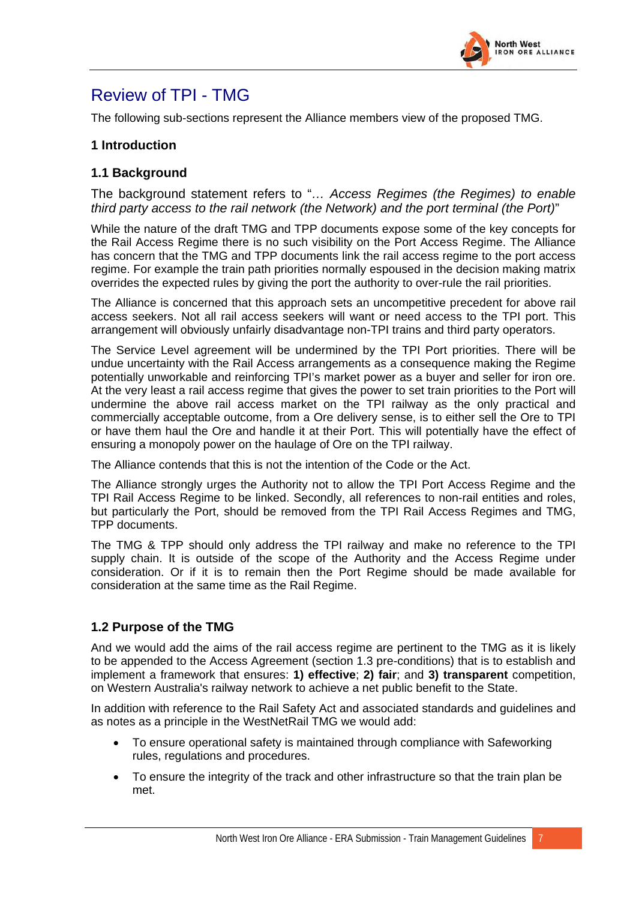# Review of TPI - TMG

The following sub-sections represent the Alliance members view of the proposed TMG.

## 1 Introduction

### 1.1 Background

The background statement refers to "*… Access Regimes (the Regimes) to enable third party access to the rail network (the Network) and the port terminal (the Port)*"

While the nature of the draft TMG and TPP documents expose some of the key concepts for the Rail Access Regime there is no such visibility on the Port Access Regime. The Alliance has concern that the TMG and TPP documents link the rail access regime to the port access regime. For example the train path priorities normally espoused in the decision making matrix overrides the expected rules by giving the port the authority to over-rule the rail priorities.

The Alliance is concerned that this approach sets an uncompetitive precedent for above rail access seekers. Not all rail access seekers will want or need access to the TPI port. This arrangement will obviously unfairly disadvantage non-TPI trains and third party operators.

The Service Level agreement will be undermined by the TPI Port priorities. There will be undue uncertainty with the Rail Access arrangements as a consequence making the Regime potentially unworkable and reinforcing TPI's market power as a buyer and seller for iron ore. At the very least a rail access regime that gives the power to set train priorities to the Port will undermine the above rail access market on the TPI railway as the only practical and commercially acceptable outcome, from a Ore delivery sense, is to either sell the Ore to TPI or have them haul the Ore and handle it at their Port. This will potentially have the effect of ensuring a monopoly power on the haulage of Ore on the TPI railway.

The Alliance contends that this is not the intention of the Code or the Act.

The Alliance strongly urges the Authority not to allow the TPI Port Access Regime and the TPI Rail Access Regime to be linked. Secondly, all references to non-rail entities and roles, but particularly the Port, should be removed from the TPI Rail Access Regimes and TMG, TPP documents.

The TMG & TPP should only address the TPI railway and make no reference to the TPI supply chain. It is outside of the scope of the Authority and the Access Regime under consideration. Or if it is to remain then the Port Regime should be made available for consideration at the same time as the Rail Regime.

### 1.2 Purpose of the TMG

And we would add the aims of the rail access regime are pertinent to the TMG as it is likely to be appended to the Access Agreement (section 1.3 pre-conditions) that is to establish and implement a framework that ensures: **1) effective**; **2) fair**; and **3) transparent** competition, on Western Australia's railway network to achieve a net public benefit to the State.

In addition with reference to the Rail Safety Act and associated standards and guidelines and as notes as a principle in the WestNetRail TMG we would add:

- To ensure operational safety is maintained through compliance with Safeworking rules, regulations and procedures.
- To ensure the integrity of the track and other infrastructure so that the train plan be met.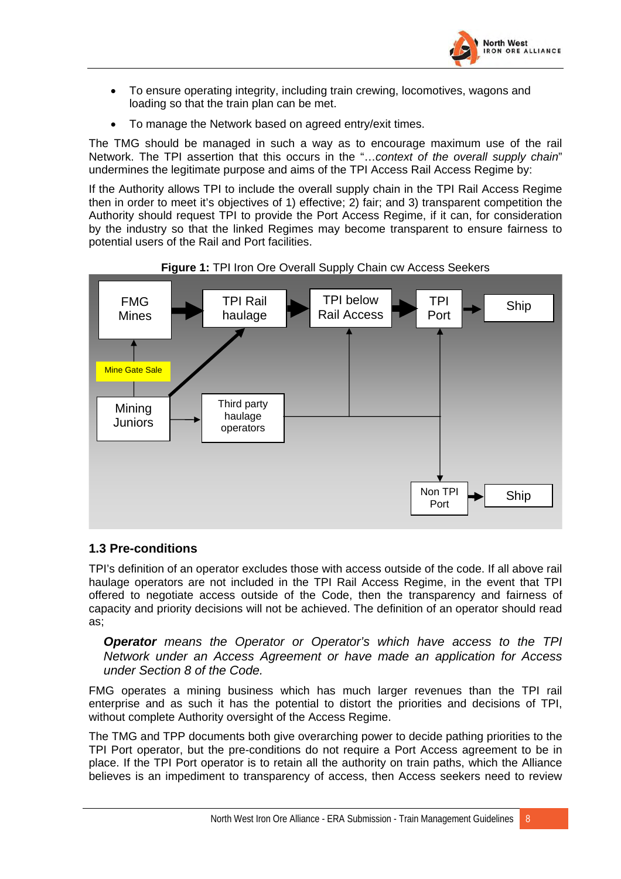- To ensure operating integrity, including train crewing, locomotives, wagons and loading so that the train plan can be met.
- To manage the Network based on agreed entry/exit times.

The TMG should be managed in such a way as to encourage maximum use of the rail Network. The TPI assertion that this occurs in the "…*context of the overall supply chain*" undermines the legitimate purpose and aims of the TPI Access Rail Access Regime by:

If the Authority allows TPI to include the overall supply chain in the TPI Rail Access Regime then in order to meet it's objectives of 1) effective; 2) fair; and 3) transparent competition the Authority should request TPI to provide the Port Access Regime, if it can, for consideration by the industry so that the linked Regimes may become transparent to ensure fairness to potential users of the Rail and Port facilities.

**Figure 1:** TPI Iron Ore Overall Supply Chain cw Access Seekers

FMG Mines → TPI Rail haulage → TPI below Rail Access → TPI Port → Ship

Mine Gate Sale

Mining Juniors → Third party haulage operators

Non TPI Port → Ship

## 1.3 Pre-conditions

TPI's definition of an operator excludes those with access outside of the code. If all above rail haulage operators are not included in the TPI Rail Access Regime, in the event that TPI offered to negotiate access outside of the Code, then the transparency and fairness of capacity and priority decisions will not be achieved. The definition of an operator should read as;

> ***Operator*** *means the Operator or Operator's which have access to the TPI Network under an Access Agreement or have made an application for Access under Section 8 of the Code.*

FMG operates a mining business which has much larger revenues than the TPI rail enterprise and as such it has the potential to distort the priorities and decisions of TPI, without complete Authority oversight of the Access Regime.

The TMG and TPP documents both give overarching power to decide pathing priorities to the TPI Port operator, but the pre-conditions do not require a Port Access agreement to be in place. If the TPI Port operator is to retain all the authority on train paths, which the Alliance believes is an impediment to transparency of access, then Access seekers need to review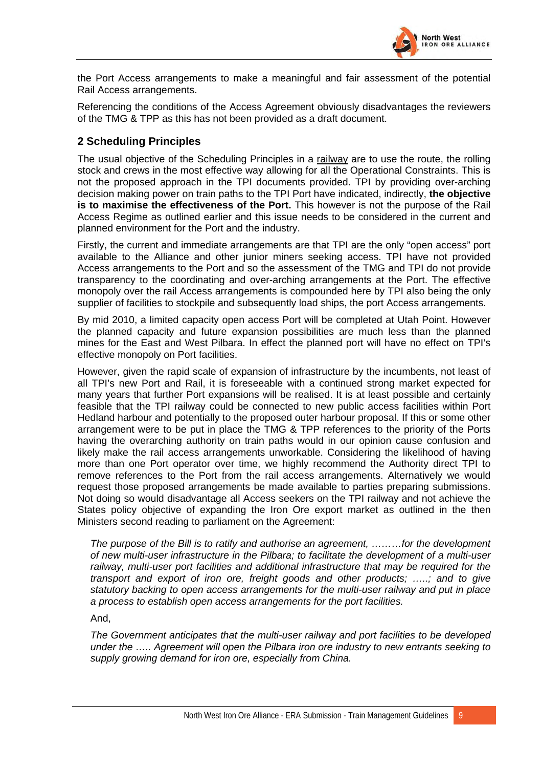the Port Access arrangements to make a meaningful and fair assessment of the potential Rail Access arrangements.

Referencing the conditions of the Access Agreement obviously disadvantages the reviewers of the TMG & TPP as this has not been provided as a draft document.

## 2 Scheduling Principles

The usual objective of the Scheduling Principles in a railway are to use the route, the rolling stock and crews in the most effective way allowing for all the Operational Constraints. This is not the proposed approach in the TPI documents provided. TPI by providing over-arching decision making power on train paths to the TPI Port have indicated, indirectly, **the objective is to maximise the effectiveness of the Port.** This however is not the purpose of the Rail Access Regime as outlined earlier and this issue needs to be considered in the current and planned environment for the Port and the industry.

Firstly, the current and immediate arrangements are that TPI are the only "open access" port available to the Alliance and other junior miners seeking access. TPI have not provided Access arrangements to the Port and so the assessment of the TMG and TPI do not provide transparency to the coordinating and over-arching arrangements at the Port. The effective monopoly over the rail Access arrangements is compounded here by TPI also being the only supplier of facilities to stockpile and subsequently load ships, the port Access arrangements.

By mid 2010, a limited capacity open access Port will be completed at Utah Point. However the planned capacity and future expansion possibilities are much less than the planned mines for the East and West Pilbara. In effect the planned port will have no effect on TPI's effective monopoly on Port facilities.

However, given the rapid scale of expansion of infrastructure by the incumbents, not least of all TPI's new Port and Rail, it is foreseeable with a continued strong market expected for many years that further Port expansions will be realised. It is at least possible and certainly feasible that the TPI railway could be connected to new public access facilities within Port Hedland harbour and potentially to the proposed outer harbour proposal. If this or some other arrangement were to be put in place the TMG & TPP references to the priority of the Ports having the overarching authority on train paths would in our opinion cause confusion and likely make the rail access arrangements unworkable. Considering the likelihood of having more than one Port operator over time, we highly recommend the Authority direct TPI to remove references to the Port from the rail access arrangements. Alternatively we would request those proposed arrangements be made available to parties preparing submissions. Not doing so would disadvantage all Access seekers on the TPI railway and not achieve the States policy objective of expanding the Iron Ore export market as outlined in the then Ministers second reading to parliament on the Agreement:

> *The purpose of the Bill is to ratify and authorise an agreement, ………for the development of new multi-user infrastructure in the Pilbara; to facilitate the development of a multi-user railway, multi-user port facilities and additional infrastructure that may be required for the transport and export of iron ore, freight goods and other products; …..; and to give statutory backing to open access arrangements for the multi-user railway and put in place a process to establish open access arrangements for the port facilities.*
>
> And,
>
> *The Government anticipates that the multi-user railway and port facilities to be developed under the ….. Agreement will open the Pilbara iron ore industry to new entrants seeking to supply growing demand for iron ore, especially from China.*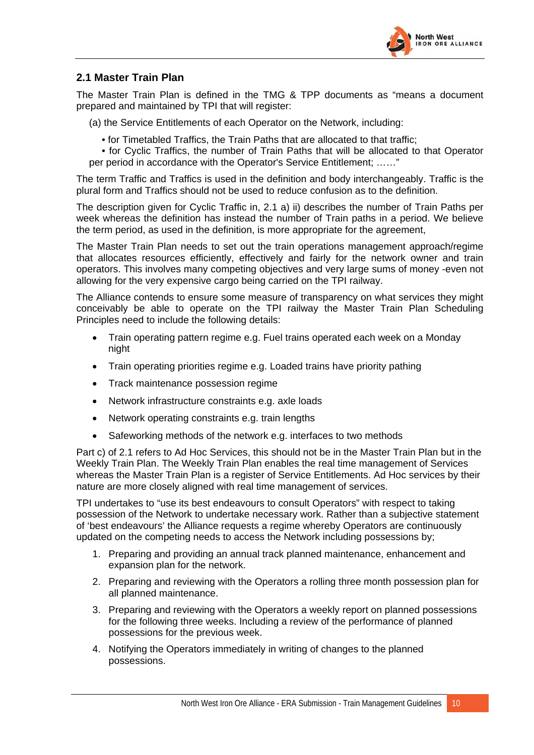## 2.1 Master Train Plan

The Master Train Plan is defined in the TMG & TPP documents as "means a document prepared and maintained by TPI that will register:

(a) the Service Entitlements of each Operator on the Network, including:

• for Timetabled Traffics, the Train Paths that are allocated to that traffic;

• for Cyclic Traffics, the number of Train Paths that will be allocated to that Operator per period in accordance with the Operator's Service Entitlement; ……"

The term Traffic and Traffics is used in the definition and body interchangeably. Traffic is the plural form and Traffics should not be used to reduce confusion as to the definition.

The description given for Cyclic Traffic in, 2.1 a) ii) describes the number of Train Paths per week whereas the definition has instead the number of Train paths in a period. We believe the term period, as used in the definition, is more appropriate for the agreement,

The Master Train Plan needs to set out the train operations management approach/regime that allocates resources efficiently, effectively and fairly for the network owner and train operators. This involves many competing objectives and very large sums of money -even not allowing for the very expensive cargo being carried on the TPI railway.

The Alliance contends to ensure some measure of transparency on what services they might conceivably be able to operate on the TPI railway the Master Train Plan Scheduling Principles need to include the following details:

- Train operating pattern regime e.g. Fuel trains operated each week on a Monday night
- Train operating priorities regime e.g. Loaded trains have priority pathing
- Track maintenance possession regime
- Network infrastructure constraints e.g. axle loads
- Network operating constraints e.g. train lengths
- Safeworking methods of the network e.g. interfaces to two methods

Part c) of 2.1 refers to Ad Hoc Services, this should not be in the Master Train Plan but in the Weekly Train Plan. The Weekly Train Plan enables the real time management of Services whereas the Master Train Plan is a register of Service Entitlements. Ad Hoc services by their nature are more closely aligned with real time management of services.

TPI undertakes to "use its best endeavours to consult Operators" with respect to taking possession of the Network to undertake necessary work. Rather than a subjective statement of 'best endeavours' the Alliance requests a regime whereby Operators are continuously updated on the competing needs to access the Network including possessions by;

1. Preparing and providing an annual track planned maintenance, enhancement and expansion plan for the network.
2. Preparing and reviewing with the Operators a rolling three month possession plan for all planned maintenance.
3. Preparing and reviewing with the Operators a weekly report on planned possessions for the following three weeks. Including a review of the performance of planned possessions for the previous week.
4. Notifying the Operators immediately in writing of changes to the planned possessions.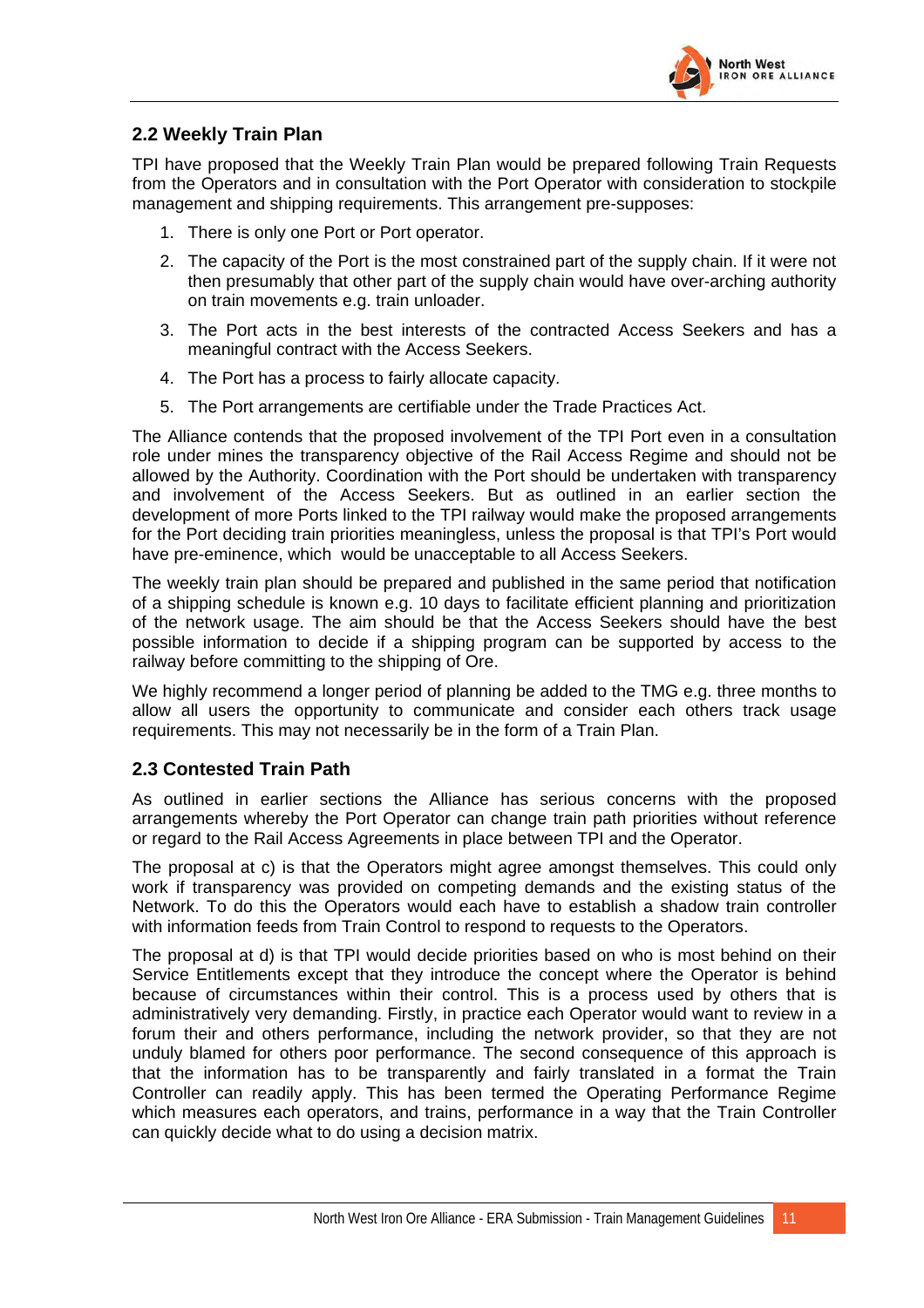## 2.2 Weekly Train Plan

TPI have proposed that the Weekly Train Plan would be prepared following Train Requests from the Operators and in consultation with the Port Operator with consideration to stockpile management and shipping requirements. This arrangement pre-supposes:

1. There is only one Port or Port operator.
2. The capacity of the Port is the most constrained part of the supply chain. If it were not then presumably that other part of the supply chain would have over-arching authority on train movements e.g. train unloader.
3. The Port acts in the best interests of the contracted Access Seekers and has a meaningful contract with the Access Seekers.
4. The Port has a process to fairly allocate capacity.
5. The Port arrangements are certifiable under the Trade Practices Act.

The Alliance contends that the proposed involvement of the TPI Port even in a consultation role under mines the transparency objective of the Rail Access Regime and should not be allowed by the Authority. Coordination with the Port should be undertaken with transparency and involvement of the Access Seekers. But as outlined in an earlier section the development of more Ports linked to the TPI railway would make the proposed arrangements for the Port deciding train priorities meaningless, unless the proposal is that TPI's Port would have pre-eminence, which would be unacceptable to all Access Seekers.

The weekly train plan should be prepared and published in the same period that notification of a shipping schedule is known e.g. 10 days to facilitate efficient planning and prioritization of the network usage. The aim should be that the Access Seekers should have the best possible information to decide if a shipping program can be supported by access to the railway before committing to the shipping of Ore.

We highly recommend a longer period of planning be added to the TMG e.g. three months to allow all users the opportunity to communicate and consider each others track usage requirements. This may not necessarily be in the form of a Train Plan.

## 2.3 Contested Train Path

As outlined in earlier sections the Alliance has serious concerns with the proposed arrangements whereby the Port Operator can change train path priorities without reference or regard to the Rail Access Agreements in place between TPI and the Operator.

The proposal at c) is that the Operators might agree amongst themselves. This could only work if transparency was provided on competing demands and the existing status of the Network. To do this the Operators would each have to establish a shadow train controller with information feeds from Train Control to respond to requests to the Operators.

The proposal at d) is that TPI would decide priorities based on who is most behind on their Service Entitlements except that they introduce the concept where the Operator is behind because of circumstances within their control. This is a process used by others that is administratively very demanding. Firstly, in practice each Operator would want to review in a forum their and others performance, including the network provider, so that they are not unduly blamed for others poor performance. The second consequence of this approach is that the information has to be transparently and fairly translated in a format the Train Controller can readily apply. This has been termed the Operating Performance Regime which measures each operators, and trains, performance in a way that the Train Controller can quickly decide what to do using a decision matrix.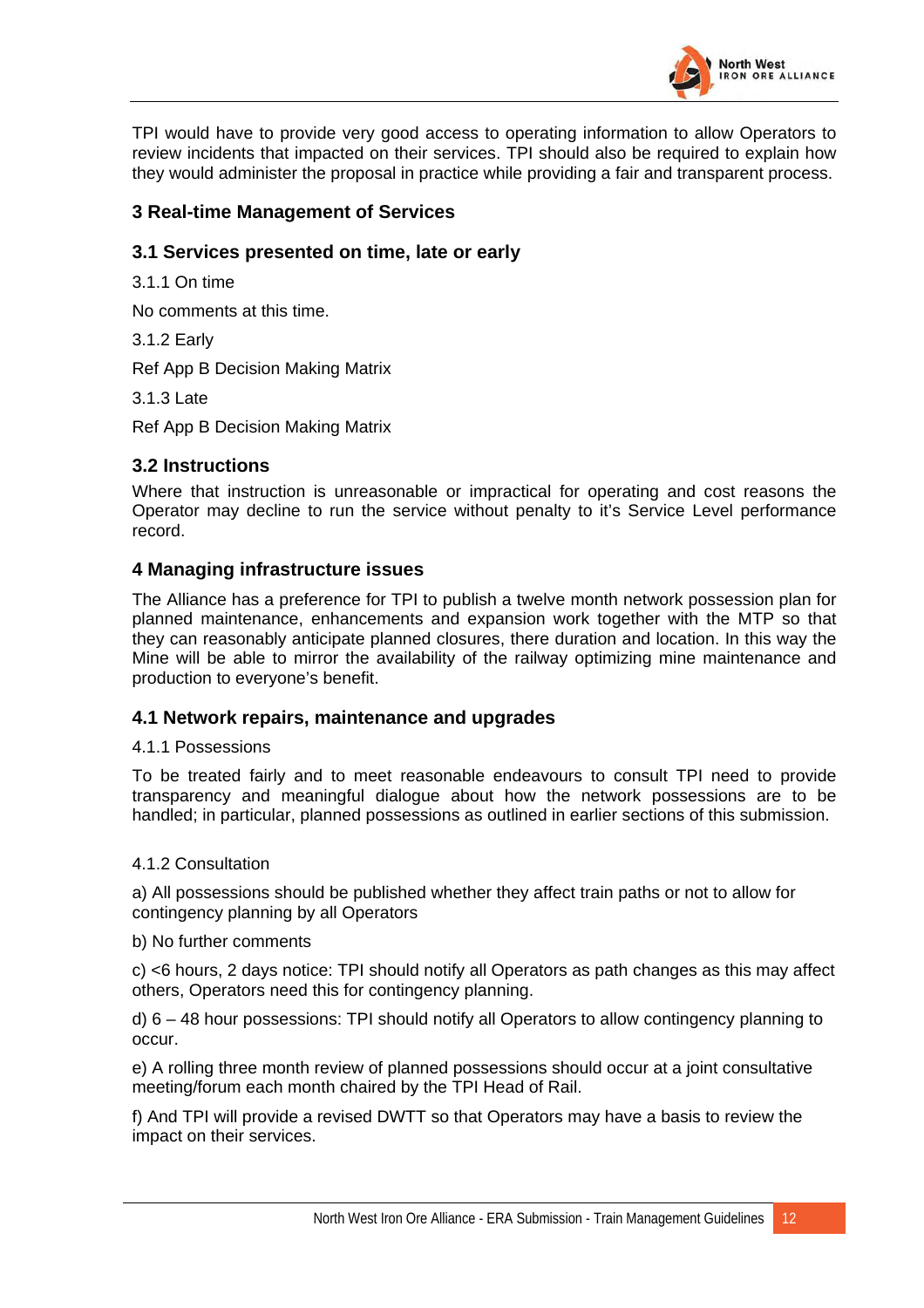TPI would have to provide very good access to operating information to allow Operators to review incidents that impacted on their services. TPI should also be required to explain how they would administer the proposal in practice while providing a fair and transparent process.

## 3 Real-time Management of Services

### 3.1 Services presented on time, late or early

3.1.1 On time

No comments at this time.

3.1.2 Early

Ref App B Decision Making Matrix

3.1.3 Late

Ref App B Decision Making Matrix

### 3.2 Instructions

Where that instruction is unreasonable or impractical for operating and cost reasons the Operator may decline to run the service without penalty to it's Service Level performance record.

## 4 Managing infrastructure issues

The Alliance has a preference for TPI to publish a twelve month network possession plan for planned maintenance, enhancements and expansion work together with the MTP so that they can reasonably anticipate planned closures, there duration and location. In this way the Mine will be able to mirror the availability of the railway optimizing mine maintenance and production to everyone's benefit.

### 4.1 Network repairs, maintenance and upgrades

4.1.1 Possessions

To be treated fairly and to meet reasonable endeavours to consult TPI need to provide transparency and meaningful dialogue about how the network possessions are to be handled; in particular, planned possessions as outlined in earlier sections of this submission.

4.1.2 Consultation

a) All possessions should be published whether they affect train paths or not to allow for contingency planning by all Operators

b) No further comments

c) <6 hours, 2 days notice: TPI should notify all Operators as path changes as this may affect others, Operators need this for contingency planning.

d) 6 – 48 hour possessions: TPI should notify all Operators to allow contingency planning to occur.

e) A rolling three month review of planned possessions should occur at a joint consultative meeting/forum each month chaired by the TPI Head of Rail.

f) And TPI will provide a revised DWTT so that Operators may have a basis to review the impact on their services.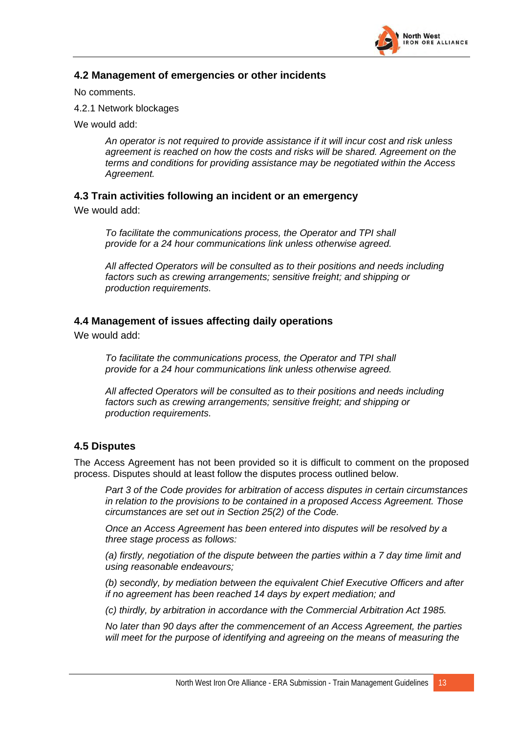## 4.2 Management of emergencies or other incidents

No comments.

4.2.1 Network blockages

We would add:

> *An operator is not required to provide assistance if it will incur cost and risk unless agreement is reached on how the costs and risks will be shared. Agreement on the terms and conditions for providing assistance may be negotiated within the Access Agreement.*

## 4.3 Train activities following an incident or an emergency

We would add:

> *To facilitate the communications process, the Operator and TPI shall provide for a 24 hour communications link unless otherwise agreed.*
>
> *All affected Operators will be consulted as to their positions and needs including factors such as crewing arrangements; sensitive freight; and shipping or production requirements.*

## 4.4 Management of issues affecting daily operations

We would add:

> *To facilitate the communications process, the Operator and TPI shall provide for a 24 hour communications link unless otherwise agreed.*
>
> *All affected Operators will be consulted as to their positions and needs including factors such as crewing arrangements; sensitive freight; and shipping or production requirements.*

## 4.5 Disputes

The Access Agreement has not been provided so it is difficult to comment on the proposed process. Disputes should at least follow the disputes process outlined below.

> *Part 3 of the Code provides for arbitration of access disputes in certain circumstances in relation to the provisions to be contained in a proposed Access Agreement. Those circumstances are set out in Section 25(2) of the Code.*
>
> *Once an Access Agreement has been entered into disputes will be resolved by a three stage process as follows:*
>
> *(a) firstly, negotiation of the dispute between the parties within a 7 day time limit and using reasonable endeavours;*
>
> *(b) secondly, by mediation between the equivalent Chief Executive Officers and after if no agreement has been reached 14 days by expert mediation; and*
>
> *(c) thirdly, by arbitration in accordance with the Commercial Arbitration Act 1985.*
>
> *No later than 90 days after the commencement of an Access Agreement, the parties will meet for the purpose of identifying and agreeing on the means of measuring the*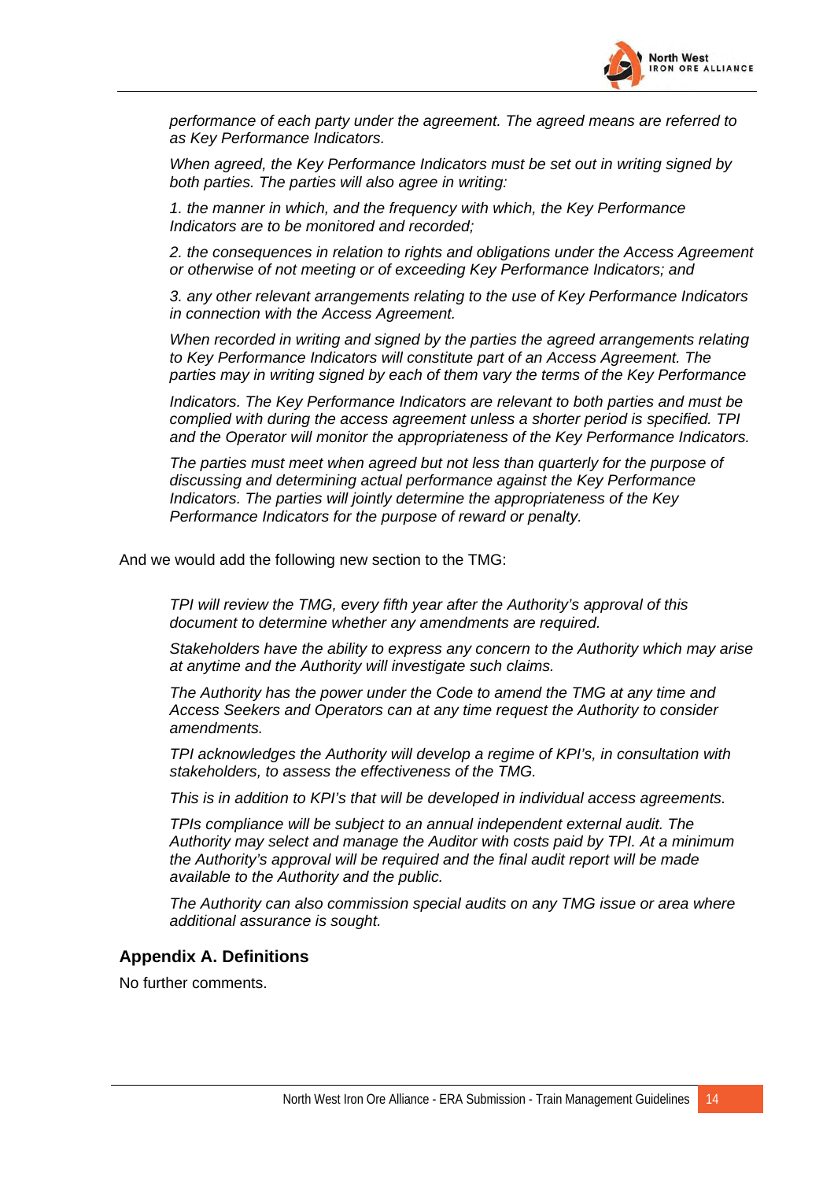*performance of each party under the agreement. The agreed means are referred to as Key Performance Indicators.*

*When agreed, the Key Performance Indicators must be set out in writing signed by both parties. The parties will also agree in writing:*

*1. the manner in which, and the frequency with which, the Key Performance Indicators are to be monitored and recorded;*

*2. the consequences in relation to rights and obligations under the Access Agreement or otherwise of not meeting or of exceeding Key Performance Indicators; and*

*3. any other relevant arrangements relating to the use of Key Performance Indicators in connection with the Access Agreement.*

*When recorded in writing and signed by the parties the agreed arrangements relating to Key Performance Indicators will constitute part of an Access Agreement. The parties may in writing signed by each of them vary the terms of the Key Performance*

*Indicators. The Key Performance Indicators are relevant to both parties and must be complied with during the access agreement unless a shorter period is specified. TPI and the Operator will monitor the appropriateness of the Key Performance Indicators.*

*The parties must meet when agreed but not less than quarterly for the purpose of discussing and determining actual performance against the Key Performance Indicators. The parties will jointly determine the appropriateness of the Key Performance Indicators for the purpose of reward or penalty.*

And we would add the following new section to the TMG:

*TPI will review the TMG, every fifth year after the Authority's approval of this document to determine whether any amendments are required.*

*Stakeholders have the ability to express any concern to the Authority which may arise at anytime and the Authority will investigate such claims.*

*The Authority has the power under the Code to amend the TMG at any time and Access Seekers and Operators can at any time request the Authority to consider amendments.*

*TPI acknowledges the Authority will develop a regime of KPI's, in consultation with stakeholders, to assess the effectiveness of the TMG.*

*This is in addition to KPI's that will be developed in individual access agreements.*

*TPIs compliance will be subject to an annual independent external audit. The Authority may select and manage the Auditor with costs paid by TPI. At a minimum the Authority's approval will be required and the final audit report will be made available to the Authority and the public.*

*The Authority can also commission special audits on any TMG issue or area where additional assurance is sought.*

## Appendix A. Definitions

No further comments.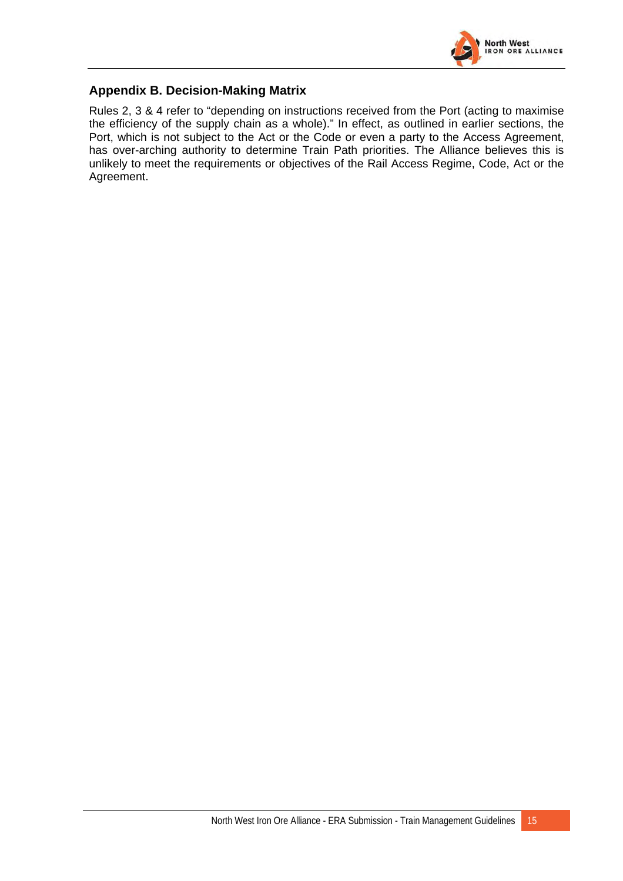## Appendix B. Decision-Making Matrix

Rules 2, 3 & 4 refer to "depending on instructions received from the Port (acting to maximise the efficiency of the supply chain as a whole)." In effect, as outlined in earlier sections, the Port, which is not subject to the Act or the Code or even a party to the Access Agreement, has over-arching authority to determine Train Path priorities. The Alliance believes this is unlikely to meet the requirements or objectives of the Rail Access Regime, Code, Act or the Agreement.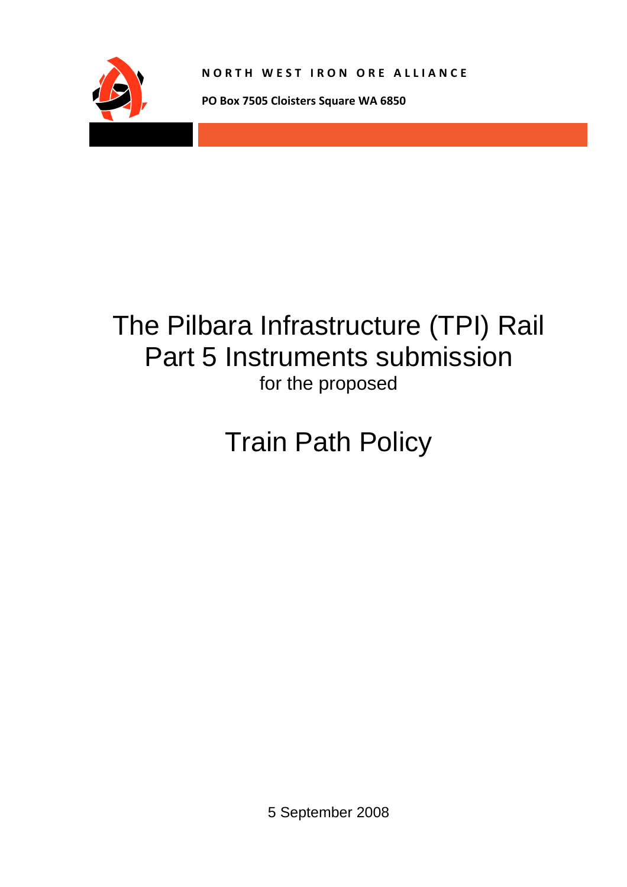NORTH WEST IRON ORE ALLIANCE

**PO Box 7505 Cloisters Square WA 6850**

# The Pilbara Infrastructure (TPI) Rail Part 5 Instruments submission

for the proposed

# Train Path Policy

5 September 2008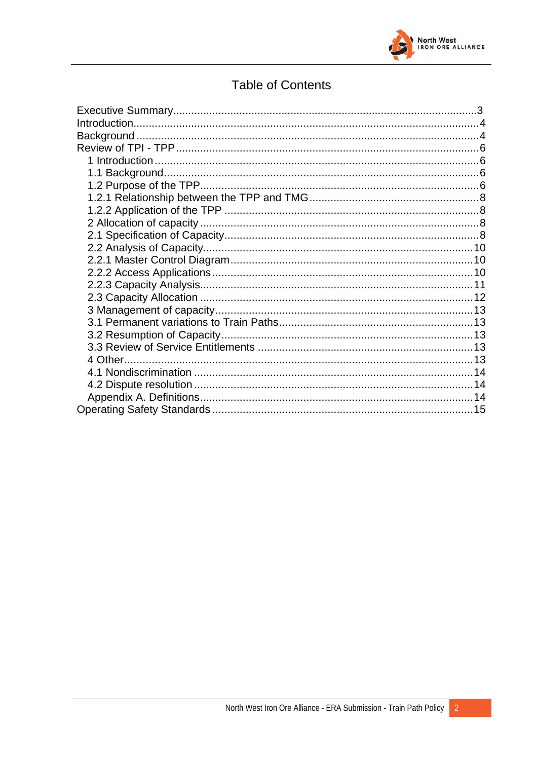# Table of Contents

- Executive Summary ... 3
- Introduction ... 4
- Background ... 4
- Review of TPI - TPP ... 6
  - 1 Introduction ... 6
  - 1.1 Background ... 6
  - 1.2 Purpose of the TPP ... 6
  - 1.2.1 Relationship between the TPP and TMG ... 8
  - 1.2.2 Application of the TPP ... 8
  - 2 Allocation of capacity ... 8
  - 2.1 Specification of Capacity ... 8
  - 2.2 Analysis of Capacity ... 10
  - 2.2.1 Master Control Diagram ... 10
  - 2.2.2 Access Applications ... 10
  - 2.2.3 Capacity Analysis ... 11
  - 2.3 Capacity Allocation ... 12
  - 3 Management of capacity ... 13
  - 3.1 Permanent variations to Train Paths ... 13
  - 3.2 Resumption of Capacity ... 13
  - 3.3 Review of Service Entitlements ... 13
  - 4 Other ... 13
  - 4.1 Nondiscrimination ... 14
  - 4.2 Dispute resolution ... 14
  - Appendix A. Definitions ... 14
- Operating Safety Standards ... 15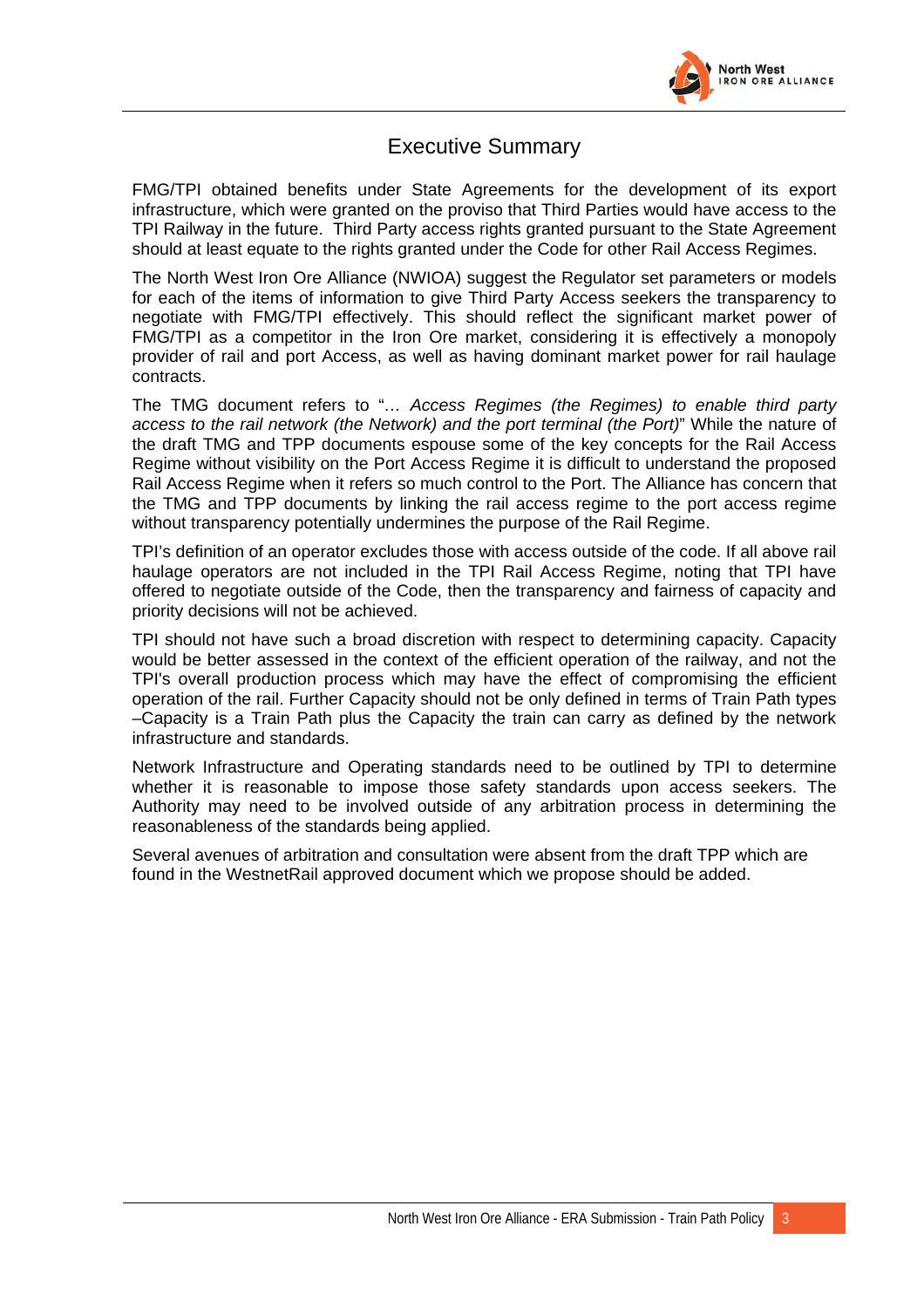# Executive Summary

FMG/TPI obtained benefits under State Agreements for the development of its export infrastructure, which were granted on the proviso that Third Parties would have access to the TPI Railway in the future. Third Party access rights granted pursuant to the State Agreement should at least equate to the rights granted under the Code for other Rail Access Regimes.

The North West Iron Ore Alliance (NWIOA) suggest the Regulator set parameters or models for each of the items of information to give Third Party Access seekers the transparency to negotiate with FMG/TPI effectively. This should reflect the significant market power of FMG/TPI as a competitor in the Iron Ore market, considering it is effectively a monopoly provider of rail and port Access, as well as having dominant market power for rail haulage contracts.

The TMG document refers to "*… Access Regimes (the Regimes) to enable third party access to the rail network (the Network) and the port terminal (the Port)*" While the nature of the draft TMG and TPP documents espouse some of the key concepts for the Rail Access Regime without visibility on the Port Access Regime it is difficult to understand the proposed Rail Access Regime when it refers so much control to the Port. The Alliance has concern that the TMG and TPP documents by linking the rail access regime to the port access regime without transparency potentially undermines the purpose of the Rail Regime.

TPI's definition of an operator excludes those with access outside of the code. If all above rail haulage operators are not included in the TPI Rail Access Regime, noting that TPI have offered to negotiate outside of the Code, then the transparency and fairness of capacity and priority decisions will not be achieved.

TPI should not have such a broad discretion with respect to determining capacity. Capacity would be better assessed in the context of the efficient operation of the railway, and not the TPI's overall production process which may have the effect of compromising the efficient operation of the rail. Further Capacity should not be only defined in terms of Train Path types –Capacity is a Train Path plus the Capacity the train can carry as defined by the network infrastructure and standards.

Network Infrastructure and Operating standards need to be outlined by TPI to determine whether it is reasonable to impose those safety standards upon access seekers. The Authority may need to be involved outside of any arbitration process in determining the reasonableness of the standards being applied.

Several avenues of arbitration and consultation were absent from the draft TPP which are found in the WestnetRail approved document which we propose should be added.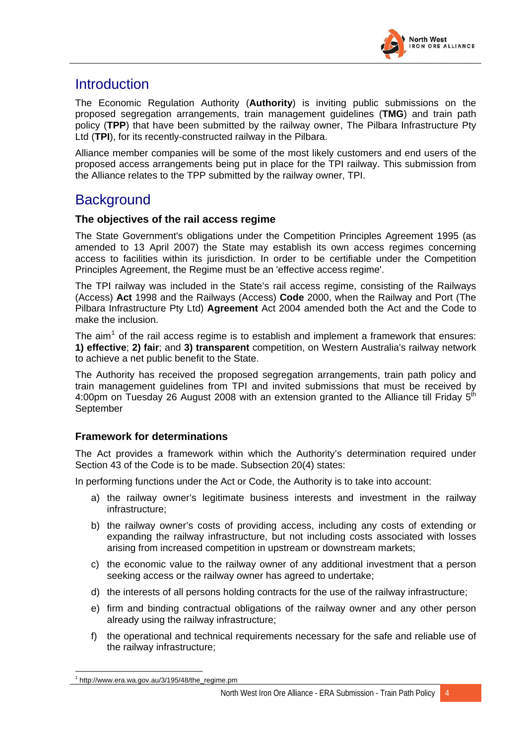# Introduction

The Economic Regulation Authority (**Authority**) is inviting public submissions on the proposed segregation arrangements, train management guidelines (**TMG**) and train path policy (**TPP**) that have been submitted by the railway owner, The Pilbara Infrastructure Pty Ltd (**TPI**), for its recently-constructed railway in the Pilbara.

Alliance member companies will be some of the most likely customers and end users of the proposed access arrangements being put in place for the TPI railway. This submission from the Alliance relates to the TPP submitted by the railway owner, TPI.

# Background

### The objectives of the rail access regime

The State Government's obligations under the Competition Principles Agreement 1995 (as amended to 13 April 2007) the State may establish its own access regimes concerning access to facilities within its jurisdiction. In order to be certifiable under the Competition Principles Agreement, the Regime must be an 'effective access regime'.

The TPI railway was included in the State's rail access regime, consisting of the Railways (Access) **Act** 1998 and the Railways (Access) **Code** 2000, when the Railway and Port (The Pilbara Infrastructure Pty Ltd) **Agreement** Act 2004 amended both the Act and the Code to make the inclusion.

The aim[1] of the rail access regime is to establish and implement a framework that ensures: **1) effective**; **2) fair**; and **3) transparent** competition, on Western Australia's railway network to achieve a net public benefit to the State.

The Authority has received the proposed segregation arrangements, train path policy and train management guidelines from TPI and invited submissions that must be received by 4:00pm on Tuesday 26 August 2008 with an extension granted to the Alliance till Friday 5th September

### Framework for determinations

The Act provides a framework within which the Authority's determination required under Section 43 of the Code is to be made. Subsection 20(4) states:

In performing functions under the Act or Code, the Authority is to take into account:

a) the railway owner's legitimate business interests and investment in the railway infrastructure;
b) the railway owner's costs of providing access, including any costs of extending or expanding the railway infrastructure, but not including costs associated with losses arising from increased competition in upstream or downstream markets;
c) the economic value to the railway owner of any additional investment that a person seeking access or the railway owner has agreed to undertake;
d) the interests of all persons holding contracts for the use of the railway infrastructure;
e) firm and binding contractual obligations of the railway owner and any other person already using the railway infrastructure;
f) the operational and technical requirements necessary for the safe and reliable use of the railway infrastructure;

[1] http://www.era.wa.gov.au/3/195/48/the_regime.pm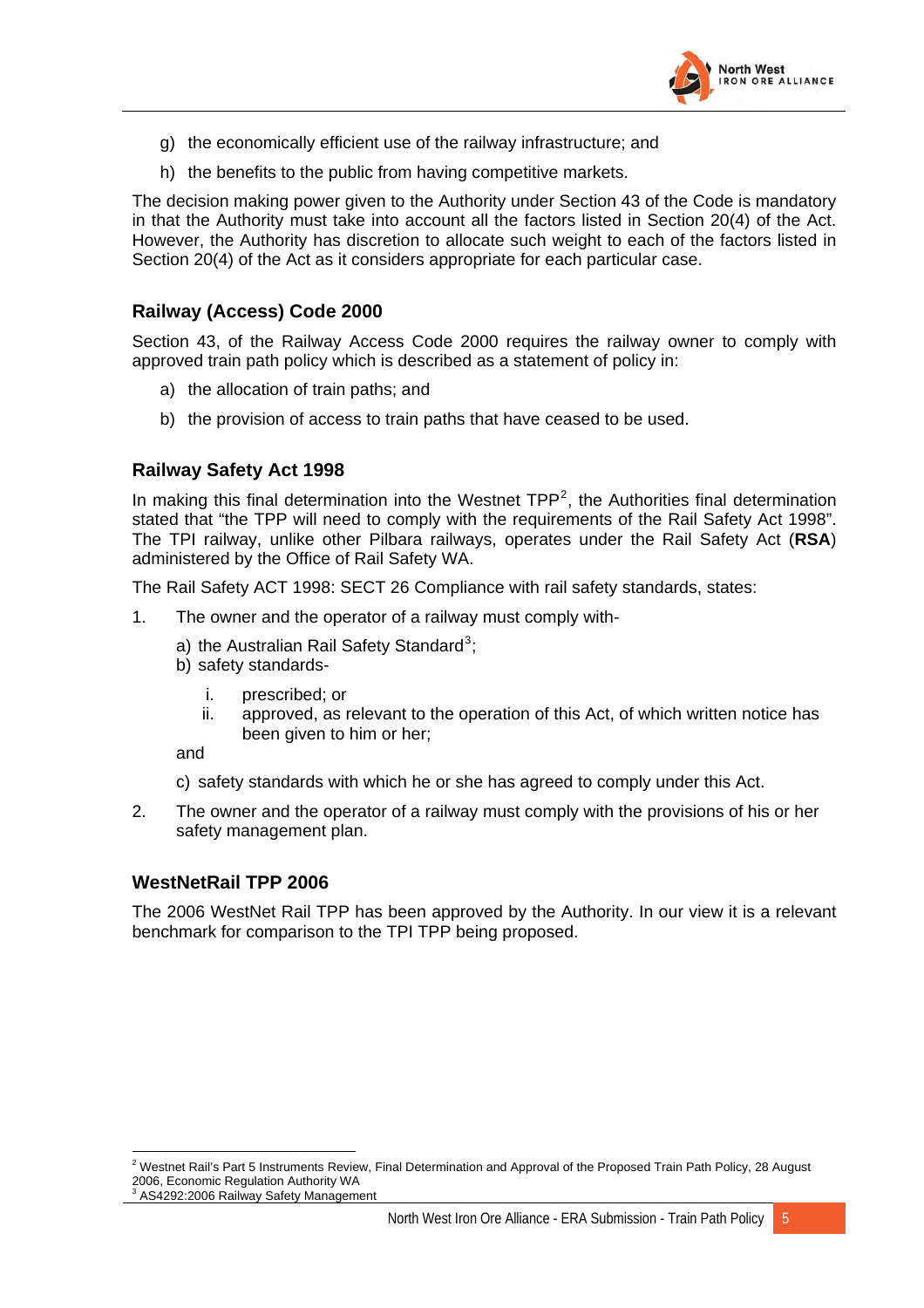g) the economically efficient use of the railway infrastructure; and

h) the benefits to the public from having competitive markets.

The decision making power given to the Authority under Section 43 of the Code is mandatory in that the Authority must take into account all the factors listed in Section 20(4) of the Act. However, the Authority has discretion to allocate such weight to each of the factors listed in Section 20(4) of the Act as it considers appropriate for each particular case.

### Railway (Access) Code 2000

Section 43, of the Railway Access Code 2000 requires the railway owner to comply with approved train path policy which is described as a statement of policy in:

a) the allocation of train paths; and

b) the provision of access to train paths that have ceased to be used.

### Railway Safety Act 1998

In making this final determination into the Westnet TPP[2], the Authorities final determination stated that "the TPP will need to comply with the requirements of the Rail Safety Act 1998". The TPI railway, unlike other Pilbara railways, operates under the Rail Safety Act (**RSA**) administered by the Office of Rail Safety WA.

The Rail Safety ACT 1998: SECT 26 Compliance with rail safety standards, states:

1. The owner and the operator of a railway must comply with-

   a) the Australian Rail Safety Standard[3];

   b) safety standards-

      i. prescribed; or

      ii. approved, as relevant to the operation of this Act, of which written notice has been given to him or her;

   and

   c) safety standards with which he or she has agreed to comply under this Act.

2. The owner and the operator of a railway must comply with the provisions of his or her safety management plan.

### WestNetRail TPP 2006

The 2006 WestNet Rail TPP has been approved by the Authority. In our view it is a relevant benchmark for comparison to the TPI TPP being proposed.

---

[2] Westnet Rail's Part 5 Instruments Review, Final Determination and Approval of the Proposed Train Path Policy, 28 August 2006, Economic Regulation Authority WA

[3] AS4292:2006 Railway Safety Management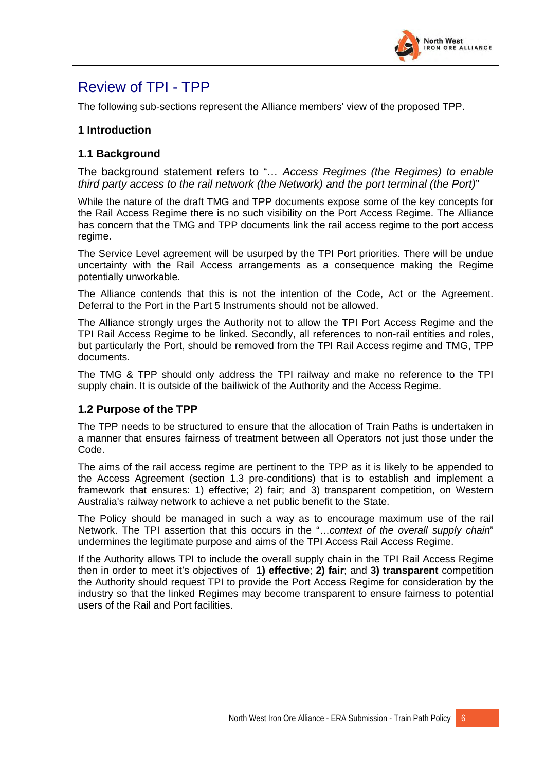# Review of TPI - TPP

The following sub-sections represent the Alliance members' view of the proposed TPP.

## 1 Introduction

### 1.1 Background

The background statement refers to "*… Access Regimes (the Regimes) to enable third party access to the rail network (the Network) and the port terminal (the Port)*"

While the nature of the draft TMG and TPP documents expose some of the key concepts for the Rail Access Regime there is no such visibility on the Port Access Regime. The Alliance has concern that the TMG and TPP documents link the rail access regime to the port access regime.

The Service Level agreement will be usurped by the TPI Port priorities. There will be undue uncertainty with the Rail Access arrangements as a consequence making the Regime potentially unworkable.

The Alliance contends that this is not the intention of the Code, Act or the Agreement. Deferral to the Port in the Part 5 Instruments should not be allowed.

The Alliance strongly urges the Authority not to allow the TPI Port Access Regime and the TPI Rail Access Regime to be linked. Secondly, all references to non-rail entities and roles, but particularly the Port, should be removed from the TPI Rail Access regime and TMG, TPP documents.

The TMG & TPP should only address the TPI railway and make no reference to the TPI supply chain. It is outside of the bailiwick of the Authority and the Access Regime.

### 1.2 Purpose of the TPP

The TPP needs to be structured to ensure that the allocation of Train Paths is undertaken in a manner that ensures fairness of treatment between all Operators not just those under the Code.

The aims of the rail access regime are pertinent to the TPP as it is likely to be appended to the Access Agreement (section 1.3 pre-conditions) that is to establish and implement a framework that ensures: 1) effective; 2) fair; and 3) transparent competition, on Western Australia's railway network to achieve a net public benefit to the State.

The Policy should be managed in such a way as to encourage maximum use of the rail Network. The TPI assertion that this occurs in the "…*context of the overall supply chain*" undermines the legitimate purpose and aims of the TPI Access Rail Access Regime.

If the Authority allows TPI to include the overall supply chain in the TPI Rail Access Regime then in order to meet it's objectives of **1) effective**; **2) fair**; and **3) transparent** competition the Authority should request TPI to provide the Port Access Regime for consideration by the industry so that the linked Regimes may become transparent to ensure fairness to potential users of the Rail and Port facilities.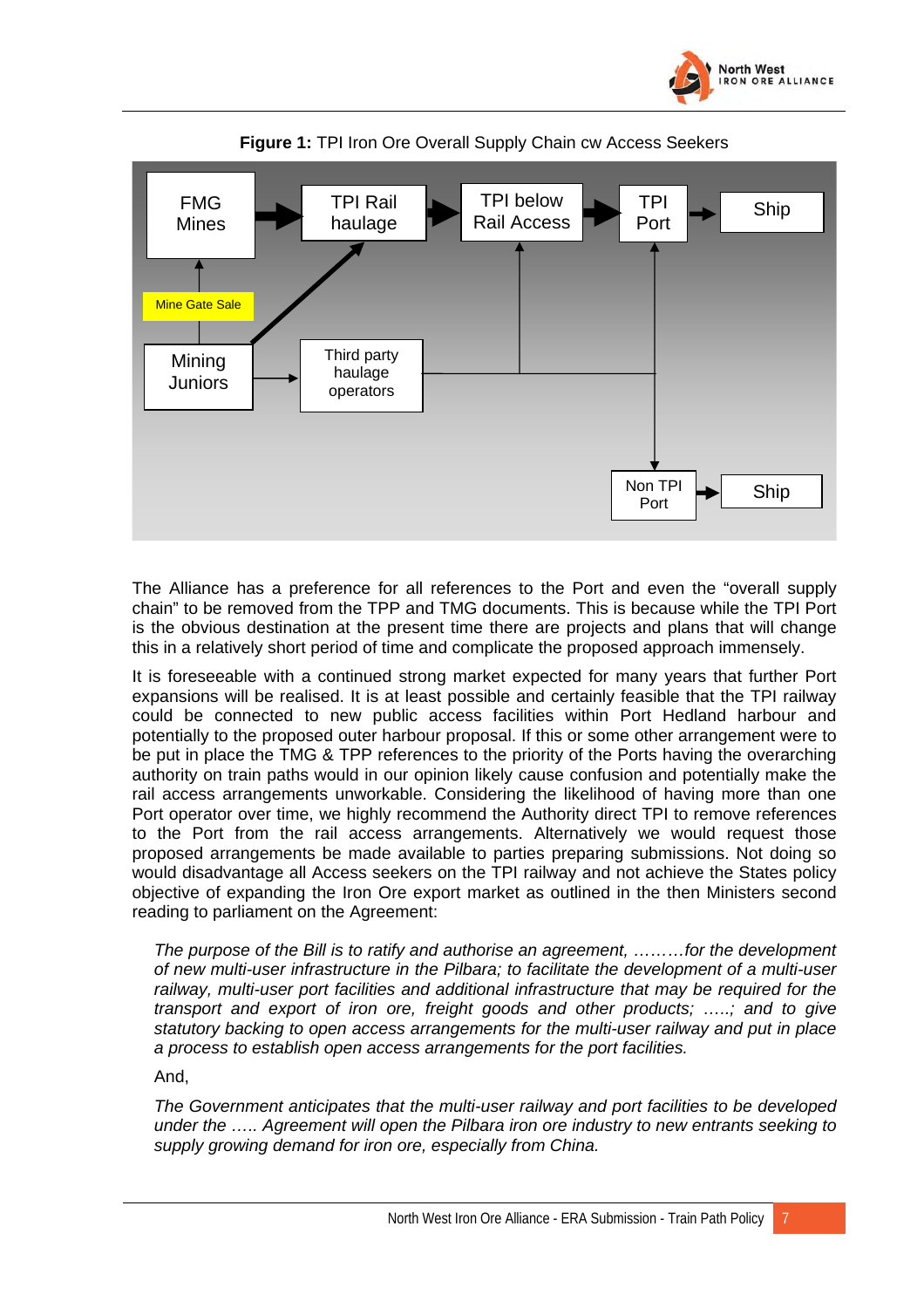**Figure 1:** TPI Iron Ore Overall Supply Chain cw Access Seekers

The Alliance has a preference for all references to the Port and even the "overall supply chain" to be removed from the TPP and TMG documents. This is because while the TPI Port is the obvious destination at the present time there are projects and plans that will change this in a relatively short period of time and complicate the proposed approach immensely.

It is foreseeable with a continued strong market expected for many years that further Port expansions will be realised. It is at least possible and certainly feasible that the TPI railway could be connected to new public access facilities within Port Hedland harbour and potentially to the proposed outer harbour proposal. If this or some other arrangement were to be put in place the TMG & TPP references to the priority of the Ports having the overarching authority on train paths would in our opinion likely cause confusion and potentially make the rail access arrangements unworkable. Considering the likelihood of having more than one Port operator over time, we highly recommend the Authority direct TPI to remove references to the Port from the rail access arrangements. Alternatively we would request those proposed arrangements be made available to parties preparing submissions. Not doing so would disadvantage all Access seekers on the TPI railway and not achieve the States policy objective of expanding the Iron Ore export market as outlined in the then Ministers second reading to parliament on the Agreement:

> *The purpose of the Bill is to ratify and authorise an agreement, ………for the development of new multi-user infrastructure in the Pilbara; to facilitate the development of a multi-user railway, multi-user port facilities and additional infrastructure that may be required for the transport and export of iron ore, freight goods and other products; …..; and to give statutory backing to open access arrangements for the multi-user railway and put in place a process to establish open access arrangements for the port facilities.*
>
> And,
>
> *The Government anticipates that the multi-user railway and port facilities to be developed under the ….. Agreement will open the Pilbara iron ore industry to new entrants seeking to supply growing demand for iron ore, especially from China.*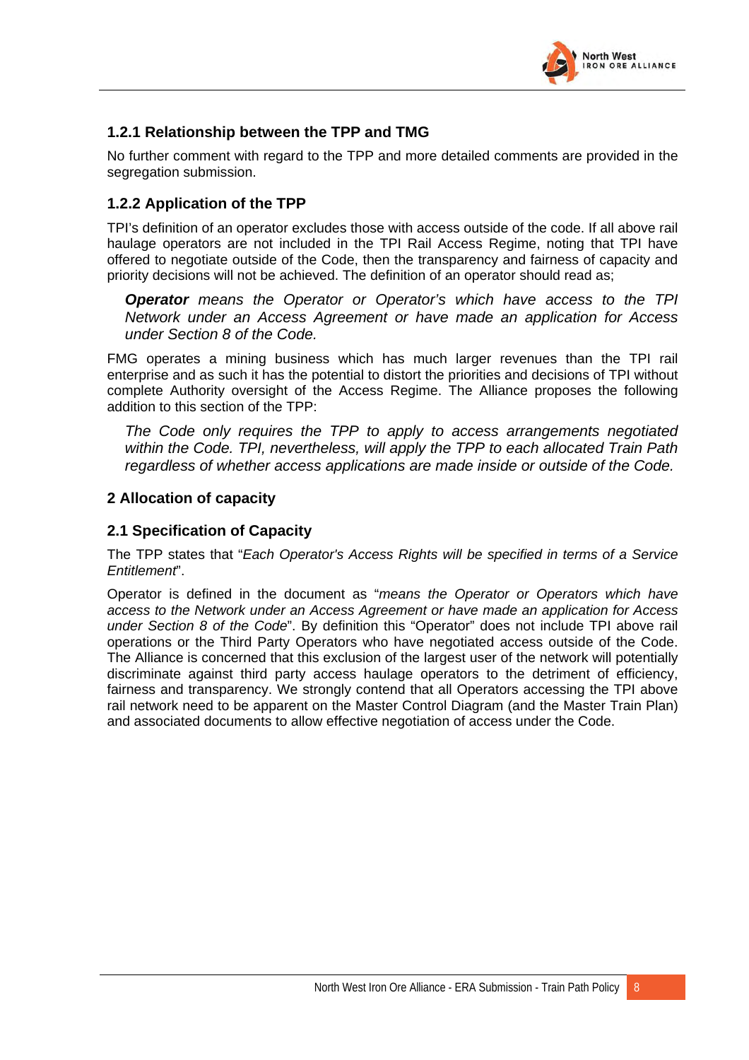### 1.2.1 Relationship between the TPP and TMG

No further comment with regard to the TPP and more detailed comments are provided in the segregation submission.

### 1.2.2 Application of the TPP

TPI's definition of an operator excludes those with access outside of the code. If all above rail haulage operators are not included in the TPI Rail Access Regime, noting that TPI have offered to negotiate outside of the Code, then the transparency and fairness of capacity and priority decisions will not be achieved. The definition of an operator should read as;

> ***Operator*** *means the Operator or Operator's which have access to the TPI Network under an Access Agreement or have made an application for Access under Section 8 of the Code.*

FMG operates a mining business which has much larger revenues than the TPI rail enterprise and as such it has the potential to distort the priorities and decisions of TPI without complete Authority oversight of the Access Regime. The Alliance proposes the following addition to this section of the TPP:

> *The Code only requires the TPP to apply to access arrangements negotiated within the Code. TPI, nevertheless, will apply the TPP to each allocated Train Path regardless of whether access applications are made inside or outside of the Code.*

## 2 Allocation of capacity

### 2.1 Specification of Capacity

The TPP states that "*Each Operator's Access Rights will be specified in terms of a Service Entitlement*".

Operator is defined in the document as "*means the Operator or Operators which have access to the Network under an Access Agreement or have made an application for Access under Section 8 of the Code*". By definition this "Operator" does not include TPI above rail operations or the Third Party Operators who have negotiated access outside of the Code. The Alliance is concerned that this exclusion of the largest user of the network will potentially discriminate against third party access haulage operators to the detriment of efficiency, fairness and transparency. We strongly contend that all Operators accessing the TPI above rail network need to be apparent on the Master Control Diagram (and the Master Train Plan) and associated documents to allow effective negotiation of access under the Code.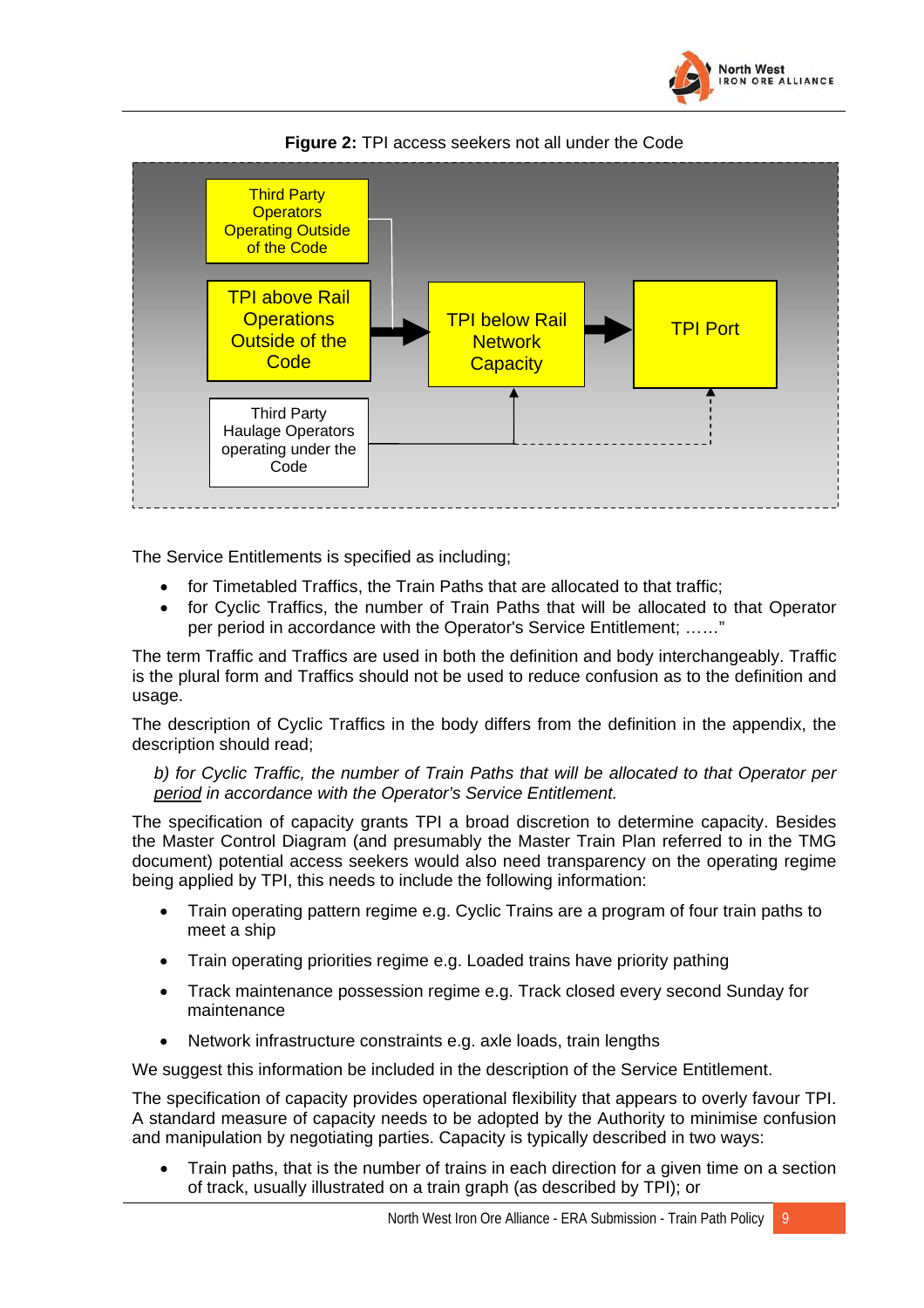**Figure 2:** TPI access seekers not all under the Code

Third Party Operators Operating Outside of the Code

TPI above Rail Operations Outside of the Code

TPI below Rail Network Capacity

TPI Port

Third Party Haulage Operators operating under the Code

The Service Entitlements is specified as including;

- for Timetabled Traffics, the Train Paths that are allocated to that traffic;
- for Cyclic Traffics, the number of Train Paths that will be allocated to that Operator per period in accordance with the Operator's Service Entitlement; ……"

The term Traffic and Traffics are used in both the definition and body interchangeably. Traffic is the plural form and Traffics should not be used to reduce confusion as to the definition and usage.

The description of Cyclic Traffics in the body differs from the definition in the appendix, the description should read;

> *b) for Cyclic Traffic, the number of Train Paths that will be allocated to that Operator per <u>period</u> in accordance with the Operator's Service Entitlement.*

The specification of capacity grants TPI a broad discretion to determine capacity. Besides the Master Control Diagram (and presumably the Master Train Plan referred to in the TMG document) potential access seekers would also need transparency on the operating regime being applied by TPI, this needs to include the following information:

- Train operating pattern regime e.g. Cyclic Trains are a program of four train paths to meet a ship
- Train operating priorities regime e.g. Loaded trains have priority pathing
- Track maintenance possession regime e.g. Track closed every second Sunday for maintenance
- Network infrastructure constraints e.g. axle loads, train lengths

We suggest this information be included in the description of the Service Entitlement.

The specification of capacity provides operational flexibility that appears to overly favour TPI. A standard measure of capacity needs to be adopted by the Authority to minimise confusion and manipulation by negotiating parties. Capacity is typically described in two ways:

- Train paths, that is the number of trains in each direction for a given time on a section of track, usually illustrated on a train graph (as described by TPI); or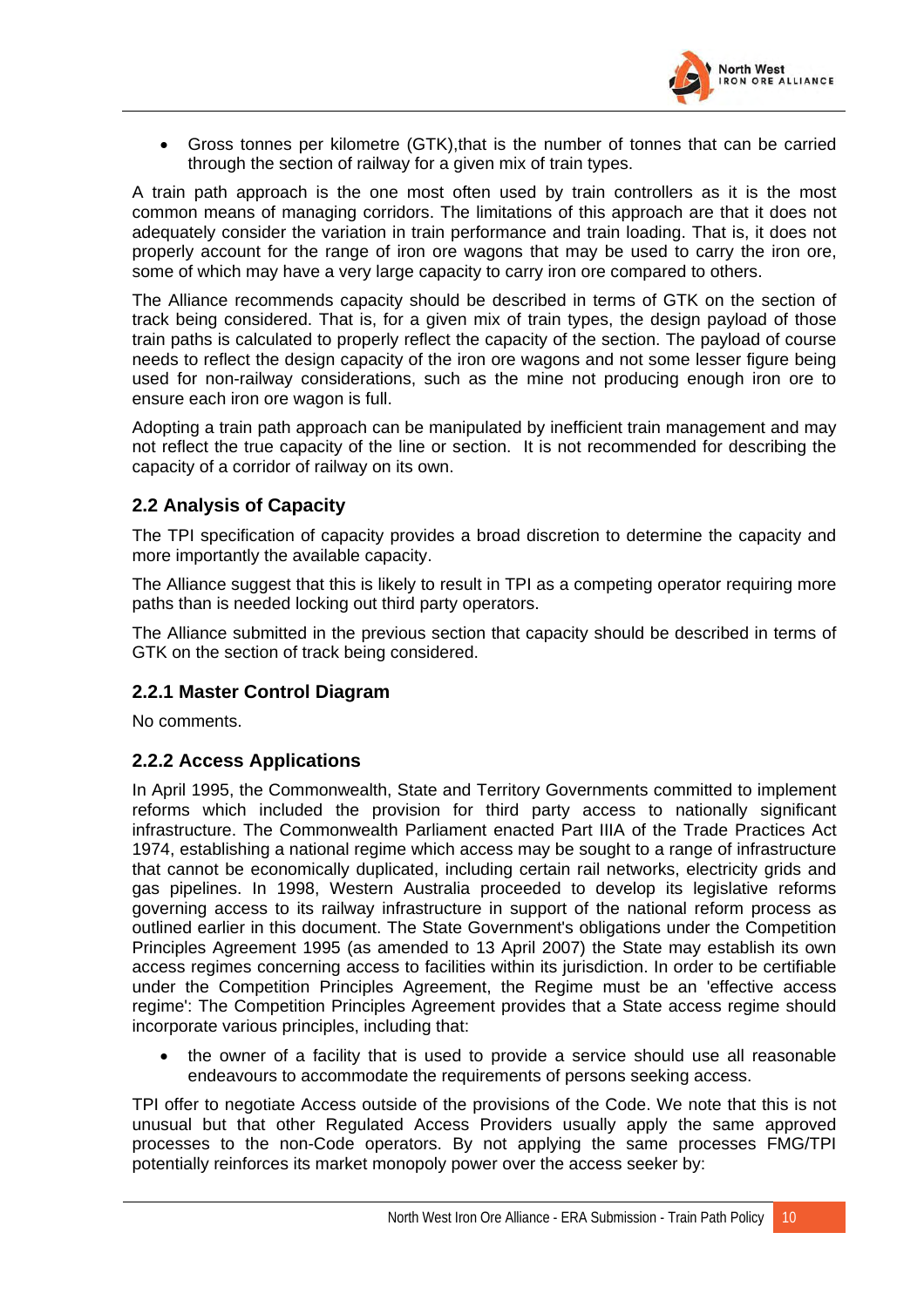- Gross tonnes per kilometre (GTK),that is the number of tonnes that can be carried through the section of railway for a given mix of train types.

A train path approach is the one most often used by train controllers as it is the most common means of managing corridors. The limitations of this approach are that it does not adequately consider the variation in train performance and train loading. That is, it does not properly account for the range of iron ore wagons that may be used to carry the iron ore, some of which may have a very large capacity to carry iron ore compared to others.

The Alliance recommends capacity should be described in terms of GTK on the section of track being considered. That is, for a given mix of train types, the design payload of those train paths is calculated to properly reflect the capacity of the section. The payload of course needs to reflect the design capacity of the iron ore wagons and not some lesser figure being used for non-railway considerations, such as the mine not producing enough iron ore to ensure each iron ore wagon is full.

Adopting a train path approach can be manipulated by inefficient train management and may not reflect the true capacity of the line or section. It is not recommended for describing the capacity of a corridor of railway on its own.

## 2.2 Analysis of Capacity

The TPI specification of capacity provides a broad discretion to determine the capacity and more importantly the available capacity.

The Alliance suggest that this is likely to result in TPI as a competing operator requiring more paths than is needed locking out third party operators.

The Alliance submitted in the previous section that capacity should be described in terms of GTK on the section of track being considered.

### 2.2.1 Master Control Diagram

No comments.

### 2.2.2 Access Applications

In April 1995, the Commonwealth, State and Territory Governments committed to implement reforms which included the provision for third party access to nationally significant infrastructure. The Commonwealth Parliament enacted Part IIIA of the Trade Practices Act 1974, establishing a national regime which access may be sought to a range of infrastructure that cannot be economically duplicated, including certain rail networks, electricity grids and gas pipelines. In 1998, Western Australia proceeded to develop its legislative reforms governing access to its railway infrastructure in support of the national reform process as outlined earlier in this document. The State Government's obligations under the Competition Principles Agreement 1995 (as amended to 13 April 2007) the State may establish its own access regimes concerning access to facilities within its jurisdiction. In order to be certifiable under the Competition Principles Agreement, the Regime must be an 'effective access regime': The Competition Principles Agreement provides that a State access regime should incorporate various principles, including that:

- the owner of a facility that is used to provide a service should use all reasonable endeavours to accommodate the requirements of persons seeking access.

TPI offer to negotiate Access outside of the provisions of the Code. We note that this is not unusual but that other Regulated Access Providers usually apply the same approved processes to the non-Code operators. By not applying the same processes FMG/TPI potentially reinforces its market monopoly power over the access seeker by: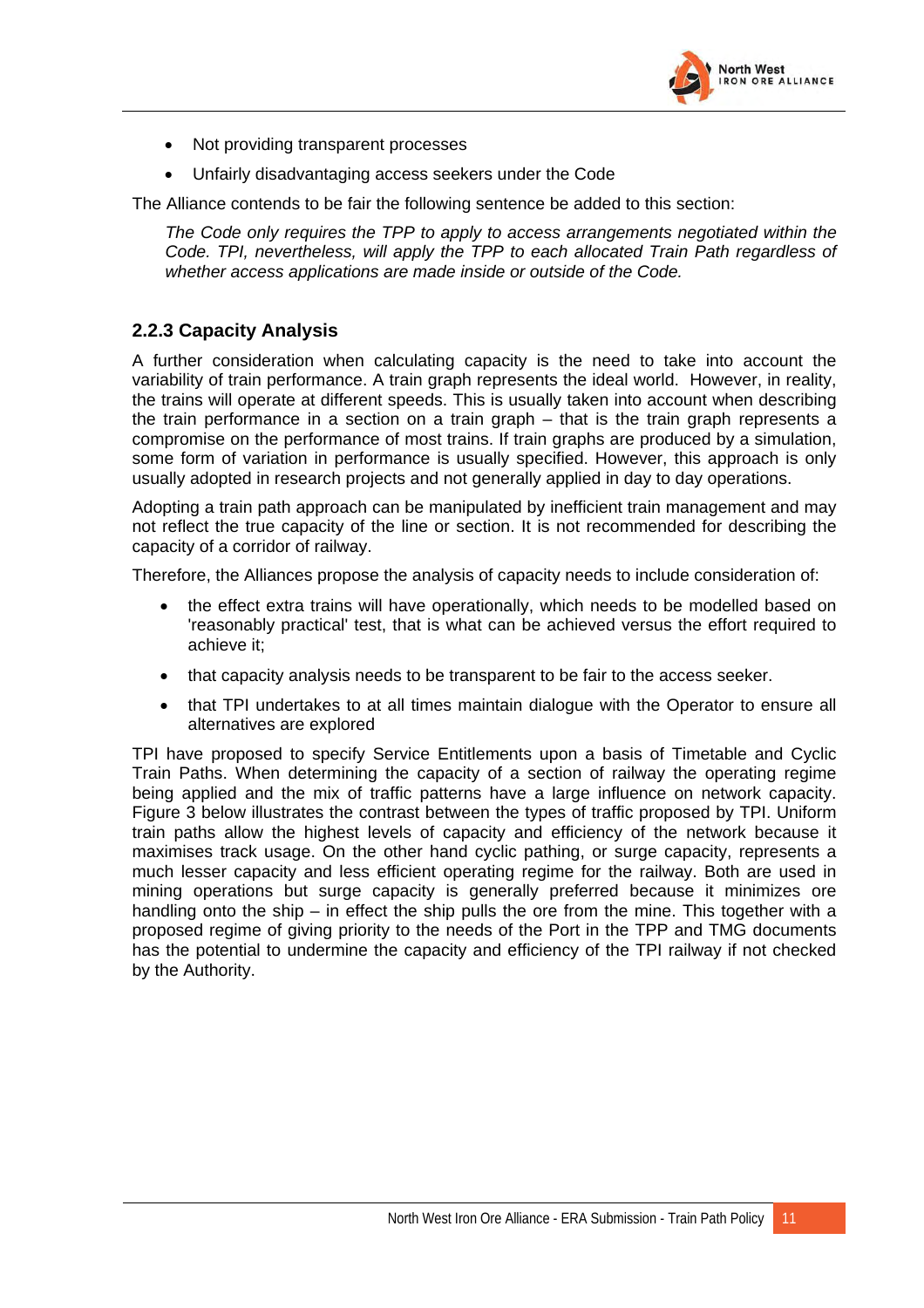- Not providing transparent processes
- Unfairly disadvantaging access seekers under the Code

The Alliance contends to be fair the following sentence be added to this section:

> *The Code only requires the TPP to apply to access arrangements negotiated within the Code. TPI, nevertheless, will apply the TPP to each allocated Train Path regardless of whether access applications are made inside or outside of the Code.*

### 2.2.3 Capacity Analysis

A further consideration when calculating capacity is the need to take into account the variability of train performance. A train graph represents the ideal world. However, in reality, the trains will operate at different speeds. This is usually taken into account when describing the train performance in a section on a train graph – that is the train graph represents a compromise on the performance of most trains. If train graphs are produced by a simulation, some form of variation in performance is usually specified. However, this approach is only usually adopted in research projects and not generally applied in day to day operations.

Adopting a train path approach can be manipulated by inefficient train management and may not reflect the true capacity of the line or section. It is not recommended for describing the capacity of a corridor of railway.

Therefore, the Alliances propose the analysis of capacity needs to include consideration of:

- the effect extra trains will have operationally, which needs to be modelled based on 'reasonably practical' test, that is what can be achieved versus the effort required to achieve it;
- that capacity analysis needs to be transparent to be fair to the access seeker.
- that TPI undertakes to at all times maintain dialogue with the Operator to ensure all alternatives are explored

TPI have proposed to specify Service Entitlements upon a basis of Timetable and Cyclic Train Paths. When determining the capacity of a section of railway the operating regime being applied and the mix of traffic patterns have a large influence on network capacity. Figure 3 below illustrates the contrast between the types of traffic proposed by TPI. Uniform train paths allow the highest levels of capacity and efficiency of the network because it maximises track usage. On the other hand cyclic pathing, or surge capacity, represents a much lesser capacity and less efficient operating regime for the railway. Both are used in mining operations but surge capacity is generally preferred because it minimizes ore handling onto the ship – in effect the ship pulls the ore from the mine. This together with a proposed regime of giving priority to the needs of the Port in the TPP and TMG documents has the potential to undermine the capacity and efficiency of the TPI railway if not checked by the Authority.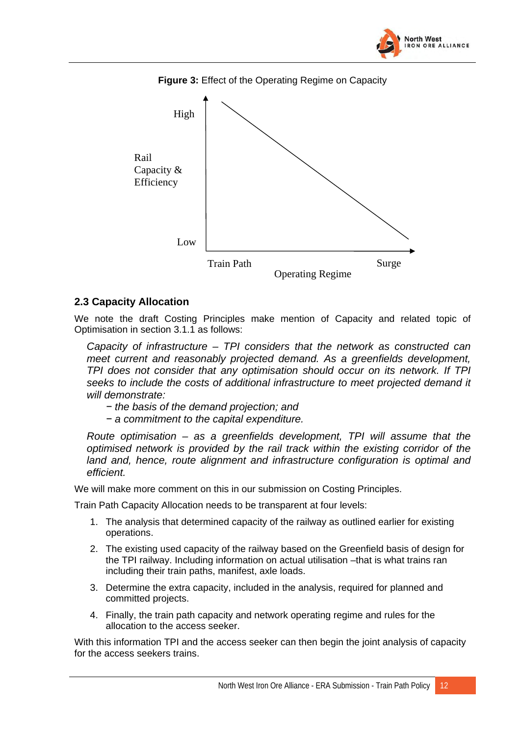**Figure 3:** Effect of the Operating Regime on Capacity

High

Rail Capacity & Efficiency

Low

Train Path

Surge

Operating Regime

## 2.3 Capacity Allocation

We note the draft Costing Principles make mention of Capacity and related topic of Optimisation in section 3.1.1 as follows:

> *Capacity of infrastructure – TPI considers that the network as constructed can meet current and reasonably projected demand. As a greenfields development, TPI does not consider that any optimisation should occur on its network. If TPI seeks to include the costs of additional infrastructure to meet projected demand it will demonstrate:*
>
> *− the basis of the demand projection; and*
>
> *− a commitment to the capital expenditure.*
>
> *Route optimisation – as a greenfields development, TPI will assume that the optimised network is provided by the rail track within the existing corridor of the land and, hence, route alignment and infrastructure configuration is optimal and efficient.*

We will make more comment on this in our submission on Costing Principles.

Train Path Capacity Allocation needs to be transparent at four levels:

1. The analysis that determined capacity of the railway as outlined earlier for existing operations.
2. The existing used capacity of the railway based on the Greenfield basis of design for the TPI railway. Including information on actual utilisation –that is what trains ran including their train paths, manifest, axle loads.
3. Determine the extra capacity, included in the analysis, required for planned and committed projects.
4. Finally, the train path capacity and network operating regime and rules for the allocation to the access seeker.

With this information TPI and the access seeker can then begin the joint analysis of capacity for the access seekers trains.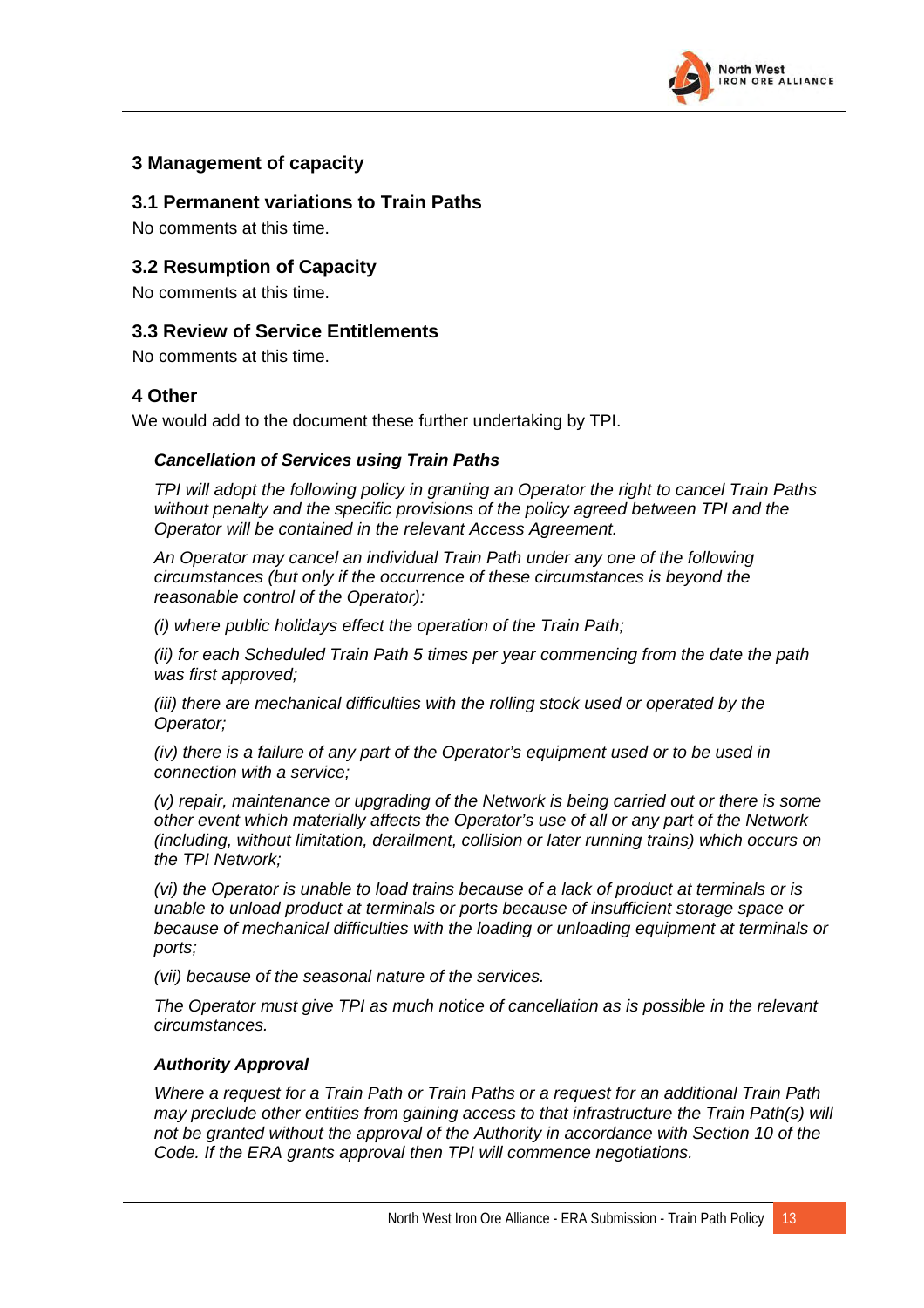## 3 Management of capacity

### 3.1 Permanent variations to Train Paths

No comments at this time.

### 3.2 Resumption of Capacity

No comments at this time.

### 3.3 Review of Service Entitlements

No comments at this time.

## 4 Other

We would add to the document these further undertaking by TPI.

***Cancellation of Services using Train Paths***

*TPI will adopt the following policy in granting an Operator the right to cancel Train Paths without penalty and the specific provisions of the policy agreed between TPI and the Operator will be contained in the relevant Access Agreement.*

*An Operator may cancel an individual Train Path under any one of the following circumstances (but only if the occurrence of these circumstances is beyond the reasonable control of the Operator):*

*(i) where public holidays effect the operation of the Train Path;*

*(ii) for each Scheduled Train Path 5 times per year commencing from the date the path was first approved;*

*(iii) there are mechanical difficulties with the rolling stock used or operated by the Operator;*

*(iv) there is a failure of any part of the Operator's equipment used or to be used in connection with a service;*

*(v) repair, maintenance or upgrading of the Network is being carried out or there is some other event which materially affects the Operator's use of all or any part of the Network (including, without limitation, derailment, collision or later running trains) which occurs on the TPI Network;*

*(vi) the Operator is unable to load trains because of a lack of product at terminals or is unable to unload product at terminals or ports because of insufficient storage space or because of mechanical difficulties with the loading or unloading equipment at terminals or ports;*

*(vii) because of the seasonal nature of the services.*

*The Operator must give TPI as much notice of cancellation as is possible in the relevant circumstances.*

***Authority Approval***

*Where a request for a Train Path or Train Paths or a request for an additional Train Path may preclude other entities from gaining access to that infrastructure the Train Path(s) will not be granted without the approval of the Authority in accordance with Section 10 of the Code. If the ERA grants approval then TPI will commence negotiations.*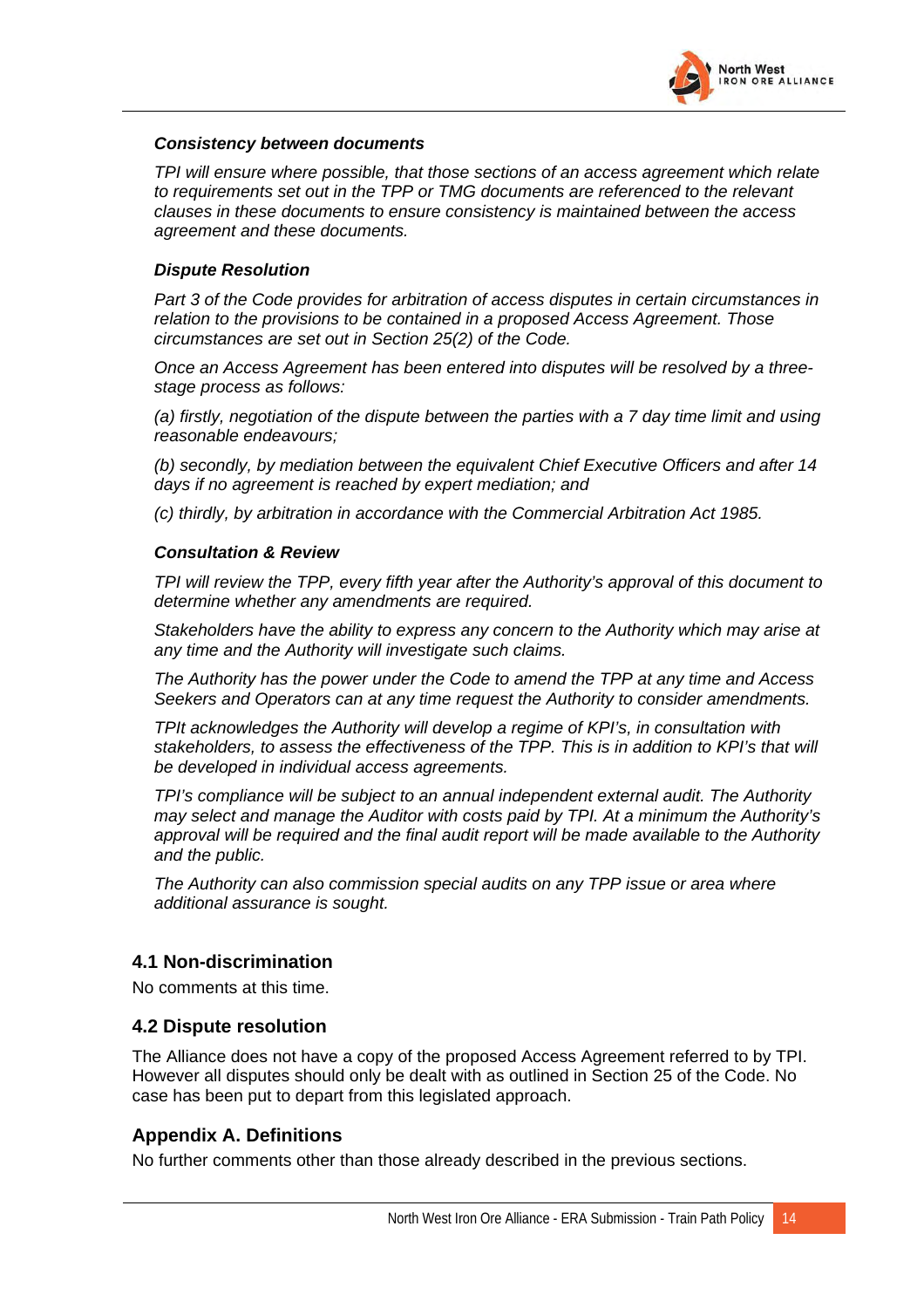***Consistency between documents***

*TPI will ensure where possible, that those sections of an access agreement which relate to requirements set out in the TPP or TMG documents are referenced to the relevant clauses in these documents to ensure consistency is maintained between the access agreement and these documents.*

***Dispute Resolution***

*Part 3 of the Code provides for arbitration of access disputes in certain circumstances in relation to the provisions to be contained in a proposed Access Agreement. Those circumstances are set out in Section 25(2) of the Code.*

*Once an Access Agreement has been entered into disputes will be resolved by a three-stage process as follows:*

*(a) firstly, negotiation of the dispute between the parties with a 7 day time limit and using reasonable endeavours;*

*(b) secondly, by mediation between the equivalent Chief Executive Officers and after 14 days if no agreement is reached by expert mediation; and*

*(c) thirdly, by arbitration in accordance with the Commercial Arbitration Act 1985.*

***Consultation & Review***

*TPI will review the TPP, every fifth year after the Authority's approval of this document to determine whether any amendments are required.*

*Stakeholders have the ability to express any concern to the Authority which may arise at any time and the Authority will investigate such claims.*

*The Authority has the power under the Code to amend the TPP at any time and Access Seekers and Operators can at any time request the Authority to consider amendments.*

*TPIt acknowledges the Authority will develop a regime of KPI's, in consultation with stakeholders, to assess the effectiveness of the TPP. This is in addition to KPI's that will be developed in individual access agreements.*

*TPI's compliance will be subject to an annual independent external audit. The Authority may select and manage the Auditor with costs paid by TPI. At a minimum the Authority's approval will be required and the final audit report will be made available to the Authority and the public.*

*The Authority can also commission special audits on any TPP issue or area where additional assurance is sought.*

### 4.1 Non-discrimination

No comments at this time.

### 4.2 Dispute resolution

The Alliance does not have a copy of the proposed Access Agreement referred to by TPI. However all disputes should only be dealt with as outlined in Section 25 of the Code. No case has been put to depart from this legislated approach.

### Appendix A. Definitions

No further comments other than those already described in the previous sections.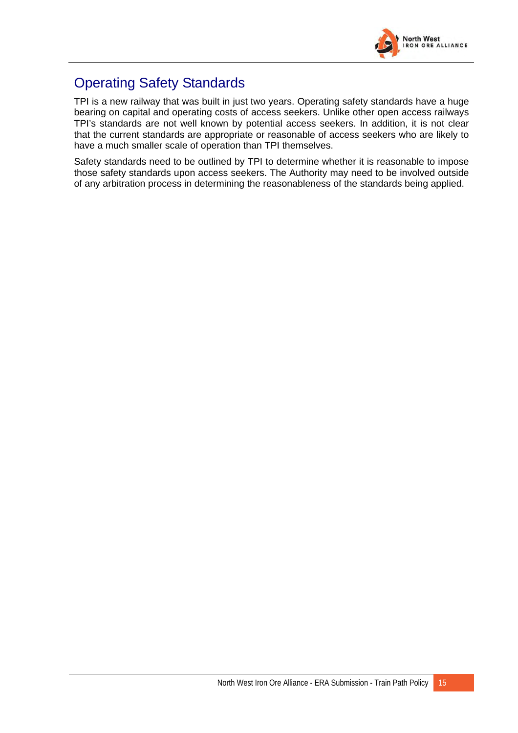## Operating Safety Standards

TPI is a new railway that was built in just two years. Operating safety standards have a huge bearing on capital and operating costs of access seekers. Unlike other open access railways TPI's standards are not well known by potential access seekers. In addition, it is not clear that the current standards are appropriate or reasonable of access seekers who are likely to have a much smaller scale of operation than TPI themselves.

Safety standards need to be outlined by TPI to determine whether it is reasonable to impose those safety standards upon access seekers. The Authority may need to be involved outside of any arbitration process in determining the reasonableness of the standards being applied.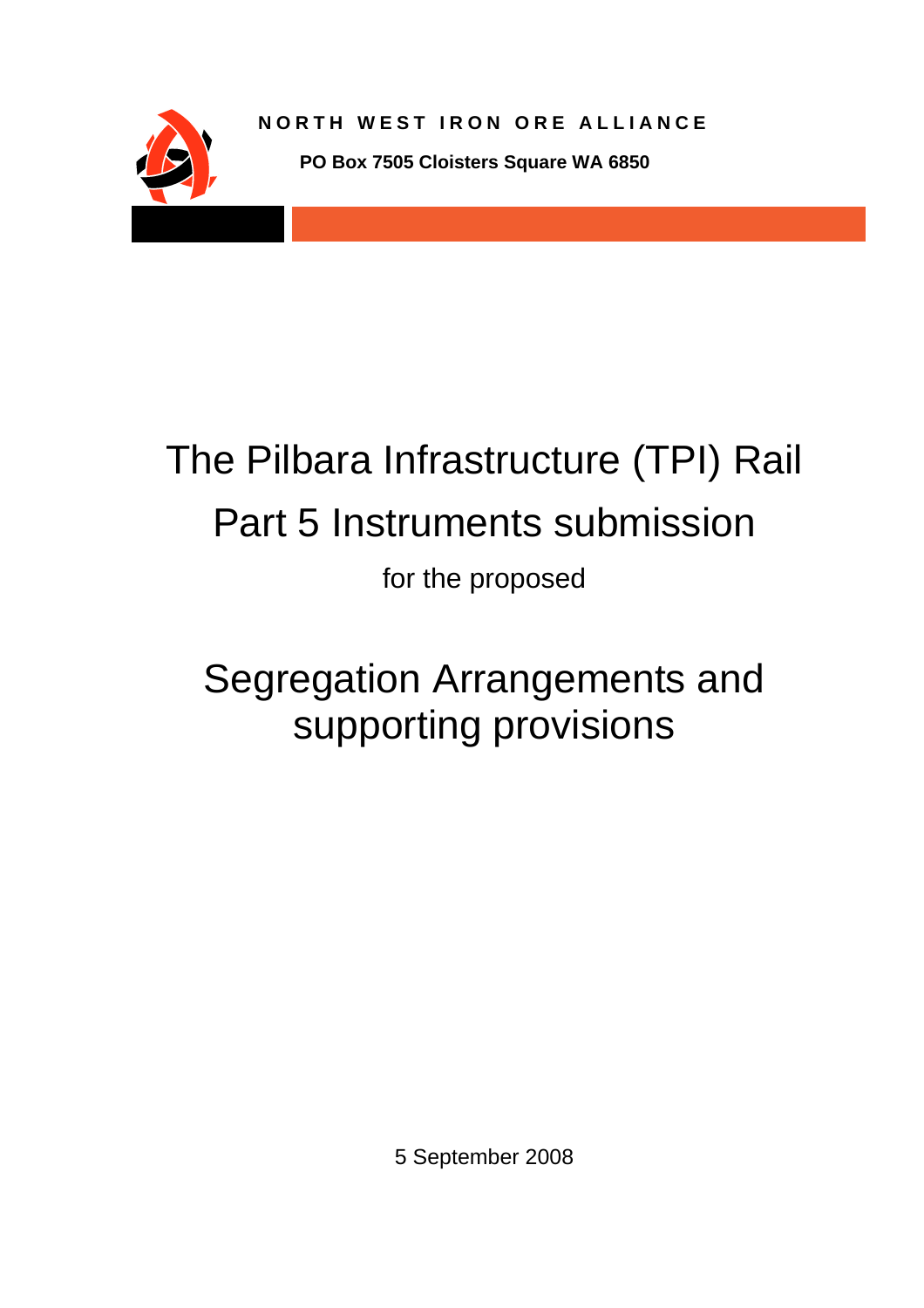NORTH WEST IRON ORE ALLIANCE

**PO Box 7505 Cloisters Square WA 6850**

# The Pilbara Infrastructure (TPI) Rail

# Part 5 Instruments submission

for the proposed

# Segregation Arrangements and supporting provisions

5 September 2008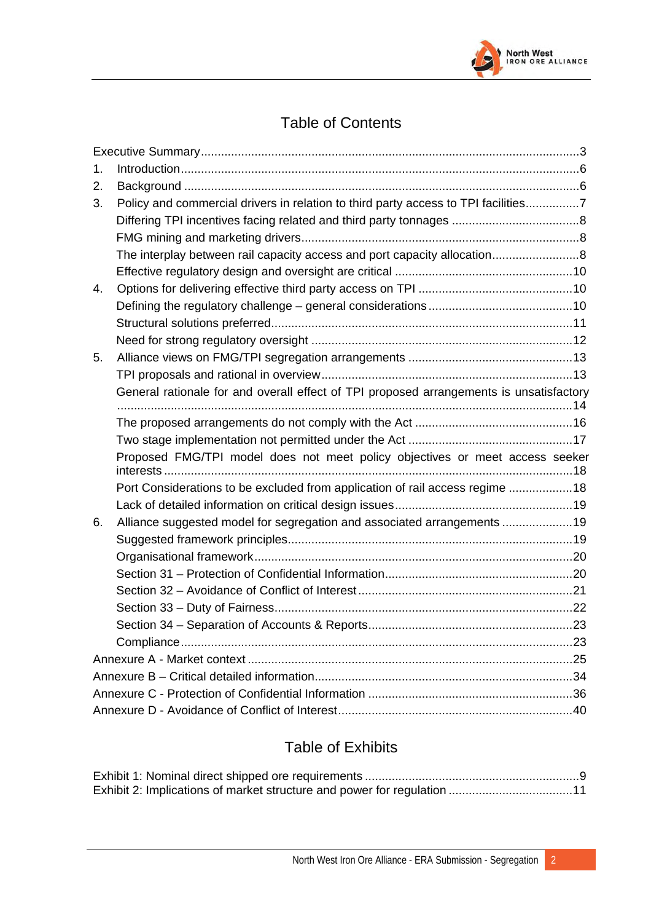# Table of Contents

Executive Summary........................................................................................................3

1. Introduction........................................................................................................6
2. Background .......................................................................................................6
3. Policy and commercial drivers in relation to third party access to TPI facilities................7
   - Differing TPI incentives facing related and third party tonnages ......................................8
   - FMG mining and marketing drivers...................................................................................8
   - The interplay between rail capacity access and port capacity allocation..........................8
   - Effective regulatory design and oversight are critical .....................................................10
4. Options for delivering effective third party access on TPI ..............................................10
   - Defining the regulatory challenge – general considerations...........................................10
   - Structural solutions preferred..........................................................................................11
   - Need for strong regulatory oversight ..............................................................................12
5. Alliance views on FMG/TPI segregation arrangements .................................................13
   - TPI proposals and rational in overview...........................................................................13
   - General rationale for and overall effect of TPI proposed arrangements is unsatisfactory ......................................................................................................................................14
   - The proposed arrangements do not comply with the Act ...............................................16
   - Two stage implementation not permitted under the Act .................................................17
   - Proposed FMG/TPI model does not meet policy objectives or meet access seeker interests .........................................................................................................................18
   - Port Considerations to be excluded from application of rail access regime ...................18
   - Lack of detailed information on critical design issues.....................................................19
6. Alliance suggested model for segregation and associated arrangements .....................19
   - Suggested framework principles.....................................................................................19
   - Organisational framework...............................................................................................20
   - Section 31 – Protection of Confidential Information........................................................20
   - Section 32 – Avoidance of Conflict of Interest.................................................................21
   - Section 33 – Duty of Fairness..........................................................................................22
   - Section 34 – Separation of Accounts & Reports.............................................................23
   - Compliance.....................................................................................................................23

Annexure A - Market context .................................................................................................25

Annexure B – Critical detailed information.............................................................................34

Annexure C - Protection of Confidential Information .............................................................36

Annexure D - Avoidance of Conflict of Interest......................................................................40

# Table of Exhibits

Exhibit 1: Nominal direct shipped ore requirements ................................................................9

Exhibit 2: Implications of market structure and power for regulation .....................................11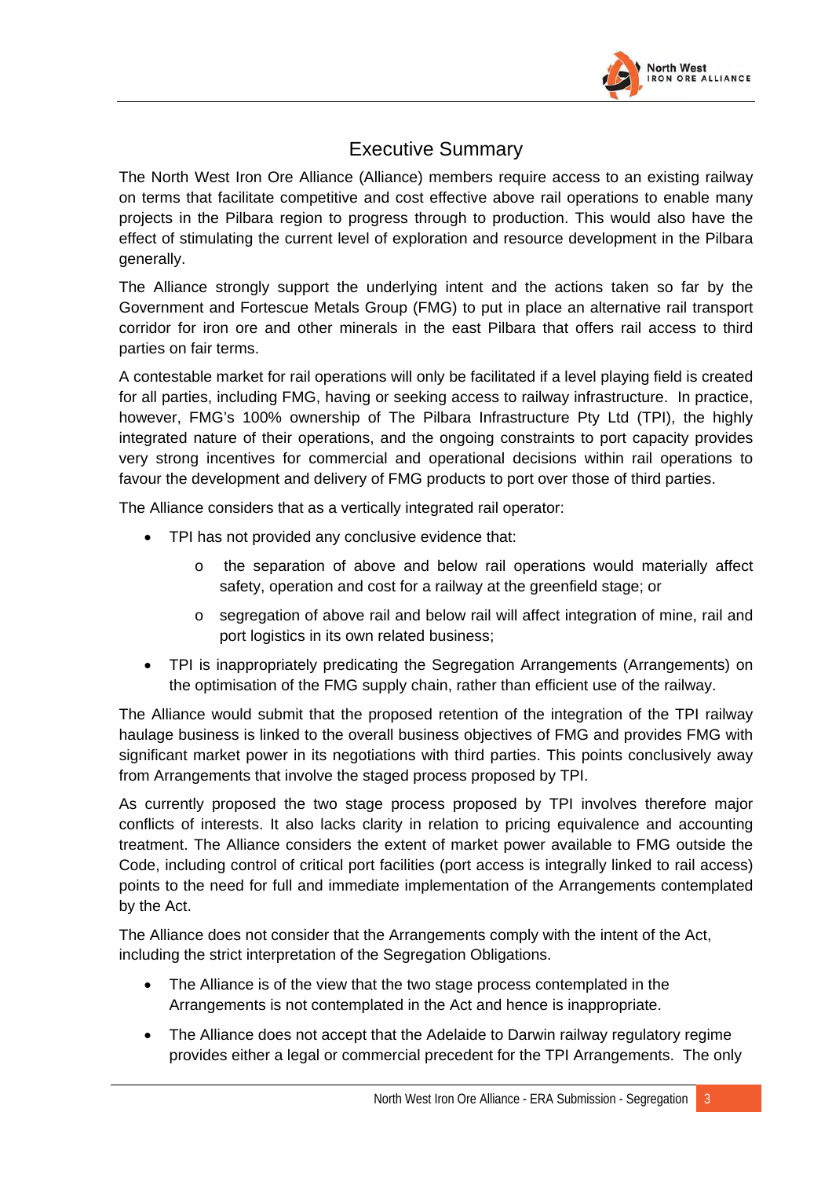# Executive Summary

The North West Iron Ore Alliance (Alliance) members require access to an existing railway on terms that facilitate competitive and cost effective above rail operations to enable many projects in the Pilbara region to progress through to production. This would also have the effect of stimulating the current level of exploration and resource development in the Pilbara generally.

The Alliance strongly support the underlying intent and the actions taken so far by the Government and Fortescue Metals Group (FMG) to put in place an alternative rail transport corridor for iron ore and other minerals in the east Pilbara that offers rail access to third parties on fair terms.

A contestable market for rail operations will only be facilitated if a level playing field is created for all parties, including FMG, having or seeking access to railway infrastructure. In practice, however, FMG's 100% ownership of The Pilbara Infrastructure Pty Ltd (TPI), the highly integrated nature of their operations, and the ongoing constraints to port capacity provides very strong incentives for commercial and operational decisions within rail operations to favour the development and delivery of FMG products to port over those of third parties.

The Alliance considers that as a vertically integrated rail operator:

- TPI has not provided any conclusive evidence that:
  - the separation of above and below rail operations would materially affect safety, operation and cost for a railway at the greenfield stage; or
  - segregation of above rail and below rail will affect integration of mine, rail and port logistics in its own related business;
- TPI is inappropriately predicating the Segregation Arrangements (Arrangements) on the optimisation of the FMG supply chain, rather than efficient use of the railway.

The Alliance would submit that the proposed retention of the integration of the TPI railway haulage business is linked to the overall business objectives of FMG and provides FMG with significant market power in its negotiations with third parties. This points conclusively away from Arrangements that involve the staged process proposed by TPI.

As currently proposed the two stage process proposed by TPI involves therefore major conflicts of interests. It also lacks clarity in relation to pricing equivalence and accounting treatment. The Alliance considers the extent of market power available to FMG outside the Code, including control of critical port facilities (port access is integrally linked to rail access) points to the need for full and immediate implementation of the Arrangements contemplated by the Act.

The Alliance does not consider that the Arrangements comply with the intent of the Act, including the strict interpretation of the Segregation Obligations.

- The Alliance is of the view that the two stage process contemplated in the Arrangements is not contemplated in the Act and hence is inappropriate.
- The Alliance does not accept that the Adelaide to Darwin railway regulatory regime provides either a legal or commercial precedent for the TPI Arrangements. The only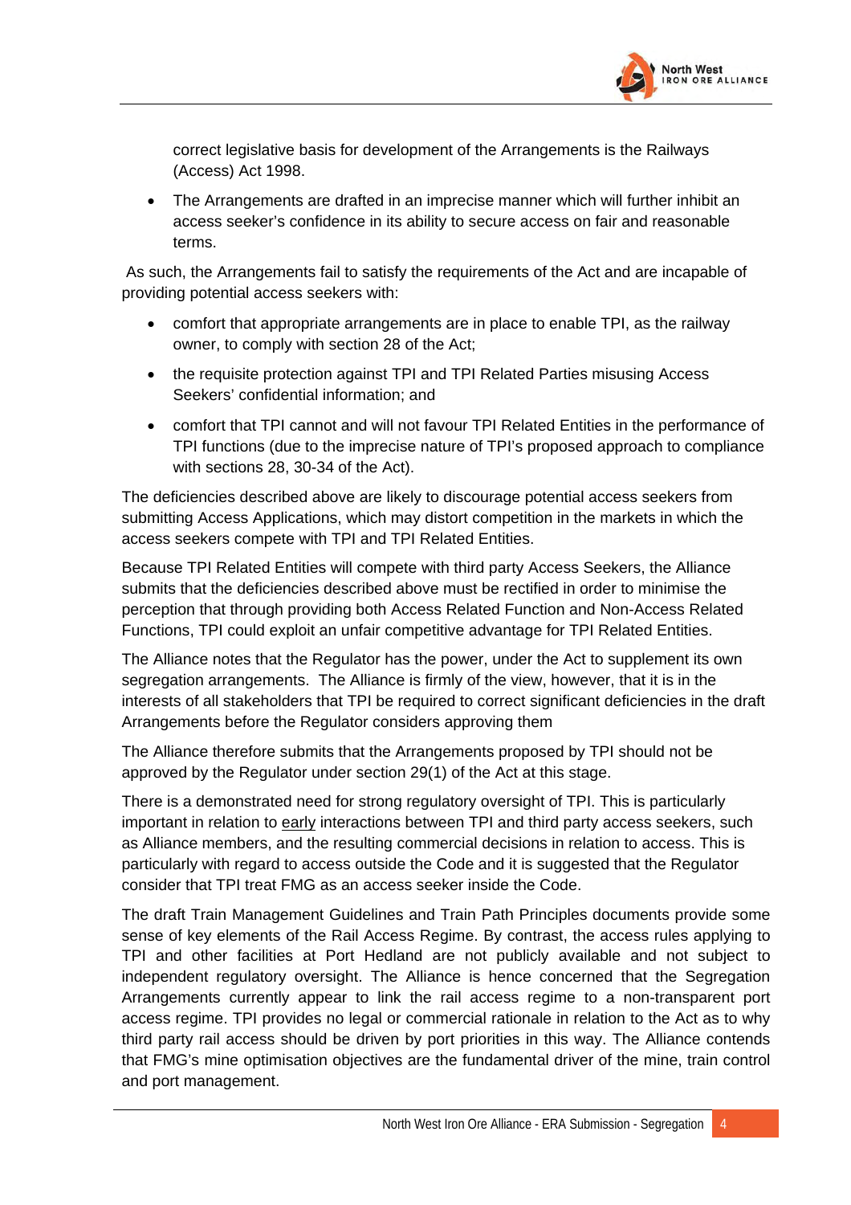correct legislative basis for development of the Arrangements is the Railways (Access) Act 1998.

- The Arrangements are drafted in an imprecise manner which will further inhibit an access seeker's confidence in its ability to secure access on fair and reasonable terms.

As such, the Arrangements fail to satisfy the requirements of the Act and are incapable of providing potential access seekers with:

- comfort that appropriate arrangements are in place to enable TPI, as the railway owner, to comply with section 28 of the Act;
- the requisite protection against TPI and TPI Related Parties misusing Access Seekers' confidential information; and
- comfort that TPI cannot and will not favour TPI Related Entities in the performance of TPI functions (due to the imprecise nature of TPI's proposed approach to compliance with sections 28, 30-34 of the Act).

The deficiencies described above are likely to discourage potential access seekers from submitting Access Applications, which may distort competition in the markets in which the access seekers compete with TPI and TPI Related Entities.

Because TPI Related Entities will compete with third party Access Seekers, the Alliance submits that the deficiencies described above must be rectified in order to minimise the perception that through providing both Access Related Function and Non-Access Related Functions, TPI could exploit an unfair competitive advantage for TPI Related Entities.

The Alliance notes that the Regulator has the power, under the Act to supplement its own segregation arrangements. The Alliance is firmly of the view, however, that it is in the interests of all stakeholders that TPI be required to correct significant deficiencies in the draft Arrangements before the Regulator considers approving them

The Alliance therefore submits that the Arrangements proposed by TPI should not be approved by the Regulator under section 29(1) of the Act at this stage.

There is a demonstrated need for strong regulatory oversight of TPI. This is particularly important in relation to early interactions between TPI and third party access seekers, such as Alliance members, and the resulting commercial decisions in relation to access. This is particularly with regard to access outside the Code and it is suggested that the Regulator consider that TPI treat FMG as an access seeker inside the Code.

The draft Train Management Guidelines and Train Path Principles documents provide some sense of key elements of the Rail Access Regime. By contrast, the access rules applying to TPI and other facilities at Port Hedland are not publicly available and not subject to independent regulatory oversight. The Alliance is hence concerned that the Segregation Arrangements currently appear to link the rail access regime to a non-transparent port access regime. TPI provides no legal or commercial rationale in relation to the Act as to why third party rail access should be driven by port priorities in this way. The Alliance contends that FMG's mine optimisation objectives are the fundamental driver of the mine, train control and port management.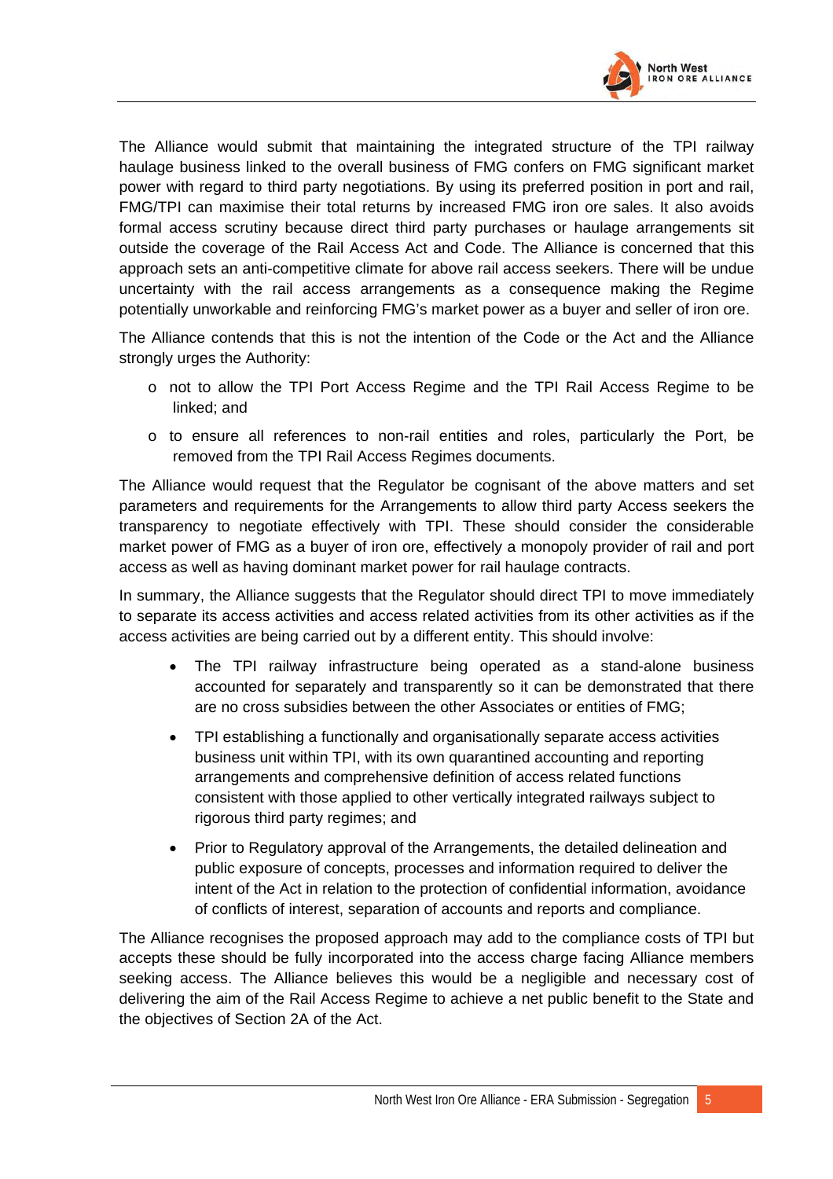The Alliance would submit that maintaining the integrated structure of the TPI railway haulage business linked to the overall business of FMG confers on FMG significant market power with regard to third party negotiations. By using its preferred position in port and rail, FMG/TPI can maximise their total returns by increased FMG iron ore sales. It also avoids formal access scrutiny because direct third party purchases or haulage arrangements sit outside the coverage of the Rail Access Act and Code. The Alliance is concerned that this approach sets an anti-competitive climate for above rail access seekers. There will be undue uncertainty with the rail access arrangements as a consequence making the Regime potentially unworkable and reinforcing FMG's market power as a buyer and seller of iron ore.

The Alliance contends that this is not the intention of the Code or the Act and the Alliance strongly urges the Authority:

- not to allow the TPI Port Access Regime and the TPI Rail Access Regime to be linked; and
- to ensure all references to non-rail entities and roles, particularly the Port, be removed from the TPI Rail Access Regimes documents.

The Alliance would request that the Regulator be cognisant of the above matters and set parameters and requirements for the Arrangements to allow third party Access seekers the transparency to negotiate effectively with TPI. These should consider the considerable market power of FMG as a buyer of iron ore, effectively a monopoly provider of rail and port access as well as having dominant market power for rail haulage contracts.

In summary, the Alliance suggests that the Regulator should direct TPI to move immediately to separate its access activities and access related activities from its other activities as if the access activities are being carried out by a different entity. This should involve:

- The TPI railway infrastructure being operated as a stand-alone business accounted for separately and transparently so it can be demonstrated that there are no cross subsidies between the other Associates or entities of FMG;
- TPI establishing a functionally and organisationally separate access activities business unit within TPI, with its own quarantined accounting and reporting arrangements and comprehensive definition of access related functions consistent with those applied to other vertically integrated railways subject to rigorous third party regimes; and
- Prior to Regulatory approval of the Arrangements, the detailed delineation and public exposure of concepts, processes and information required to deliver the intent of the Act in relation to the protection of confidential information, avoidance of conflicts of interest, separation of accounts and reports and compliance.

The Alliance recognises the proposed approach may add to the compliance costs of TPI but accepts these should be fully incorporated into the access charge facing Alliance members seeking access. The Alliance believes this would be a negligible and necessary cost of delivering the aim of the Rail Access Regime to achieve a net public benefit to the State and the objectives of Section 2A of the Act.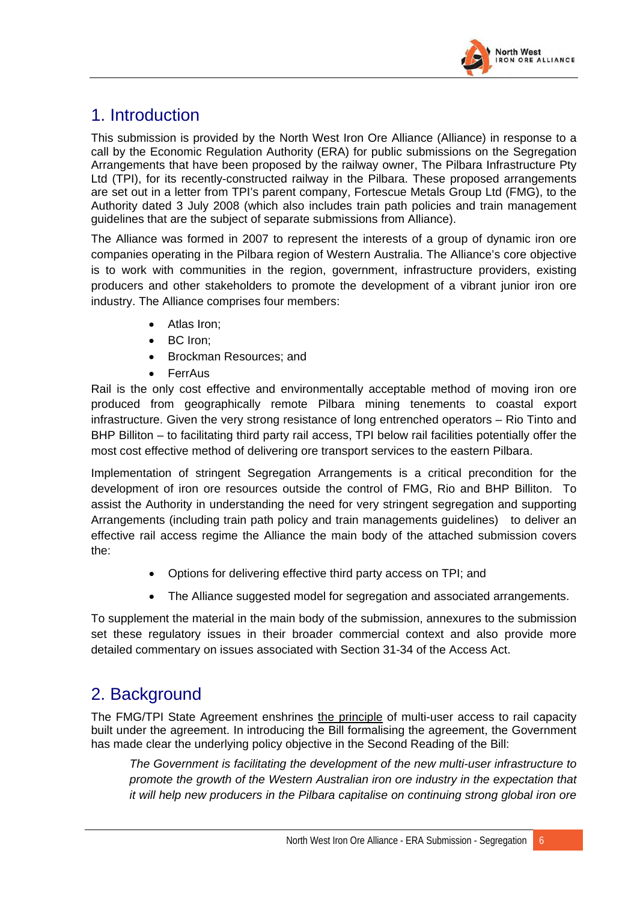# 1. Introduction

This submission is provided by the North West Iron Ore Alliance (Alliance) in response to a call by the Economic Regulation Authority (ERA) for public submissions on the Segregation Arrangements that have been proposed by the railway owner, The Pilbara Infrastructure Pty Ltd (TPI), for its recently-constructed railway in the Pilbara. These proposed arrangements are set out in a letter from TPI's parent company, Fortescue Metals Group Ltd (FMG), to the Authority dated 3 July 2008 (which also includes train path policies and train management guidelines that are the subject of separate submissions from Alliance).

The Alliance was formed in 2007 to represent the interests of a group of dynamic iron ore companies operating in the Pilbara region of Western Australia. The Alliance's core objective is to work with communities in the region, government, infrastructure providers, existing producers and other stakeholders to promote the development of a vibrant junior iron ore industry. The Alliance comprises four members:

- Atlas Iron;
- BC Iron;
- Brockman Resources; and
- FerrAus

Rail is the only cost effective and environmentally acceptable method of moving iron ore produced from geographically remote Pilbara mining tenements to coastal export infrastructure. Given the very strong resistance of long entrenched operators – Rio Tinto and BHP Billiton – to facilitating third party rail access, TPI below rail facilities potentially offer the most cost effective method of delivering ore transport services to the eastern Pilbara.

Implementation of stringent Segregation Arrangements is a critical precondition for the development of iron ore resources outside the control of FMG, Rio and BHP Billiton. To assist the Authority in understanding the need for very stringent segregation and supporting Arrangements (including train path policy and train managements guidelines) to deliver an effective rail access regime the Alliance the main body of the attached submission covers the:

- Options for delivering effective third party access on TPI; and
- The Alliance suggested model for segregation and associated arrangements.

To supplement the material in the main body of the submission, annexures to the submission set these regulatory issues in their broader commercial context and also provide more detailed commentary on issues associated with Section 31-34 of the Access Act.

# 2. Background

The FMG/TPI State Agreement enshrines the principle of multi-user access to rail capacity built under the agreement. In introducing the Bill formalising the agreement, the Government has made clear the underlying policy objective in the Second Reading of the Bill:

> *The Government is facilitating the development of the new multi-user infrastructure to promote the growth of the Western Australian iron ore industry in the expectation that it will help new producers in the Pilbara capitalise on continuing strong global iron ore*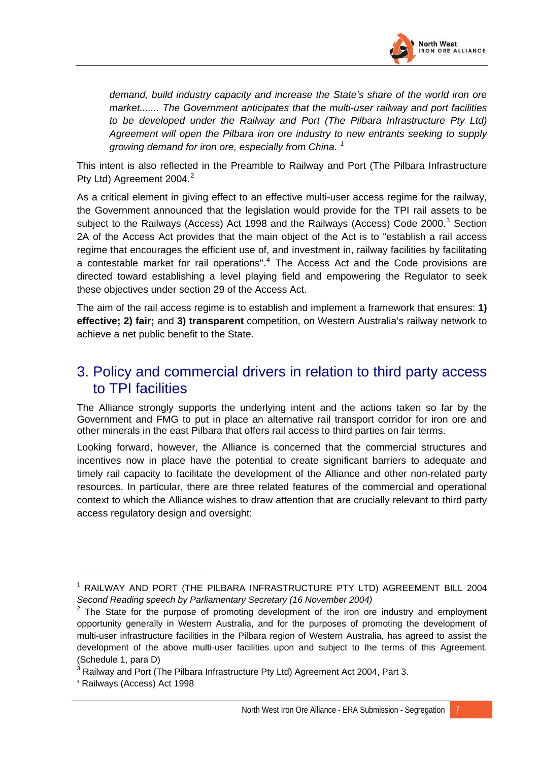*demand, build industry capacity and increase the State's share of the world iron ore market....... The Government anticipates that the multi-user railway and port facilities to be developed under the Railway and Port (The Pilbara Infrastructure Pty Ltd) Agreement will open the Pilbara iron ore industry to new entrants seeking to supply growing demand for iron ore, especially from China.* [1]

This intent is also reflected in the Preamble to Railway and Port (The Pilbara Infrastructure Pty Ltd) Agreement 2004.[2]

As a critical element in giving effect to an effective multi-user access regime for the railway, the Government announced that the legislation would provide for the TPI rail assets to be subject to the Railways (Access) Act 1998 and the Railways (Access) Code 2000.[3] Section 2A of the Access Act provides that the main object of the Act is to "establish a rail access regime that encourages the efficient use of, and investment in, railway facilities by facilitating a contestable market for rail operations".[4] The Access Act and the Code provisions are directed toward establishing a level playing field and empowering the Regulator to seek these objectives under section 29 of the Access Act.

The aim of the rail access regime is to establish and implement a framework that ensures: **1) effective; 2) fair;** and **3) transparent** competition, on Western Australia's railway network to achieve a net public benefit to the State.

## 3. Policy and commercial drivers in relation to third party access to TPI facilities

The Alliance strongly supports the underlying intent and the actions taken so far by the Government and FMG to put in place an alternative rail transport corridor for iron ore and other minerals in the east Pilbara that offers rail access to third parties on fair terms.

Looking forward, however, the Alliance is concerned that the commercial structures and incentives now in place have the potential to create significant barriers to adequate and timely rail capacity to facilitate the development of the Alliance and other non-related party resources. In particular, there are three related features of the commercial and operational context to which the Alliance wishes to draw attention that are crucially relevant to third party access regulatory design and oversight:

---

[1] RAILWAY AND PORT (THE PILBARA INFRASTRUCTURE PTY LTD) AGREEMENT BILL 2004 *Second Reading speech by Parliamentary Secretary (16 November 2004)*

[2] The State for the purpose of promoting development of the iron ore industry and employment opportunity generally in Western Australia, and for the purposes of promoting the development of multi-user infrastructure facilities in the Pilbara region of Western Australia, has agreed to assist the development of the above multi-user facilities upon and subject to the terms of this Agreement. (Schedule 1, para D)

[3] Railway and Port (The Pilbara Infrastructure Pty Ltd) Agreement Act 2004, Part 3.

[4] Railways (Access) Act 1998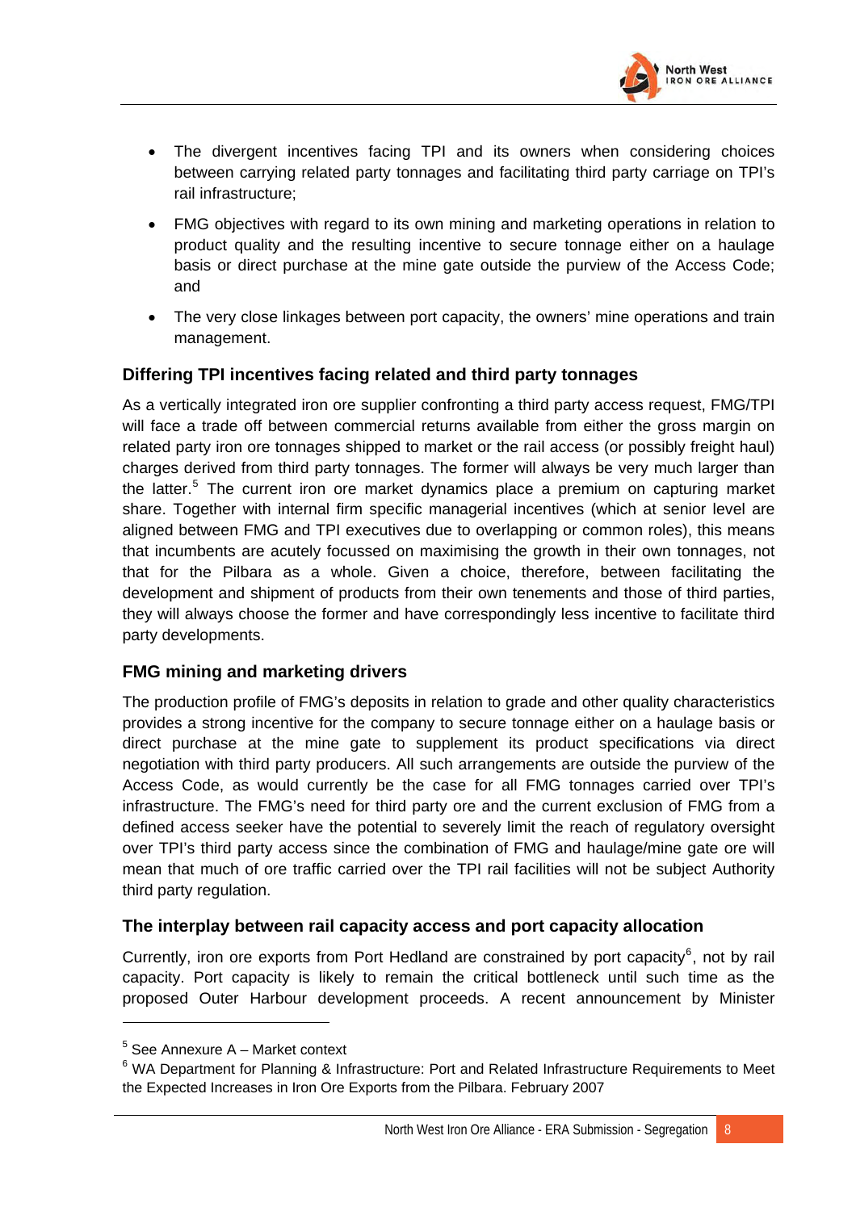- The divergent incentives facing TPI and its owners when considering choices between carrying related party tonnages and facilitating third party carriage on TPI's rail infrastructure;
- FMG objectives with regard to its own mining and marketing operations in relation to product quality and the resulting incentive to secure tonnage either on a haulage basis or direct purchase at the mine gate outside the purview of the Access Code; and
- The very close linkages between port capacity, the owners' mine operations and train management.

### Differing TPI incentives facing related and third party tonnages

As a vertically integrated iron ore supplier confronting a third party access request, FMG/TPI will face a trade off between commercial returns available from either the gross margin on related party iron ore tonnages shipped to market or the rail access (or possibly freight haul) charges derived from third party tonnages. The former will always be very much larger than the latter.[5] The current iron ore market dynamics place a premium on capturing market share. Together with internal firm specific managerial incentives (which at senior level are aligned between FMG and TPI executives due to overlapping or common roles), this means that incumbents are acutely focussed on maximising the growth in their own tonnages, not that for the Pilbara as a whole. Given a choice, therefore, between facilitating the development and shipment of products from their own tenements and those of third parties, they will always choose the former and have correspondingly less incentive to facilitate third party developments.

### FMG mining and marketing drivers

The production profile of FMG's deposits in relation to grade and other quality characteristics provides a strong incentive for the company to secure tonnage either on a haulage basis or direct purchase at the mine gate to supplement its product specifications via direct negotiation with third party producers. All such arrangements are outside the purview of the Access Code, as would currently be the case for all FMG tonnages carried over TPI's infrastructure. The FMG's need for third party ore and the current exclusion of FMG from a defined access seeker have the potential to severely limit the reach of regulatory oversight over TPI's third party access since the combination of FMG and haulage/mine gate ore will mean that much of ore traffic carried over the TPI rail facilities will not be subject Authority third party regulation.

### The interplay between rail capacity access and port capacity allocation

Currently, iron ore exports from Port Hedland are constrained by port capacity[6], not by rail capacity. Port capacity is likely to remain the critical bottleneck until such time as the proposed Outer Harbour development proceeds. A recent announcement by Minister

---

[5] See Annexure A – Market context

[6] WA Department for Planning & Infrastructure: Port and Related Infrastructure Requirements to Meet the Expected Increases in Iron Ore Exports from the Pilbara. February 2007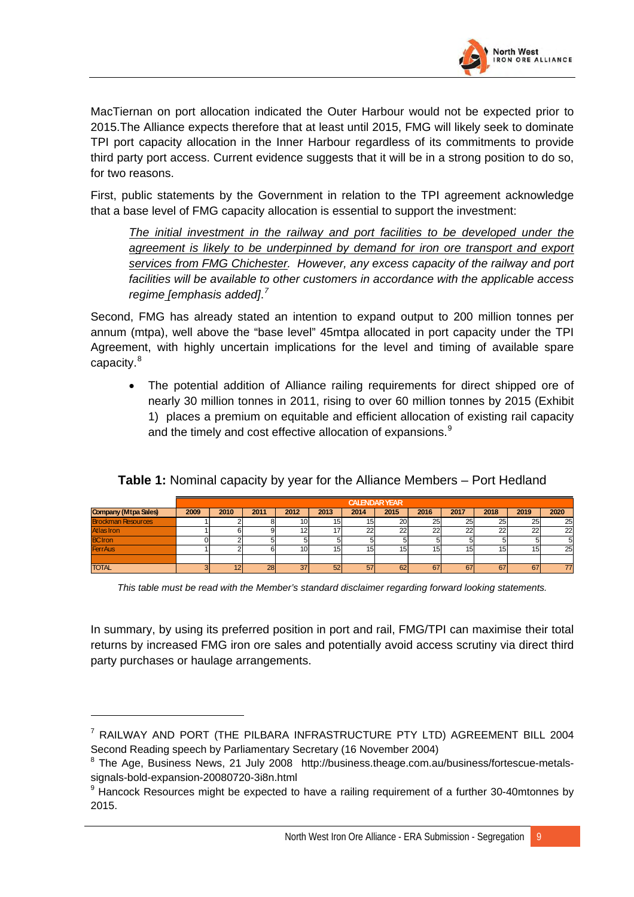MacTiernan on port allocation indicated the Outer Harbour would not be expected prior to 2015.The Alliance expects therefore that at least until 2015, FMG will likely seek to dominate TPI port capacity allocation in the Inner Harbour regardless of its commitments to provide third party port access. Current evidence suggests that it will be in a strong position to do so, for two reasons.

First, public statements by the Government in relation to the TPI agreement acknowledge that a base level of FMG capacity allocation is essential to support the investment:

> *The initial investment in the railway and port facilities to be developed under the agreement is likely to be underpinned by demand for iron ore transport and export services from FMG Chichester. However, any excess capacity of the railway and port facilities will be available to other customers in accordance with the applicable access regime [emphasis added].*[7]

Second, FMG has already stated an intention to expand output to 200 million tonnes per annum (mtpa), well above the "base level" 45mtpa allocated in port capacity under the TPI Agreement, with highly uncertain implications for the level and timing of available spare capacity.[8]

- The potential addition of Alliance railing requirements for direct shipped ore of nearly 30 million tonnes in 2011, rising to over 60 million tonnes by 2015 (Exhibit 1) places a premium on equitable and efficient allocation of existing rail capacity and the timely and cost effective allocation of expansions.[9]

**Table 1:** Nominal capacity by year for the Alliance Members – Port Hedland

| | CALENDAR YEAR | | | | | | | | | | | |
|---|---|---|---|---|---|---|---|---|---|---|---|---|
| **Company (Mtpa Sales)** | **2009** | **2010** | **2011** | **2012** | **2013** | **2014** | **2015** | **2016** | **2017** | **2018** | **2019** | **2020** |
| Brockman Resources | 1 | 2 | 8 | 10 | 15 | 15 | 20 | 25 | 25 | 25 | 25 | 25 |
| Atlas Iron | 1 | 6 | 9 | 12 | 17 | 22 | 22 | 22 | 22 | 22 | 22 | 22 |
| BC Iron | 0 | 2 | 5 | 5 | 5 | 5 | 5 | 5 | 5 | 5 | 5 | 5 |
| FerrAus | 1 | 2 | 6 | 10 | 15 | 15 | 15 | 15 | 15 | 15 | 15 | 25 |
| | | | | | | | | | | | | |
| TOTAL | 3 | 12 | 28 | 37 | 52 | 57 | 62 | 67 | 67 | 67 | 67 | 77 |

*This table must be read with the Member's standard disclaimer regarding forward looking statements.*

In summary, by using its preferred position in port and rail, FMG/TPI can maximise their total returns by increased FMG iron ore sales and potentially avoid access scrutiny via direct third party purchases or haulage arrangements.

---

[7] RAILWAY AND PORT (THE PILBARA INFRASTRUCTURE PTY LTD) AGREEMENT BILL 2004 Second Reading speech by Parliamentary Secretary (16 November 2004)

[8] The Age, Business News, 21 July 2008 http://business.theage.com.au/business/fortescue-metals-signals-bold-expansion-20080720-3i8n.html

[9] Hancock Resources might be expected to have a railing requirement of a further 30-40mtonnes by 2015.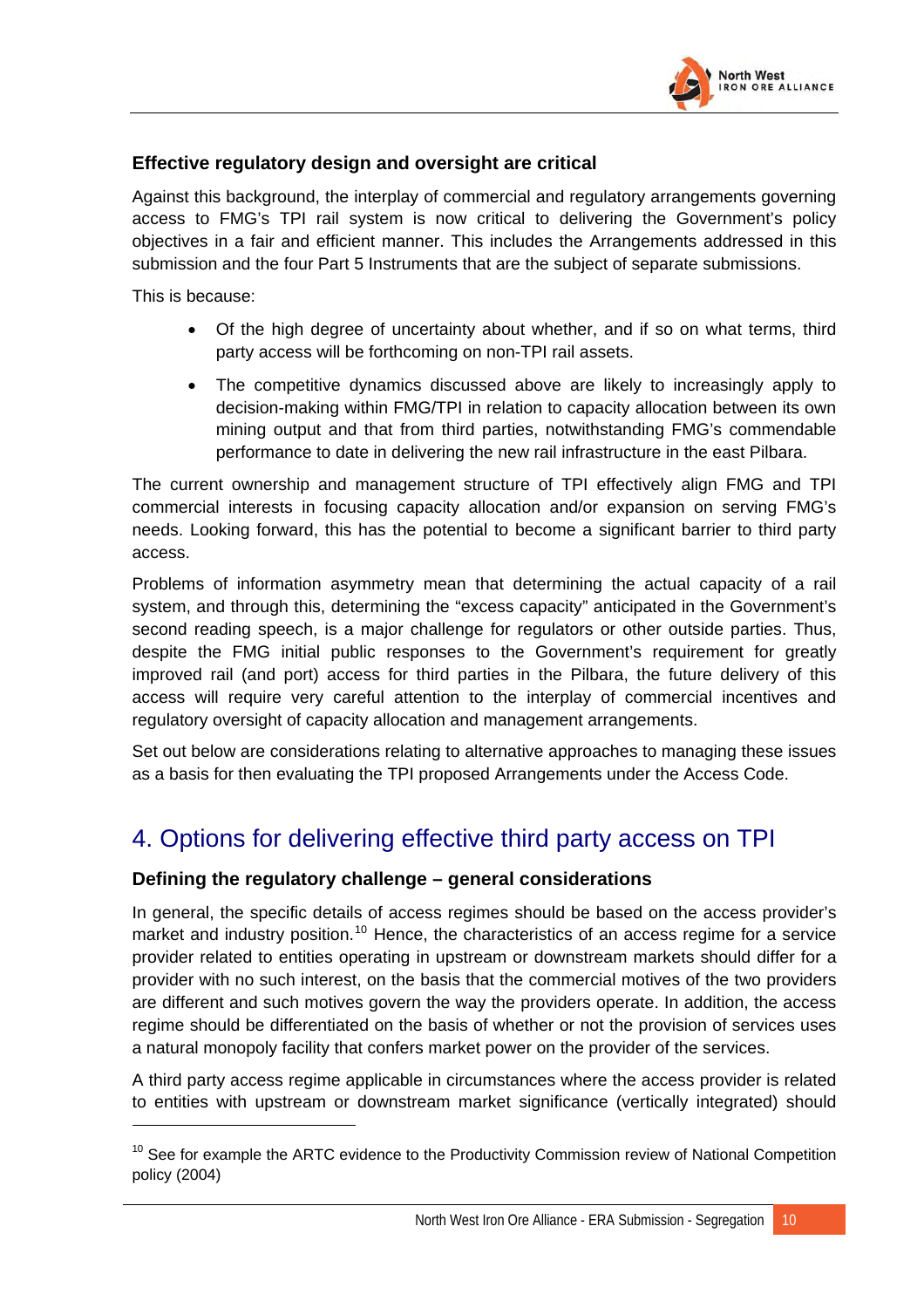### Effective regulatory design and oversight are critical

Against this background, the interplay of commercial and regulatory arrangements governing access to FMG's TPI rail system is now critical to delivering the Government's policy objectives in a fair and efficient manner. This includes the Arrangements addressed in this submission and the four Part 5 Instruments that are the subject of separate submissions.

This is because:

- Of the high degree of uncertainty about whether, and if so on what terms, third party access will be forthcoming on non-TPI rail assets.
- The competitive dynamics discussed above are likely to increasingly apply to decision-making within FMG/TPI in relation to capacity allocation between its own mining output and that from third parties, notwithstanding FMG's commendable performance to date in delivering the new rail infrastructure in the east Pilbara.

The current ownership and management structure of TPI effectively align FMG and TPI commercial interests in focusing capacity allocation and/or expansion on serving FMG's needs. Looking forward, this has the potential to become a significant barrier to third party access.

Problems of information asymmetry mean that determining the actual capacity of a rail system, and through this, determining the "excess capacity" anticipated in the Government's second reading speech, is a major challenge for regulators or other outside parties. Thus, despite the FMG initial public responses to the Government's requirement for greatly improved rail (and port) access for third parties in the Pilbara, the future delivery of this access will require very careful attention to the interplay of commercial incentives and regulatory oversight of capacity allocation and management arrangements.

Set out below are considerations relating to alternative approaches to managing these issues as a basis for then evaluating the TPI proposed Arrangements under the Access Code.

## 4. Options for delivering effective third party access on TPI

### Defining the regulatory challenge – general considerations

In general, the specific details of access regimes should be based on the access provider's market and industry position.[10] Hence, the characteristics of an access regime for a service provider related to entities operating in upstream or downstream markets should differ for a provider with no such interest, on the basis that the commercial motives of the two providers are different and such motives govern the way the providers operate. In addition, the access regime should be differentiated on the basis of whether or not the provision of services uses a natural monopoly facility that confers market power on the provider of the services.

A third party access regime applicable in circumstances where the access provider is related to entities with upstream or downstream market significance (vertically integrated) should

---

[10] See for example the ARTC evidence to the Productivity Commission review of National Competition policy (2004)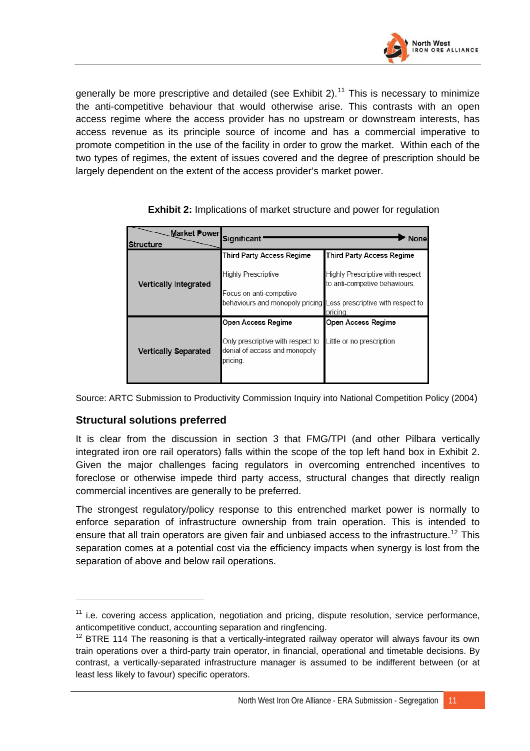generally be more prescriptive and detailed (see Exhibit 2).[11] This is necessary to minimize the anti-competitive behaviour that would otherwise arise. This contrasts with an open access regime where the access provider has no upstream or downstream interests, has access revenue as its principle source of income and has a commercial imperative to promote competition in the use of the facility in order to grow the market. Within each of the two types of regimes, the extent of issues covered and the degree of prescription should be largely dependent on the extent of the access provider's market power.

**Exhibit 2:** Implications of market structure and power for regulation

| Structure \ Market Power | Significant ──────────────► | None |
|---|---|---|
| Vertically Integrated | Third Party Access Regime<br><br>Highly Prescriptive<br><br>Focus on anti-competive behaviours and monopoly pricing | Third Party Access Regime<br><br>Highly Prescriptive with respect to anti-competive behaviours.<br><br>Less prescriptive with respect to pricing |
| Vertically Separated | Open Access Regime<br><br>Only prescriptive with respect to denial of access and monopoly pricing. | Open Access Regime<br><br>Little or no prescription |

Source: ARTC Submission to Productivity Commission Inquiry into National Competition Policy (2004)

### Structural solutions preferred

It is clear from the discussion in section 3 that FMG/TPI (and other Pilbara vertically integrated iron ore rail operators) falls within the scope of the top left hand box in Exhibit 2. Given the major challenges facing regulators in overcoming entrenched incentives to foreclose or otherwise impede third party access, structural changes that directly realign commercial incentives are generally to be preferred.

The strongest regulatory/policy response to this entrenched market power is normally to enforce separation of infrastructure ownership from train operation. This is intended to ensure that all train operators are given fair and unbiased access to the infrastructure.[12] This separation comes at a potential cost via the efficiency impacts when synergy is lost from the separation of above and below rail operations.

---

[11] i.e. covering access application, negotiation and pricing, dispute resolution, service performance, anticompetitive conduct, accounting separation and ringfencing.

[12] BTRE 114 The reasoning is that a vertically-integrated railway operator will always favour its own train operations over a third-party train operator, in financial, operational and timetable decisions. By contrast, a vertically-separated infrastructure manager is assumed to be indifferent between (or at least less likely to favour) specific operators.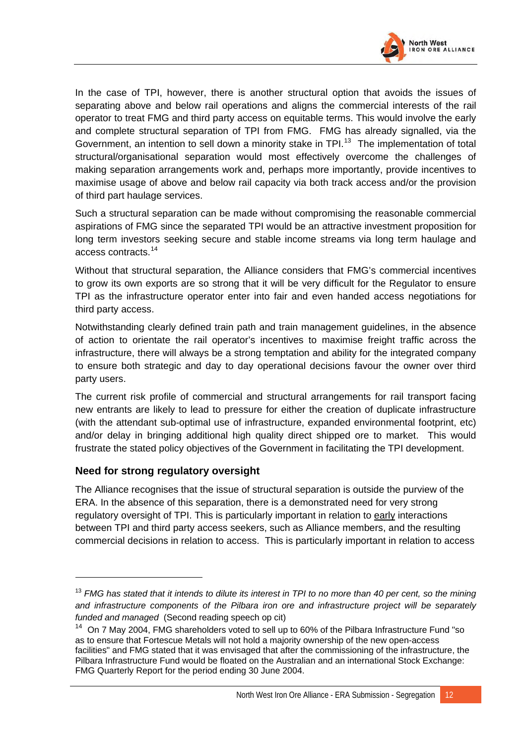In the case of TPI, however, there is another structural option that avoids the issues of separating above and below rail operations and aligns the commercial interests of the rail operator to treat FMG and third party access on equitable terms. This would involve the early and complete structural separation of TPI from FMG. FMG has already signalled, via the Government, an intention to sell down a minority stake in TPI.[13] The implementation of total structural/organisational separation would most effectively overcome the challenges of making separation arrangements work and, perhaps more importantly, provide incentives to maximise usage of above and below rail capacity via both track access and/or the provision of third part haulage services.

Such a structural separation can be made without compromising the reasonable commercial aspirations of FMG since the separated TPI would be an attractive investment proposition for long term investors seeking secure and stable income streams via long term haulage and access contracts.[14]

Without that structural separation, the Alliance considers that FMG's commercial incentives to grow its own exports are so strong that it will be very difficult for the Regulator to ensure TPI as the infrastructure operator enter into fair and even handed access negotiations for third party access.

Notwithstanding clearly defined train path and train management guidelines, in the absence of action to orientate the rail operator's incentives to maximise freight traffic across the infrastructure, there will always be a strong temptation and ability for the integrated company to ensure both strategic and day to day operational decisions favour the owner over third party users.

The current risk profile of commercial and structural arrangements for rail transport facing new entrants are likely to lead to pressure for either the creation of duplicate infrastructure (with the attendant sub-optimal use of infrastructure, expanded environmental footprint, etc) and/or delay in bringing additional high quality direct shipped ore to market. This would frustrate the stated policy objectives of the Government in facilitating the TPI development.

### Need for strong regulatory oversight

The Alliance recognises that the issue of structural separation is outside the purview of the ERA. In the absence of this separation, there is a demonstrated need for very strong regulatory oversight of TPI. This is particularly important in relation to <u>early</u> interactions between TPI and third party access seekers, such as Alliance members, and the resulting commercial decisions in relation to access. This is particularly important in relation to access

---

[13] *FMG has stated that it intends to dilute its interest in TPI to no more than 40 per cent, so the mining and infrastructure components of the Pilbara iron ore and infrastructure project will be separately funded and managed* (Second reading speech op cit)

[14] On 7 May 2004, FMG shareholders voted to sell up to 60% of the Pilbara Infrastructure Fund "so as to ensure that Fortescue Metals will not hold a majority ownership of the new open-access facilities" and FMG stated that it was envisaged that after the commissioning of the infrastructure, the Pilbara Infrastructure Fund would be floated on the Australian and an international Stock Exchange: FMG Quarterly Report for the period ending 30 June 2004.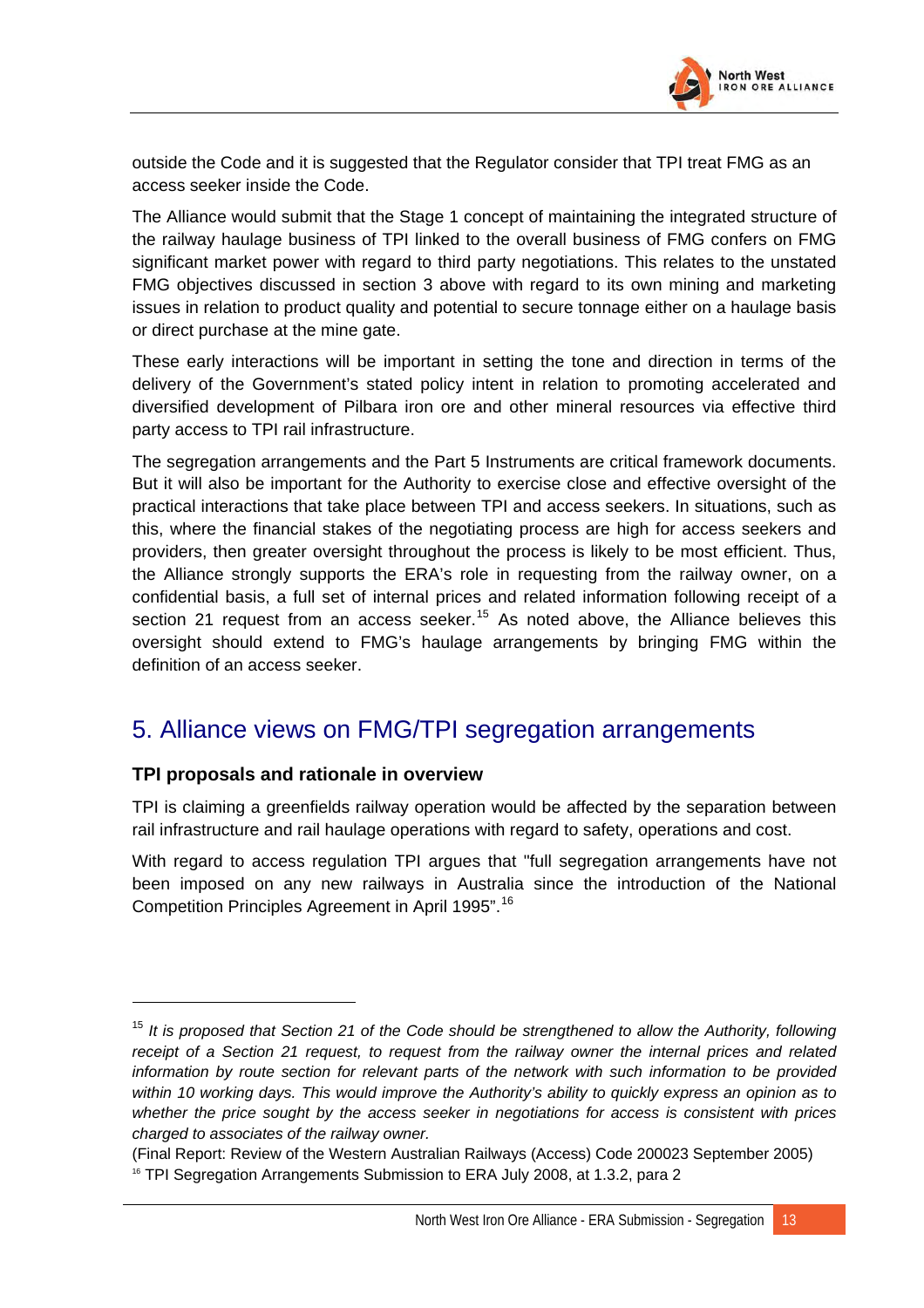outside the Code and it is suggested that the Regulator consider that TPI treat FMG as an access seeker inside the Code.

The Alliance would submit that the Stage 1 concept of maintaining the integrated structure of the railway haulage business of TPI linked to the overall business of FMG confers on FMG significant market power with regard to third party negotiations. This relates to the unstated FMG objectives discussed in section 3 above with regard to its own mining and marketing issues in relation to product quality and potential to secure tonnage either on a haulage basis or direct purchase at the mine gate.

These early interactions will be important in setting the tone and direction in terms of the delivery of the Government's stated policy intent in relation to promoting accelerated and diversified development of Pilbara iron ore and other mineral resources via effective third party access to TPI rail infrastructure.

The segregation arrangements and the Part 5 Instruments are critical framework documents. But it will also be important for the Authority to exercise close and effective oversight of the practical interactions that take place between TPI and access seekers. In situations, such as this, where the financial stakes of the negotiating process are high for access seekers and providers, then greater oversight throughout the process is likely to be most efficient. Thus, the Alliance strongly supports the ERA's role in requesting from the railway owner, on a confidential basis, a full set of internal prices and related information following receipt of a section 21 request from an access seeker.[15] As noted above, the Alliance believes this oversight should extend to FMG's haulage arrangements by bringing FMG within the definition of an access seeker.

## 5. Alliance views on FMG/TPI segregation arrangements

### TPI proposals and rationale in overview

TPI is claiming a greenfields railway operation would be affected by the separation between rail infrastructure and rail haulage operations with regard to safety, operations and cost.

With regard to access regulation TPI argues that "full segregation arrangements have not been imposed on any new railways in Australia since the introduction of the National Competition Principles Agreement in April 1995".[16]

---

[15] *It is proposed that Section 21 of the Code should be strengthened to allow the Authority, following receipt of a Section 21 request, to request from the railway owner the internal prices and related information by route section for relevant parts of the network with such information to be provided within 10 working days. This would improve the Authority's ability to quickly express an opinion as to whether the price sought by the access seeker in negotiations for access is consistent with prices charged to associates of the railway owner.*

(Final Report: Review of the Western Australian Railways (Access) Code 200023 September 2005)

[16] TPI Segregation Arrangements Submission to ERA July 2008, at 1.3.2, para 2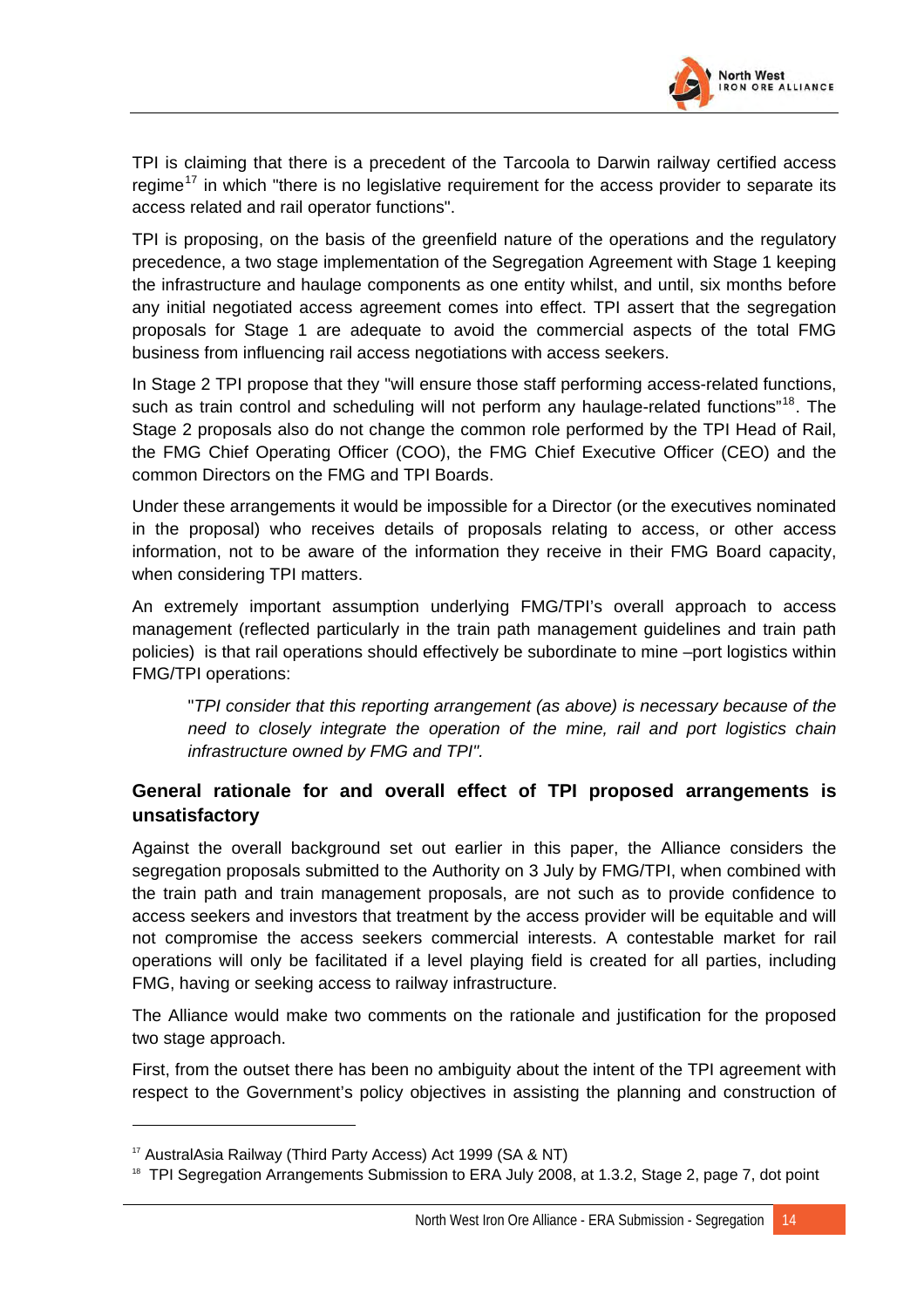TPI is claiming that there is a precedent of the Tarcoola to Darwin railway certified access regime[17] in which "there is no legislative requirement for the access provider to separate its access related and rail operator functions".

TPI is proposing, on the basis of the greenfield nature of the operations and the regulatory precedence, a two stage implementation of the Segregation Agreement with Stage 1 keeping the infrastructure and haulage components as one entity whilst, and until, six months before any initial negotiated access agreement comes into effect. TPI assert that the segregation proposals for Stage 1 are adequate to avoid the commercial aspects of the total FMG business from influencing rail access negotiations with access seekers.

In Stage 2 TPI propose that they "will ensure those staff performing access-related functions, such as train control and scheduling will not perform any haulage-related functions"[18]. The Stage 2 proposals also do not change the common role performed by the TPI Head of Rail, the FMG Chief Operating Officer (COO), the FMG Chief Executive Officer (CEO) and the common Directors on the FMG and TPI Boards.

Under these arrangements it would be impossible for a Director (or the executives nominated in the proposal) who receives details of proposals relating to access, or other access information, not to be aware of the information they receive in their FMG Board capacity, when considering TPI matters.

An extremely important assumption underlying FMG/TPI's overall approach to access management (reflected particularly in the train path management guidelines and train path policies) is that rail operations should effectively be subordinate to mine –port logistics within FMG/TPI operations:

> "*TPI consider that this reporting arrangement (as above) is necessary because of the need to closely integrate the operation of the mine, rail and port logistics chain infrastructure owned by FMG and TPI".*

### General rationale for and overall effect of TPI proposed arrangements is unsatisfactory

Against the overall background set out earlier in this paper, the Alliance considers the segregation proposals submitted to the Authority on 3 July by FMG/TPI, when combined with the train path and train management proposals, are not such as to provide confidence to access seekers and investors that treatment by the access provider will be equitable and will not compromise the access seekers commercial interests. A contestable market for rail operations will only be facilitated if a level playing field is created for all parties, including FMG, having or seeking access to railway infrastructure.

The Alliance would make two comments on the rationale and justification for the proposed two stage approach.

First, from the outset there has been no ambiguity about the intent of the TPI agreement with respect to the Government's policy objectives in assisting the planning and construction of

---

[17] AustralAsia Railway (Third Party Access) Act 1999 (SA & NT)

[18] TPI Segregation Arrangements Submission to ERA July 2008, at 1.3.2, Stage 2, page 7, dot point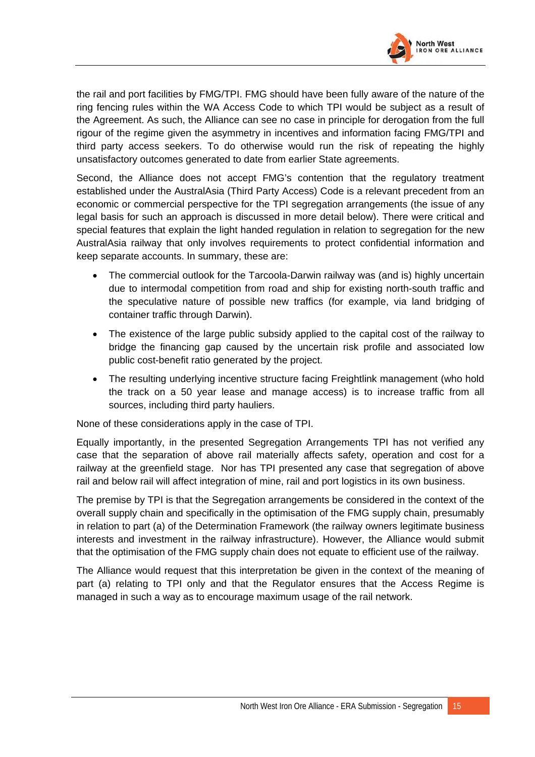the rail and port facilities by FMG/TPI. FMG should have been fully aware of the nature of the ring fencing rules within the WA Access Code to which TPI would be subject as a result of the Agreement. As such, the Alliance can see no case in principle for derogation from the full rigour of the regime given the asymmetry in incentives and information facing FMG/TPI and third party access seekers. To do otherwise would run the risk of repeating the highly unsatisfactory outcomes generated to date from earlier State agreements.

Second, the Alliance does not accept FMG's contention that the regulatory treatment established under the AustralAsia (Third Party Access) Code is a relevant precedent from an economic or commercial perspective for the TPI segregation arrangements (the issue of any legal basis for such an approach is discussed in more detail below). There were critical and special features that explain the light handed regulation in relation to segregation for the new AustralAsia railway that only involves requirements to protect confidential information and keep separate accounts. In summary, these are:

- The commercial outlook for the Tarcoola-Darwin railway was (and is) highly uncertain due to intermodal competition from road and ship for existing north-south traffic and the speculative nature of possible new traffics (for example, via land bridging of container traffic through Darwin).
- The existence of the large public subsidy applied to the capital cost of the railway to bridge the financing gap caused by the uncertain risk profile and associated low public cost-benefit ratio generated by the project.
- The resulting underlying incentive structure facing Freightlink management (who hold the track on a 50 year lease and manage access) is to increase traffic from all sources, including third party hauliers.

None of these considerations apply in the case of TPI.

Equally importantly, in the presented Segregation Arrangements TPI has not verified any case that the separation of above rail materially affects safety, operation and cost for a railway at the greenfield stage. Nor has TPI presented any case that segregation of above rail and below rail will affect integration of mine, rail and port logistics in its own business.

The premise by TPI is that the Segregation arrangements be considered in the context of the overall supply chain and specifically in the optimisation of the FMG supply chain, presumably in relation to part (a) of the Determination Framework (the railway owners legitimate business interests and investment in the railway infrastructure). However, the Alliance would submit that the optimisation of the FMG supply chain does not equate to efficient use of the railway.

The Alliance would request that this interpretation be given in the context of the meaning of part (a) relating to TPI only and that the Regulator ensures that the Access Regime is managed in such a way as to encourage maximum usage of the rail network.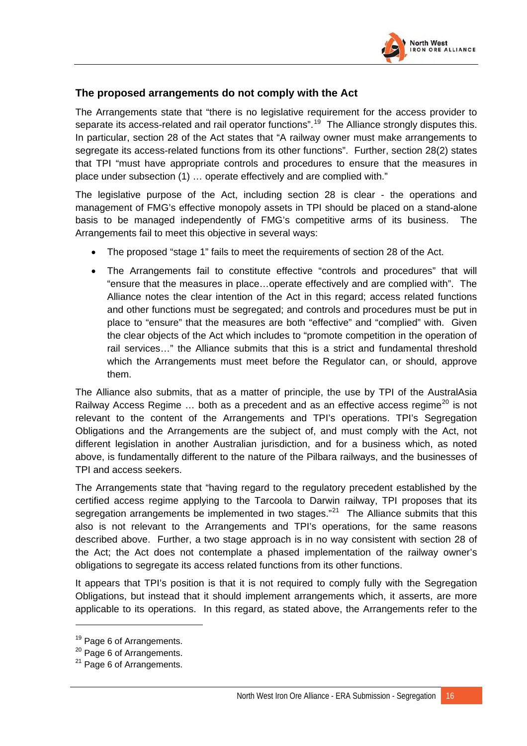## The proposed arrangements do not comply with the Act

The Arrangements state that "there is no legislative requirement for the access provider to separate its access-related and rail operator functions".[19] The Alliance strongly disputes this. In particular, section 28 of the Act states that "A railway owner must make arrangements to segregate its access-related functions from its other functions". Further, section 28(2) states that TPI "must have appropriate controls and procedures to ensure that the measures in place under subsection (1) … operate effectively and are complied with."

The legislative purpose of the Act, including section 28 is clear - the operations and management of FMG's effective monopoly assets in TPI should be placed on a stand-alone basis to be managed independently of FMG's competitive arms of its business. The Arrangements fail to meet this objective in several ways:

- The proposed "stage 1" fails to meet the requirements of section 28 of the Act.
- The Arrangements fail to constitute effective "controls and procedures" that will "ensure that the measures in place…operate effectively and are complied with". The Alliance notes the clear intention of the Act in this regard; access related functions and other functions must be segregated; and controls and procedures must be put in place to "ensure" that the measures are both "effective" and "complied" with. Given the clear objects of the Act which includes to "promote competition in the operation of rail services…" the Alliance submits that this is a strict and fundamental threshold which the Arrangements must meet before the Regulator can, or should, approve them.

The Alliance also submits, that as a matter of principle, the use by TPI of the AustralAsia Railway Access Regime … both as a precedent and as an effective access regime[20] is not relevant to the content of the Arrangements and TPI's operations. TPI's Segregation Obligations and the Arrangements are the subject of, and must comply with the Act, not different legislation in another Australian jurisdiction, and for a business which, as noted above, is fundamentally different to the nature of the Pilbara railways, and the businesses of TPI and access seekers.

The Arrangements state that "having regard to the regulatory precedent established by the certified access regime applying to the Tarcoola to Darwin railway, TPI proposes that its segregation arrangements be implemented in two stages."[21] The Alliance submits that this also is not relevant to the Arrangements and TPI's operations, for the same reasons described above. Further, a two stage approach is in no way consistent with section 28 of the Act; the Act does not contemplate a phased implementation of the railway owner's obligations to segregate its access related functions from its other functions.

It appears that TPI's position is that it is not required to comply fully with the Segregation Obligations, but instead that it should implement arrangements which, it asserts, are more applicable to its operations. In this regard, as stated above, the Arrangements refer to the

[19] Page 6 of Arrangements.

[20] Page 6 of Arrangements.

[21] Page 6 of Arrangements.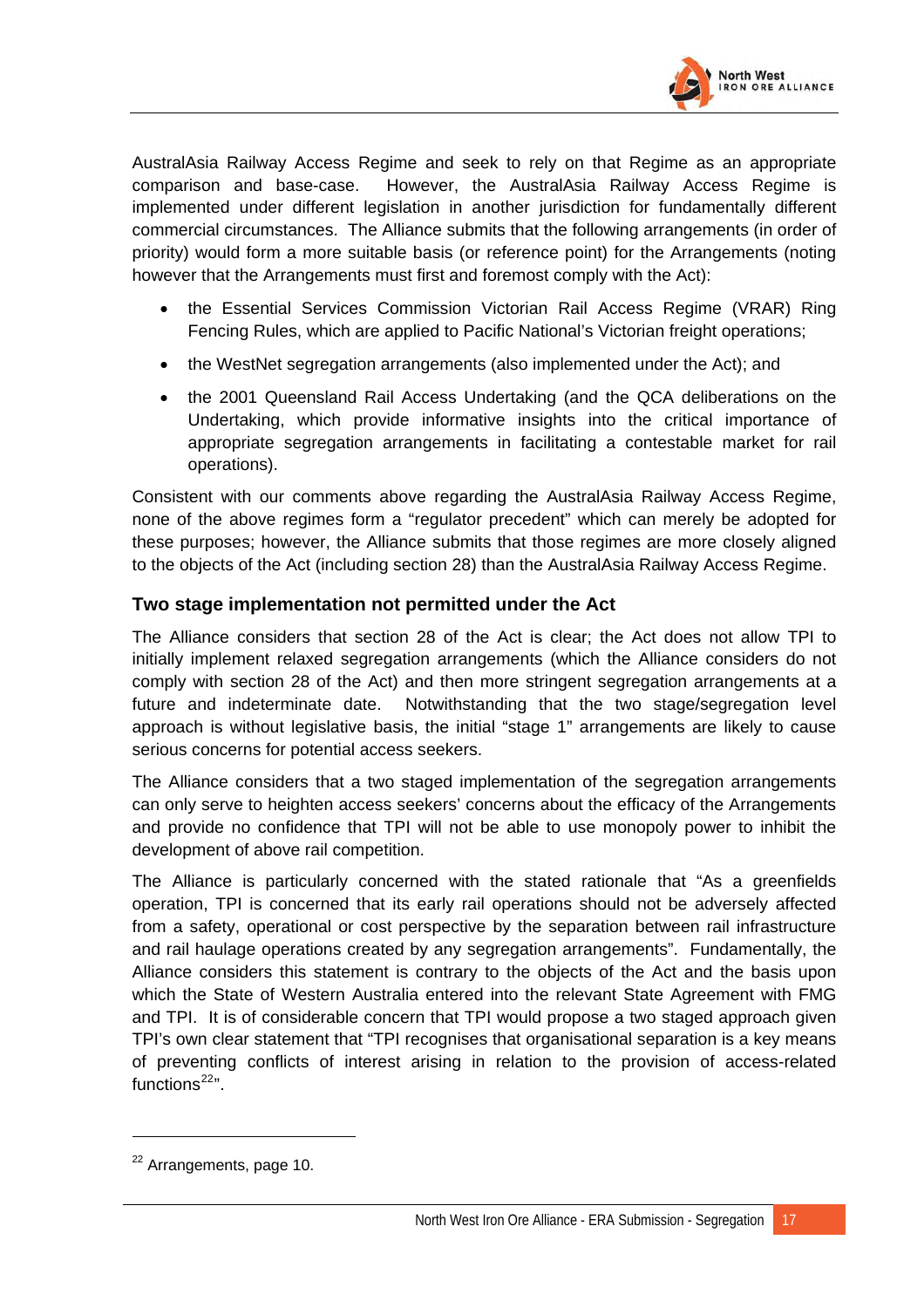AustralAsia Railway Access Regime and seek to rely on that Regime as an appropriate comparison and base-case. However, the AustralAsia Railway Access Regime is implemented under different legislation in another jurisdiction for fundamentally different commercial circumstances. The Alliance submits that the following arrangements (in order of priority) would form a more suitable basis (or reference point) for the Arrangements (noting however that the Arrangements must first and foremost comply with the Act):

- the Essential Services Commission Victorian Rail Access Regime (VRAR) Ring Fencing Rules, which are applied to Pacific National's Victorian freight operations;
- the WestNet segregation arrangements (also implemented under the Act); and
- the 2001 Queensland Rail Access Undertaking (and the QCA deliberations on the Undertaking, which provide informative insights into the critical importance of appropriate segregation arrangements in facilitating a contestable market for rail operations).

Consistent with our comments above regarding the AustralAsia Railway Access Regime, none of the above regimes form a "regulator precedent" which can merely be adopted for these purposes; however, the Alliance submits that those regimes are more closely aligned to the objects of the Act (including section 28) than the AustralAsia Railway Access Regime.

### Two stage implementation not permitted under the Act

The Alliance considers that section 28 of the Act is clear; the Act does not allow TPI to initially implement relaxed segregation arrangements (which the Alliance considers do not comply with section 28 of the Act) and then more stringent segregation arrangements at a future and indeterminate date. Notwithstanding that the two stage/segregation level approach is without legislative basis, the initial "stage 1" arrangements are likely to cause serious concerns for potential access seekers.

The Alliance considers that a two staged implementation of the segregation arrangements can only serve to heighten access seekers' concerns about the efficacy of the Arrangements and provide no confidence that TPI will not be able to use monopoly power to inhibit the development of above rail competition.

The Alliance is particularly concerned with the stated rationale that "As a greenfields operation, TPI is concerned that its early rail operations should not be adversely affected from a safety, operational or cost perspective by the separation between rail infrastructure and rail haulage operations created by any segregation arrangements". Fundamentally, the Alliance considers this statement is contrary to the objects of the Act and the basis upon which the State of Western Australia entered into the relevant State Agreement with FMG and TPI. It is of considerable concern that TPI would propose a two staged approach given TPI's own clear statement that "TPI recognises that organisational separation is a key means of preventing conflicts of interest arising in relation to the provision of access-related functions[22]".

[22] Arrangements, page 10.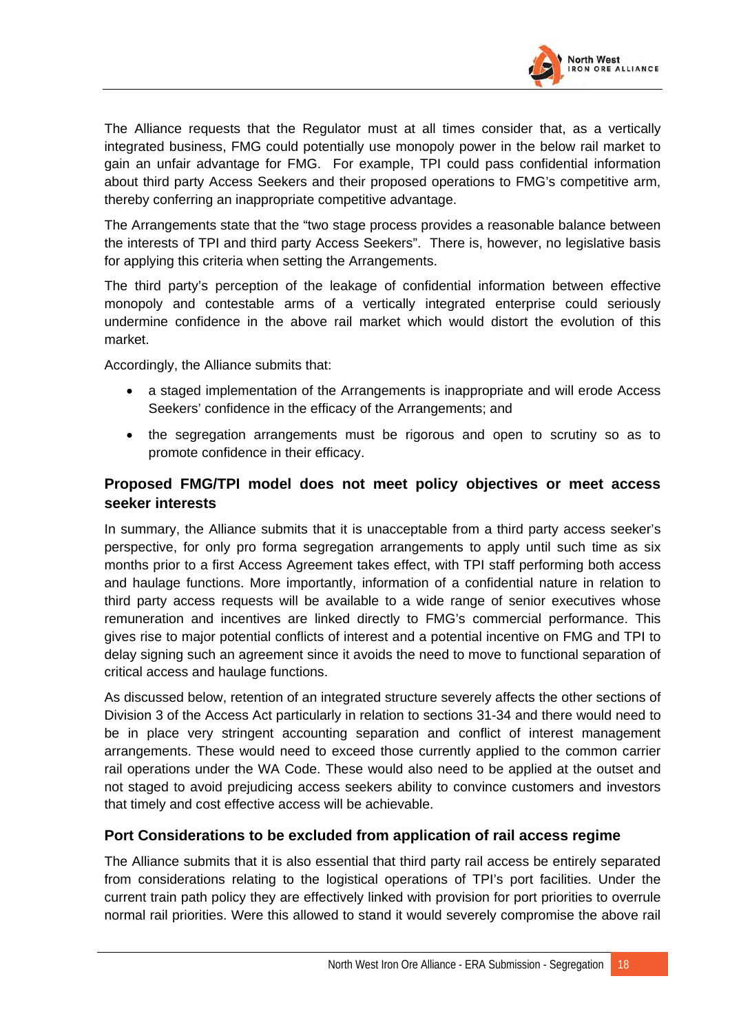The Alliance requests that the Regulator must at all times consider that, as a vertically integrated business, FMG could potentially use monopoly power in the below rail market to gain an unfair advantage for FMG. For example, TPI could pass confidential information about third party Access Seekers and their proposed operations to FMG's competitive arm, thereby conferring an inappropriate competitive advantage.

The Arrangements state that the "two stage process provides a reasonable balance between the interests of TPI and third party Access Seekers". There is, however, no legislative basis for applying this criteria when setting the Arrangements.

The third party's perception of the leakage of confidential information between effective monopoly and contestable arms of a vertically integrated enterprise could seriously undermine confidence in the above rail market which would distort the evolution of this market.

Accordingly, the Alliance submits that:

- a staged implementation of the Arrangements is inappropriate and will erode Access Seekers' confidence in the efficacy of the Arrangements; and
- the segregation arrangements must be rigorous and open to scrutiny so as to promote confidence in their efficacy.

### Proposed FMG/TPI model does not meet policy objectives or meet access seeker interests

In summary, the Alliance submits that it is unacceptable from a third party access seeker's perspective, for only pro forma segregation arrangements to apply until such time as six months prior to a first Access Agreement takes effect, with TPI staff performing both access and haulage functions. More importantly, information of a confidential nature in relation to third party access requests will be available to a wide range of senior executives whose remuneration and incentives are linked directly to FMG's commercial performance. This gives rise to major potential conflicts of interest and a potential incentive on FMG and TPI to delay signing such an agreement since it avoids the need to move to functional separation of critical access and haulage functions.

As discussed below, retention of an integrated structure severely affects the other sections of Division 3 of the Access Act particularly in relation to sections 31-34 and there would need to be in place very stringent accounting separation and conflict of interest management arrangements. These would need to exceed those currently applied to the common carrier rail operations under the WA Code. These would also need to be applied at the outset and not staged to avoid prejudicing access seekers ability to convince customers and investors that timely and cost effective access will be achievable.

### Port Considerations to be excluded from application of rail access regime

The Alliance submits that it is also essential that third party rail access be entirely separated from considerations relating to the logistical operations of TPI's port facilities. Under the current train path policy they are effectively linked with provision for port priorities to overrule normal rail priorities. Were this allowed to stand it would severely compromise the above rail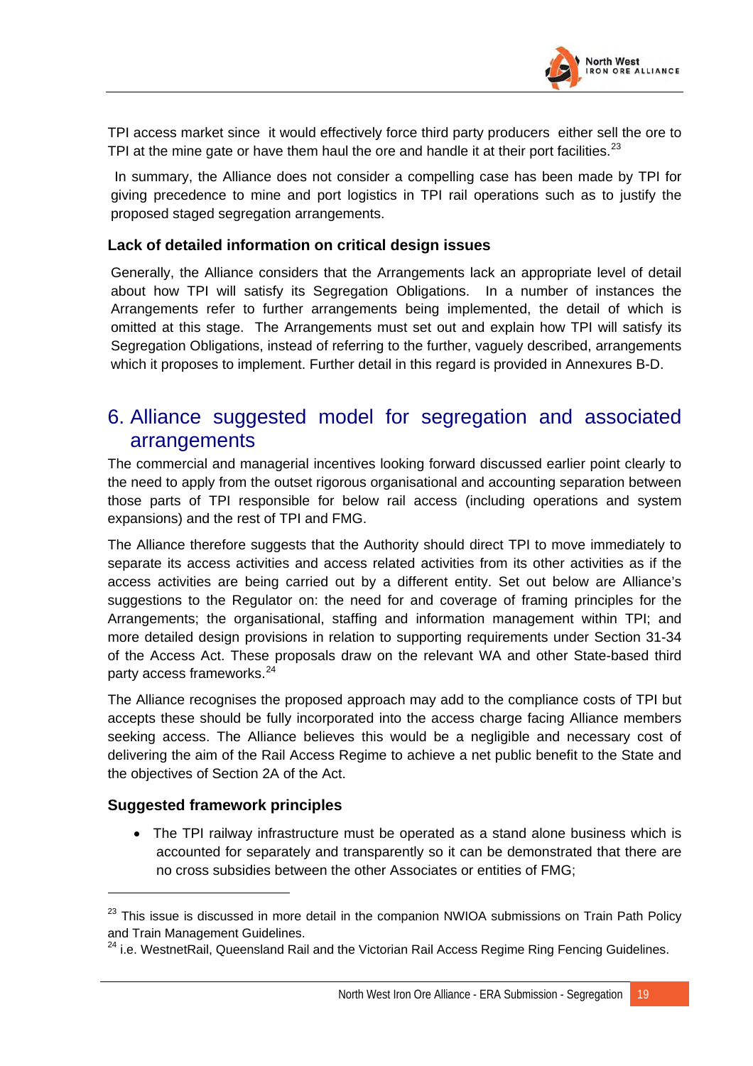TPI access market since it would effectively force third party producers either sell the ore to TPI at the mine gate or have them haul the ore and handle it at their port facilities.[23]

In summary, the Alliance does not consider a compelling case has been made by TPI for giving precedence to mine and port logistics in TPI rail operations such as to justify the proposed staged segregation arrangements.

### Lack of detailed information on critical design issues

Generally, the Alliance considers that the Arrangements lack an appropriate level of detail about how TPI will satisfy its Segregation Obligations. In a number of instances the Arrangements refer to further arrangements being implemented, the detail of which is omitted at this stage. The Arrangements must set out and explain how TPI will satisfy its Segregation Obligations, instead of referring to the further, vaguely described, arrangements which it proposes to implement. Further detail in this regard is provided in Annexures B-D.

## 6. Alliance suggested model for segregation and associated arrangements

The commercial and managerial incentives looking forward discussed earlier point clearly to the need to apply from the outset rigorous organisational and accounting separation between those parts of TPI responsible for below rail access (including operations and system expansions) and the rest of TPI and FMG.

The Alliance therefore suggests that the Authority should direct TPI to move immediately to separate its access activities and access related activities from its other activities as if the access activities are being carried out by a different entity. Set out below are Alliance's suggestions to the Regulator on: the need for and coverage of framing principles for the Arrangements; the organisational, staffing and information management within TPI; and more detailed design provisions in relation to supporting requirements under Section 31-34 of the Access Act. These proposals draw on the relevant WA and other State-based third party access frameworks.[24]

The Alliance recognises the proposed approach may add to the compliance costs of TPI but accepts these should be fully incorporated into the access charge facing Alliance members seeking access. The Alliance believes this would be a negligible and necessary cost of delivering the aim of the Rail Access Regime to achieve a net public benefit to the State and the objectives of Section 2A of the Act.

### Suggested framework principles

- The TPI railway infrastructure must be operated as a stand alone business which is accounted for separately and transparently so it can be demonstrated that there are no cross subsidies between the other Associates or entities of FMG;

---

[23] This issue is discussed in more detail in the companion NWIOA submissions on Train Path Policy and Train Management Guidelines.

[24] i.e. WestnetRail, Queensland Rail and the Victorian Rail Access Regime Ring Fencing Guidelines.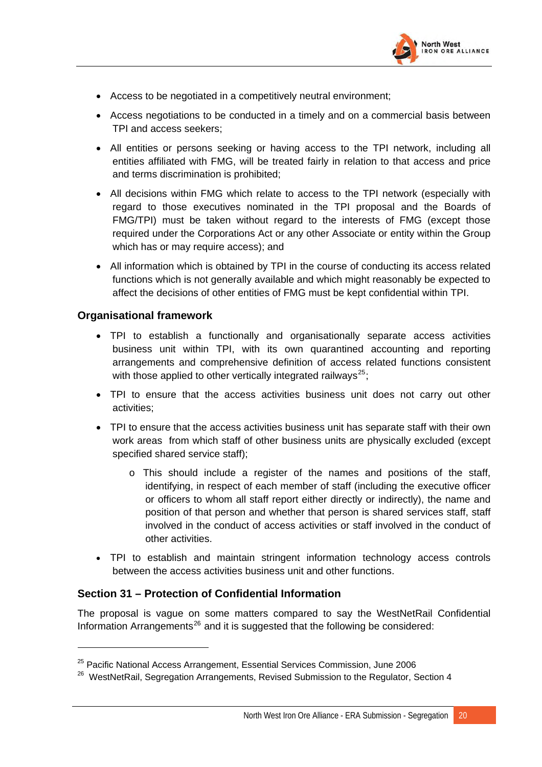- Access to be negotiated in a competitively neutral environment;
- Access negotiations to be conducted in a timely and on a commercial basis between TPI and access seekers;
- All entities or persons seeking or having access to the TPI network, including all entities affiliated with FMG, will be treated fairly in relation to that access and price and terms discrimination is prohibited;
- All decisions within FMG which relate to access to the TPI network (especially with regard to those executives nominated in the TPI proposal and the Boards of FMG/TPI) must be taken without regard to the interests of FMG (except those required under the Corporations Act or any other Associate or entity within the Group which has or may require access); and
- All information which is obtained by TPI in the course of conducting its access related functions which is not generally available and which might reasonably be expected to affect the decisions of other entities of FMG must be kept confidential within TPI.

### Organisational framework

- TPI to establish a functionally and organisationally separate access activities business unit within TPI, with its own quarantined accounting and reporting arrangements and comprehensive definition of access related functions consistent with those applied to other vertically integrated railways[25];
- TPI to ensure that the access activities business unit does not carry out other activities;
- TPI to ensure that the access activities business unit has separate staff with their own work areas from which staff of other business units are physically excluded (except specified shared service staff);
    - This should include a register of the names and positions of the staff, identifying, in respect of each member of staff (including the executive officer or officers to whom all staff report either directly or indirectly), the name and position of that person and whether that person is shared services staff, staff involved in the conduct of access activities or staff involved in the conduct of other activities.
- TPI to establish and maintain stringent information technology access controls between the access activities business unit and other functions.

### Section 31 – Protection of Confidential Information

The proposal is vague on some matters compared to say the WestNetRail Confidential Information Arrangements[26] and it is suggested that the following be considered:

---

[25] Pacific National Access Arrangement, Essential Services Commission, June 2006

[26] WestNetRail, Segregation Arrangements, Revised Submission to the Regulator, Section 4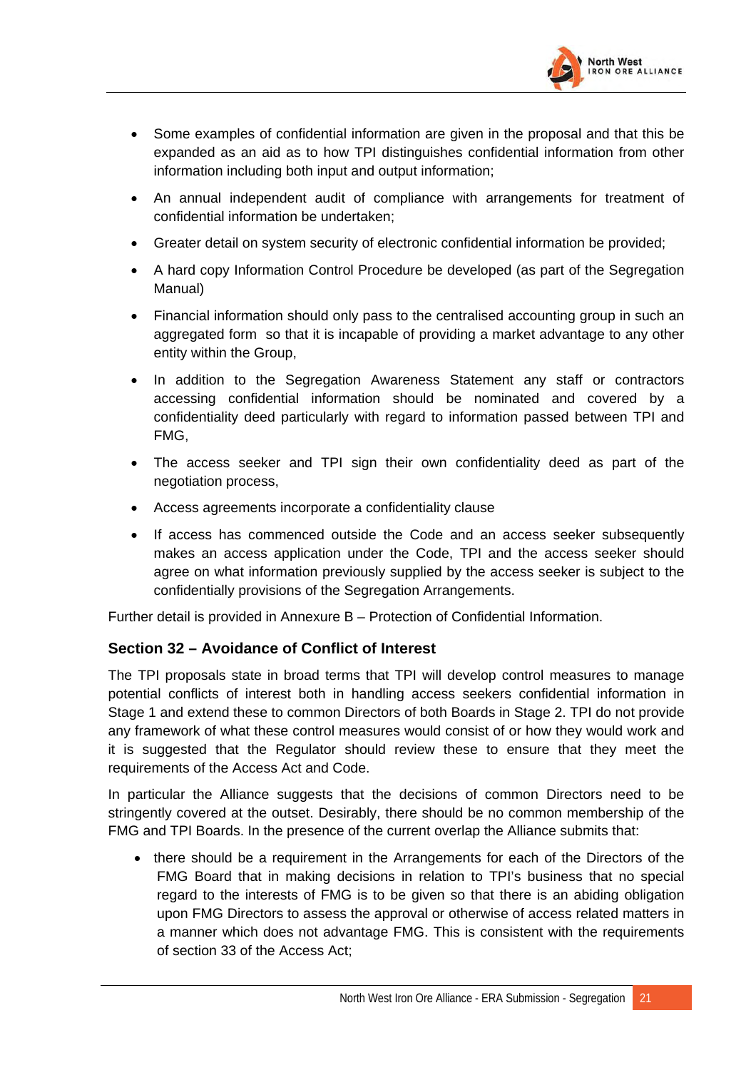- Some examples of confidential information are given in the proposal and that this be expanded as an aid as to how TPI distinguishes confidential information from other information including both input and output information;
- An annual independent audit of compliance with arrangements for treatment of confidential information be undertaken;
- Greater detail on system security of electronic confidential information be provided;
- A hard copy Information Control Procedure be developed (as part of the Segregation Manual)
- Financial information should only pass to the centralised accounting group in such an aggregated form so that it is incapable of providing a market advantage to any other entity within the Group,
- In addition to the Segregation Awareness Statement any staff or contractors accessing confidential information should be nominated and covered by a confidentiality deed particularly with regard to information passed between TPI and FMG,
- The access seeker and TPI sign their own confidentiality deed as part of the negotiation process,
- Access agreements incorporate a confidentiality clause
- If access has commenced outside the Code and an access seeker subsequently makes an access application under the Code, TPI and the access seeker should agree on what information previously supplied by the access seeker is subject to the confidentially provisions of the Segregation Arrangements.

Further detail is provided in Annexure B – Protection of Confidential Information.

### Section 32 – Avoidance of Conflict of Interest

The TPI proposals state in broad terms that TPI will develop control measures to manage potential conflicts of interest both in handling access seekers confidential information in Stage 1 and extend these to common Directors of both Boards in Stage 2. TPI do not provide any framework of what these control measures would consist of or how they would work and it is suggested that the Regulator should review these to ensure that they meet the requirements of the Access Act and Code.

In particular the Alliance suggests that the decisions of common Directors need to be stringently covered at the outset. Desirably, there should be no common membership of the FMG and TPI Boards. In the presence of the current overlap the Alliance submits that:

- there should be a requirement in the Arrangements for each of the Directors of the FMG Board that in making decisions in relation to TPI's business that no special regard to the interests of FMG is to be given so that there is an abiding obligation upon FMG Directors to assess the approval or otherwise of access related matters in a manner which does not advantage FMG. This is consistent with the requirements of section 33 of the Access Act;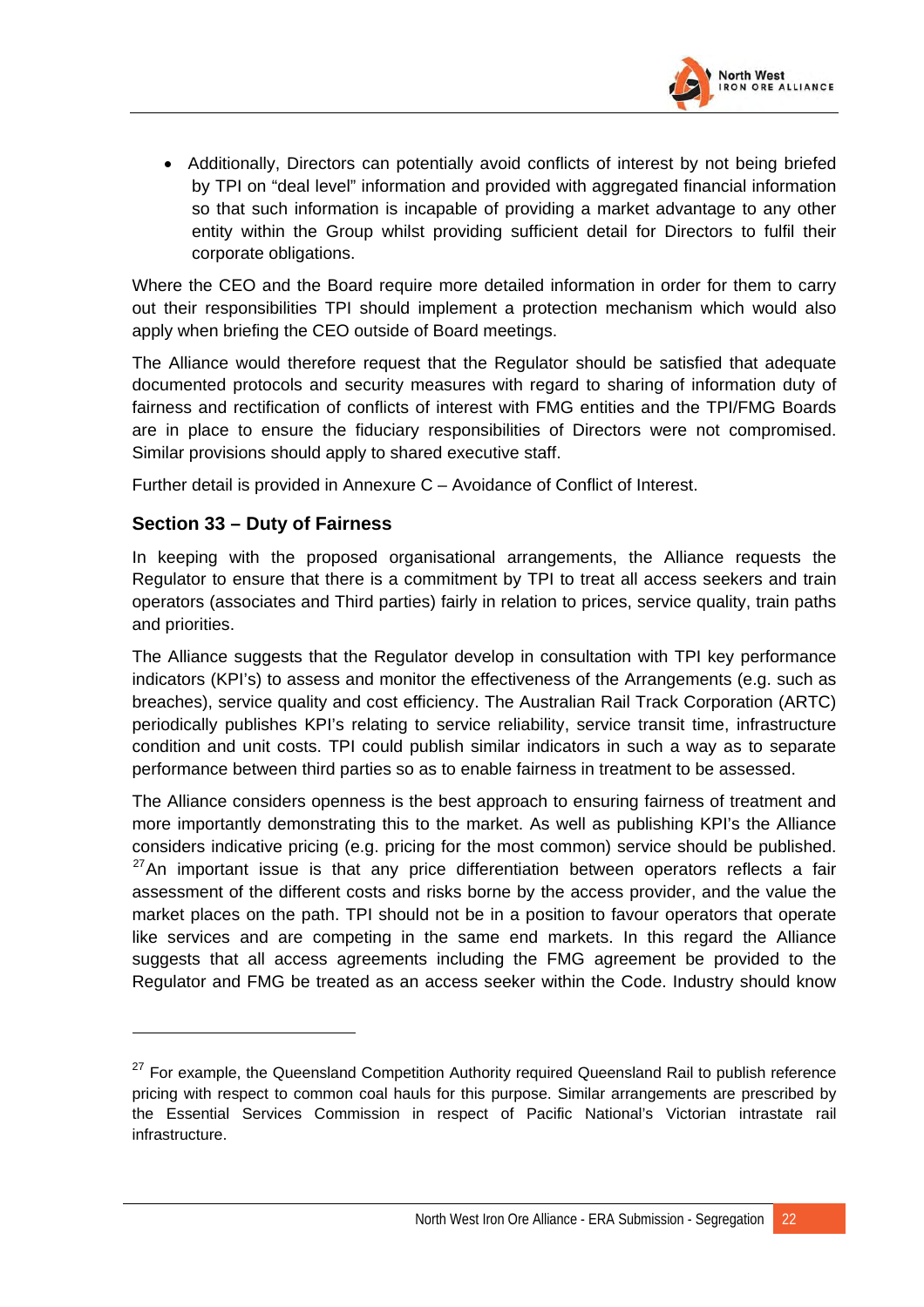- Additionally, Directors can potentially avoid conflicts of interest by not being briefed by TPI on "deal level" information and provided with aggregated financial information so that such information is incapable of providing a market advantage to any other entity within the Group whilst providing sufficient detail for Directors to fulfil their corporate obligations.

Where the CEO and the Board require more detailed information in order for them to carry out their responsibilities TPI should implement a protection mechanism which would also apply when briefing the CEO outside of Board meetings.

The Alliance would therefore request that the Regulator should be satisfied that adequate documented protocols and security measures with regard to sharing of information duty of fairness and rectification of conflicts of interest with FMG entities and the TPI/FMG Boards are in place to ensure the fiduciary responsibilities of Directors were not compromised. Similar provisions should apply to shared executive staff.

Further detail is provided in Annexure C – Avoidance of Conflict of Interest.

### Section 33 – Duty of Fairness

In keeping with the proposed organisational arrangements, the Alliance requests the Regulator to ensure that there is a commitment by TPI to treat all access seekers and train operators (associates and Third parties) fairly in relation to prices, service quality, train paths and priorities.

The Alliance suggests that the Regulator develop in consultation with TPI key performance indicators (KPI's) to assess and monitor the effectiveness of the Arrangements (e.g. such as breaches), service quality and cost efficiency. The Australian Rail Track Corporation (ARTC) periodically publishes KPI's relating to service reliability, service transit time, infrastructure condition and unit costs. TPI could publish similar indicators in such a way as to separate performance between third parties so as to enable fairness in treatment to be assessed.

The Alliance considers openness is the best approach to ensuring fairness of treatment and more importantly demonstrating this to the market. As well as publishing KPI's the Alliance considers indicative pricing (e.g. pricing for the most common) service should be published. [27] An important issue is that any price differentiation between operators reflects a fair assessment of the different costs and risks borne by the access provider, and the value the market places on the path. TPI should not be in a position to favour operators that operate like services and are competing in the same end markets. In this regard the Alliance suggests that all access agreements including the FMG agreement be provided to the Regulator and FMG be treated as an access seeker within the Code. Industry should know

---

[27] For example, the Queensland Competition Authority required Queensland Rail to publish reference pricing with respect to common coal hauls for this purpose. Similar arrangements are prescribed by the Essential Services Commission in respect of Pacific National's Victorian intrastate rail infrastructure.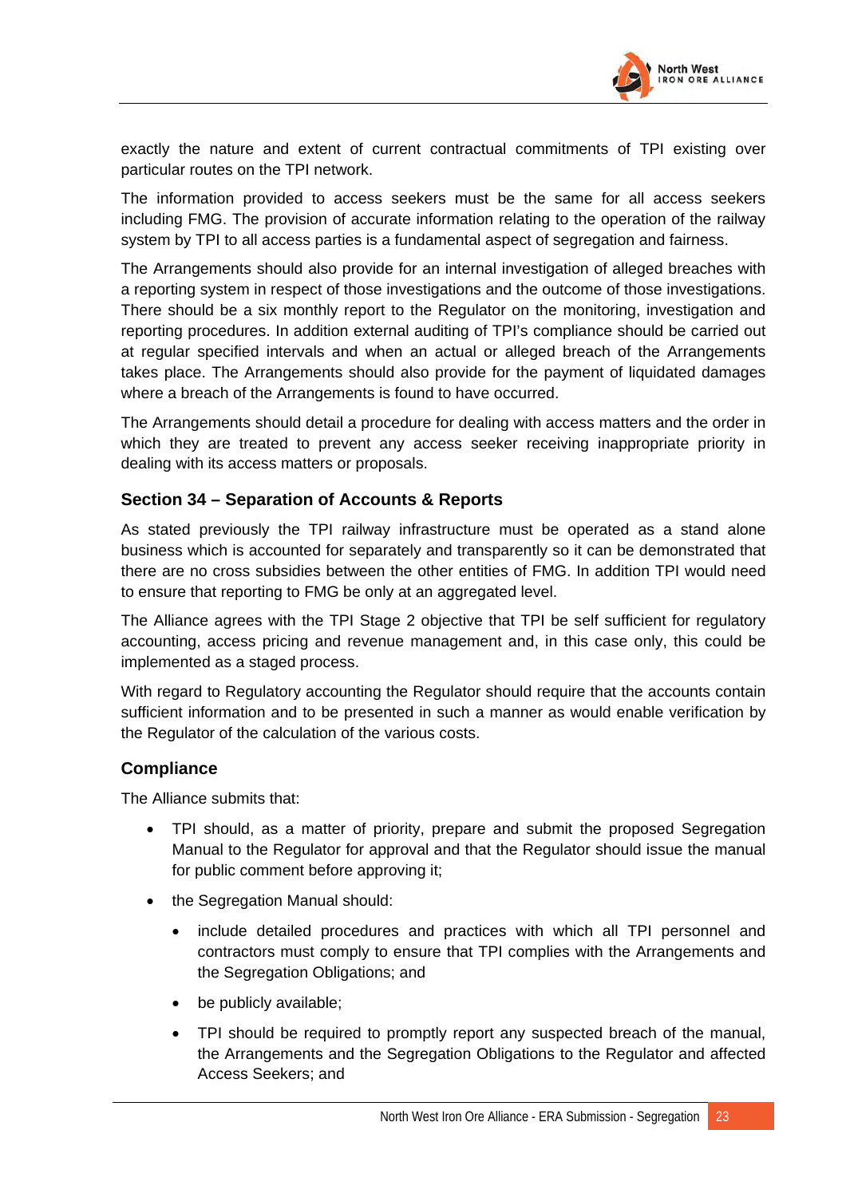exactly the nature and extent of current contractual commitments of TPI existing over particular routes on the TPI network.

The information provided to access seekers must be the same for all access seekers including FMG. The provision of accurate information relating to the operation of the railway system by TPI to all access parties is a fundamental aspect of segregation and fairness.

The Arrangements should also provide for an internal investigation of alleged breaches with a reporting system in respect of those investigations and the outcome of those investigations. There should be a six monthly report to the Regulator on the monitoring, investigation and reporting procedures. In addition external auditing of TPI's compliance should be carried out at regular specified intervals and when an actual or alleged breach of the Arrangements takes place. The Arrangements should also provide for the payment of liquidated damages where a breach of the Arrangements is found to have occurred.

The Arrangements should detail a procedure for dealing with access matters and the order in which they are treated to prevent any access seeker receiving inappropriate priority in dealing with its access matters or proposals.

### Section 34 – Separation of Accounts & Reports

As stated previously the TPI railway infrastructure must be operated as a stand alone business which is accounted for separately and transparently so it can be demonstrated that there are no cross subsidies between the other entities of FMG. In addition TPI would need to ensure that reporting to FMG be only at an aggregated level.

The Alliance agrees with the TPI Stage 2 objective that TPI be self sufficient for regulatory accounting, access pricing and revenue management and, in this case only, this could be implemented as a staged process.

With regard to Regulatory accounting the Regulator should require that the accounts contain sufficient information and to be presented in such a manner as would enable verification by the Regulator of the calculation of the various costs.

### Compliance

The Alliance submits that:

- TPI should, as a matter of priority, prepare and submit the proposed Segregation Manual to the Regulator for approval and that the Regulator should issue the manual for public comment before approving it;
- the Segregation Manual should:
  - include detailed procedures and practices with which all TPI personnel and contractors must comply to ensure that TPI complies with the Arrangements and the Segregation Obligations; and
  - be publicly available;
  - TPI should be required to promptly report any suspected breach of the manual, the Arrangements and the Segregation Obligations to the Regulator and affected Access Seekers; and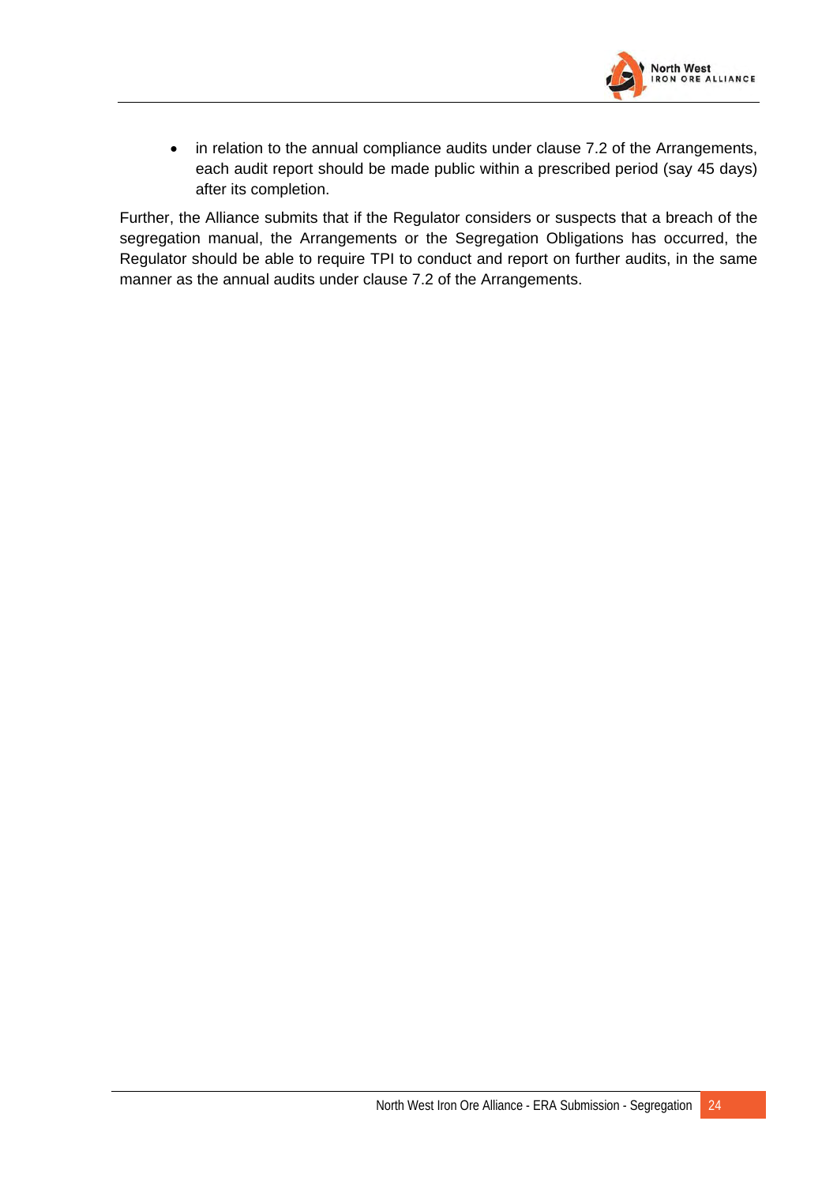- in relation to the annual compliance audits under clause 7.2 of the Arrangements, each audit report should be made public within a prescribed period (say 45 days) after its completion.

Further, the Alliance submits that if the Regulator considers or suspects that a breach of the segregation manual, the Arrangements or the Segregation Obligations has occurred, the Regulator should be able to require TPI to conduct and report on further audits, in the same manner as the annual audits under clause 7.2 of the Arrangements.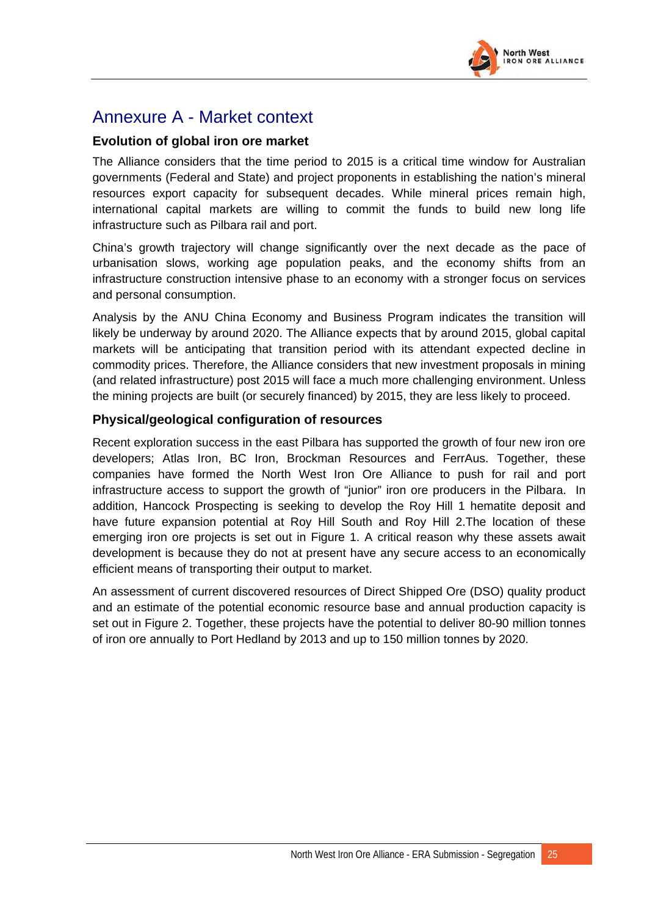# Annexure A - Market context

## Evolution of global iron ore market

The Alliance considers that the time period to 2015 is a critical time window for Australian governments (Federal and State) and project proponents in establishing the nation's mineral resources export capacity for subsequent decades. While mineral prices remain high, international capital markets are willing to commit the funds to build new long life infrastructure such as Pilbara rail and port.

China's growth trajectory will change significantly over the next decade as the pace of urbanisation slows, working age population peaks, and the economy shifts from an infrastructure construction intensive phase to an economy with a stronger focus on services and personal consumption.

Analysis by the ANU China Economy and Business Program indicates the transition will likely be underway by around 2020. The Alliance expects that by around 2015, global capital markets will be anticipating that transition period with its attendant expected decline in commodity prices. Therefore, the Alliance considers that new investment proposals in mining (and related infrastructure) post 2015 will face a much more challenging environment. Unless the mining projects are built (or securely financed) by 2015, they are less likely to proceed.

## Physical/geological configuration of resources

Recent exploration success in the east Pilbara has supported the growth of four new iron ore developers; Atlas Iron, BC Iron, Brockman Resources and FerrAus. Together, these companies have formed the North West Iron Ore Alliance to push for rail and port infrastructure access to support the growth of "junior" iron ore producers in the Pilbara. In addition, Hancock Prospecting is seeking to develop the Roy Hill 1 hematite deposit and have future expansion potential at Roy Hill South and Roy Hill 2.The location of these emerging iron ore projects is set out in Figure 1. A critical reason why these assets await development is because they do not at present have any secure access to an economically efficient means of transporting their output to market.

An assessment of current discovered resources of Direct Shipped Ore (DSO) quality product and an estimate of the potential economic resource base and annual production capacity is set out in Figure 2. Together, these projects have the potential to deliver 80-90 million tonnes of iron ore annually to Port Hedland by 2013 and up to 150 million tonnes by 2020.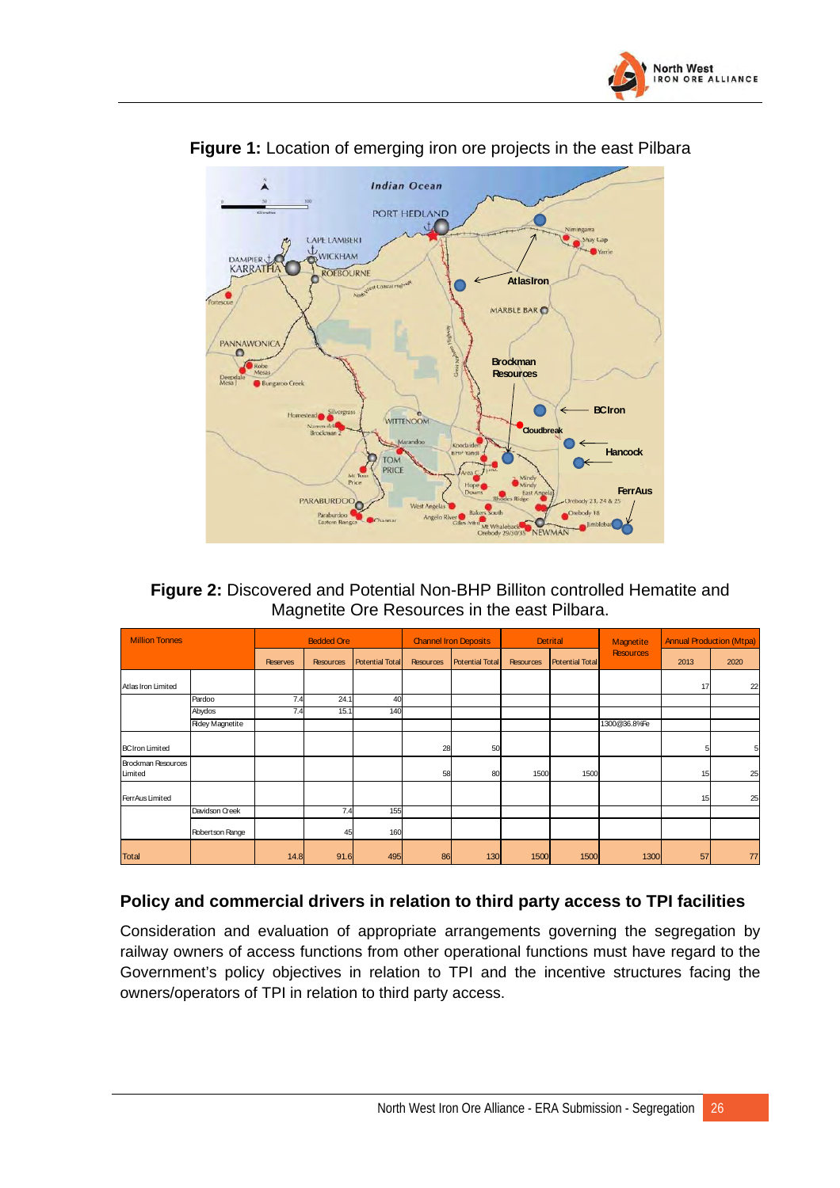**Figure 1:** Location of emerging iron ore projects in the east Pilbara

**Figure 2:** Discovered and Potential Non-BHP Billiton controlled Hematite and Magnetite Ore Resources in the east Pilbara.

| Million Tonnes | | Bedded Ore | | | Channel Iron Deposits | | Detrital | | Magnetite Resources | Annual Production (Mtpa) | |
|---|---|---|---|---|---|---|---|---|---|---|---|
| | | Reserves | Resources | Potential Total | Resources | Potential Total | Resources | Potential Total | | 2013 | 2020 |
| Atlas Iron Limited | | | | | | | | | | 17 | 22 |
| | Pardoo | 7.4 | 24.1 | 40 | | | | | | | |
| | Abydos | 7.4 | 15.1 | 140 | | | | | | | |
| | Ridley Magnetite | | | | | | | | 1300@36.8%Fe | | |
| BCIron Limited | | | | | 28 | 50 | | | | 5 | 5 |
| Brockman Resources Limited | | | | | 58 | 80 | 1500 | 1500 | | 15 | 25 |
| FerrAus Limited | | | | | | | | | | 15 | 25 |
| | Davidson Creek | | 7.4 | 155 | | | | | | | |
| | Robertson Range | | 45 | 160 | | | | | | | |
| Total | | 14.8 | 91.6 | 495 | 86 | 130 | 1500 | 1500 | 1300 | 57 | 77 |

## Policy and commercial drivers in relation to third party access to TPI facilities

Consideration and evaluation of appropriate arrangements governing the segregation by railway owners of access functions from other operational functions must have regard to the Government's policy objectives in relation to TPI and the incentive structures facing the owners/operators of TPI in relation to third party access.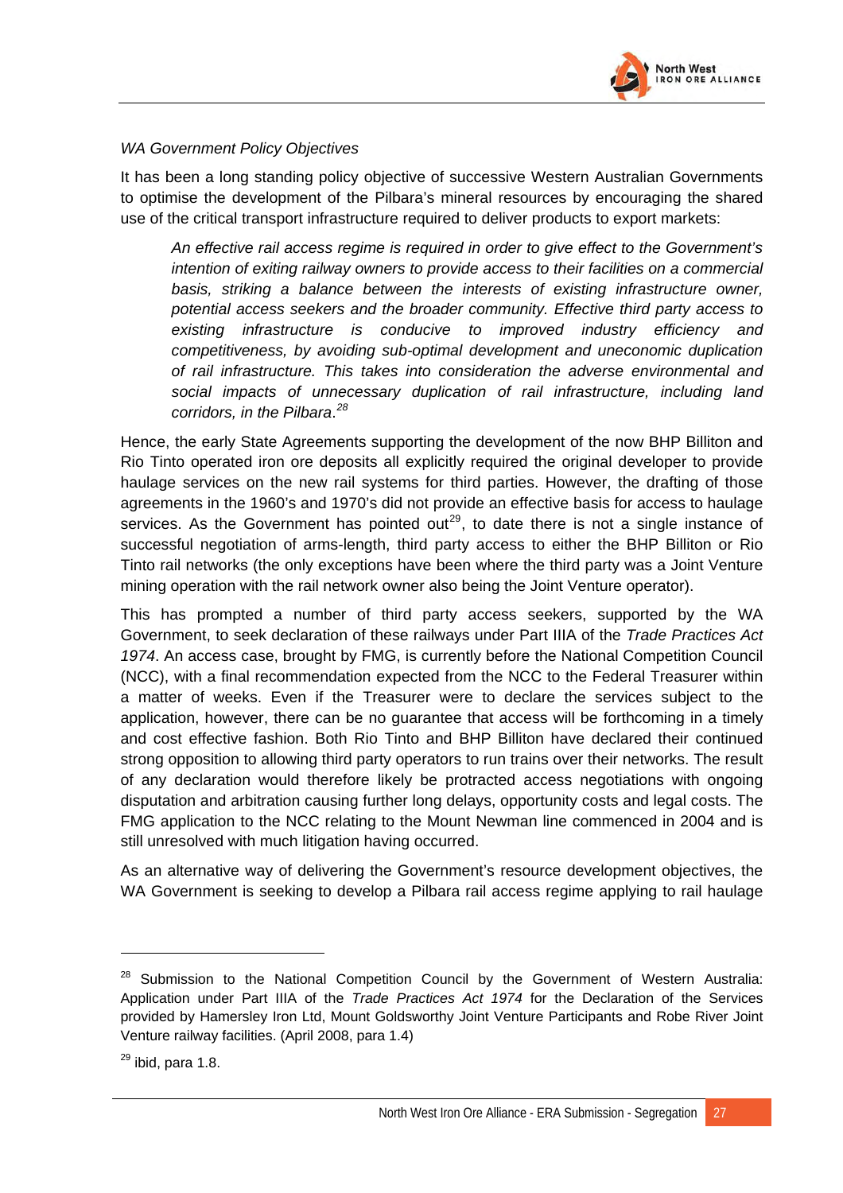*WA Government Policy Objectives*

It has been a long standing policy objective of successive Western Australian Governments to optimise the development of the Pilbara's mineral resources by encouraging the shared use of the critical transport infrastructure required to deliver products to export markets:

> *An effective rail access regime is required in order to give effect to the Government's intention of exiting railway owners to provide access to their facilities on a commercial basis, striking a balance between the interests of existing infrastructure owner, potential access seekers and the broader community. Effective third party access to existing infrastructure is conducive to improved industry efficiency and competitiveness, by avoiding sub-optimal development and uneconomic duplication of rail infrastructure. This takes into consideration the adverse environmental and social impacts of unnecessary duplication of rail infrastructure, including land corridors, in the Pilbara.*[28]

Hence, the early State Agreements supporting the development of the now BHP Billiton and Rio Tinto operated iron ore deposits all explicitly required the original developer to provide haulage services on the new rail systems for third parties. However, the drafting of those agreements in the 1960's and 1970's did not provide an effective basis for access to haulage services. As the Government has pointed out[29], to date there is not a single instance of successful negotiation of arms-length, third party access to either the BHP Billiton or Rio Tinto rail networks (the only exceptions have been where the third party was a Joint Venture mining operation with the rail network owner also being the Joint Venture operator).

This has prompted a number of third party access seekers, supported by the WA Government, to seek declaration of these railways under Part IIIA of the *Trade Practices Act 1974*. An access case, brought by FMG, is currently before the National Competition Council (NCC), with a final recommendation expected from the NCC to the Federal Treasurer within a matter of weeks. Even if the Treasurer were to declare the services subject to the application, however, there can be no guarantee that access will be forthcoming in a timely and cost effective fashion. Both Rio Tinto and BHP Billiton have declared their continued strong opposition to allowing third party operators to run trains over their networks. The result of any declaration would therefore likely be protracted access negotiations with ongoing disputation and arbitration causing further long delays, opportunity costs and legal costs. The FMG application to the NCC relating to the Mount Newman line commenced in 2004 and is still unresolved with much litigation having occurred.

As an alternative way of delivering the Government's resource development objectives, the WA Government is seeking to develop a Pilbara rail access regime applying to rail haulage

---

[28] Submission to the National Competition Council by the Government of Western Australia: Application under Part IIIA of the *Trade Practices Act 1974* for the Declaration of the Services provided by Hamersley Iron Ltd, Mount Goldsworthy Joint Venture Participants and Robe River Joint Venture railway facilities. (April 2008, para 1.4)

[29] ibid, para 1.8.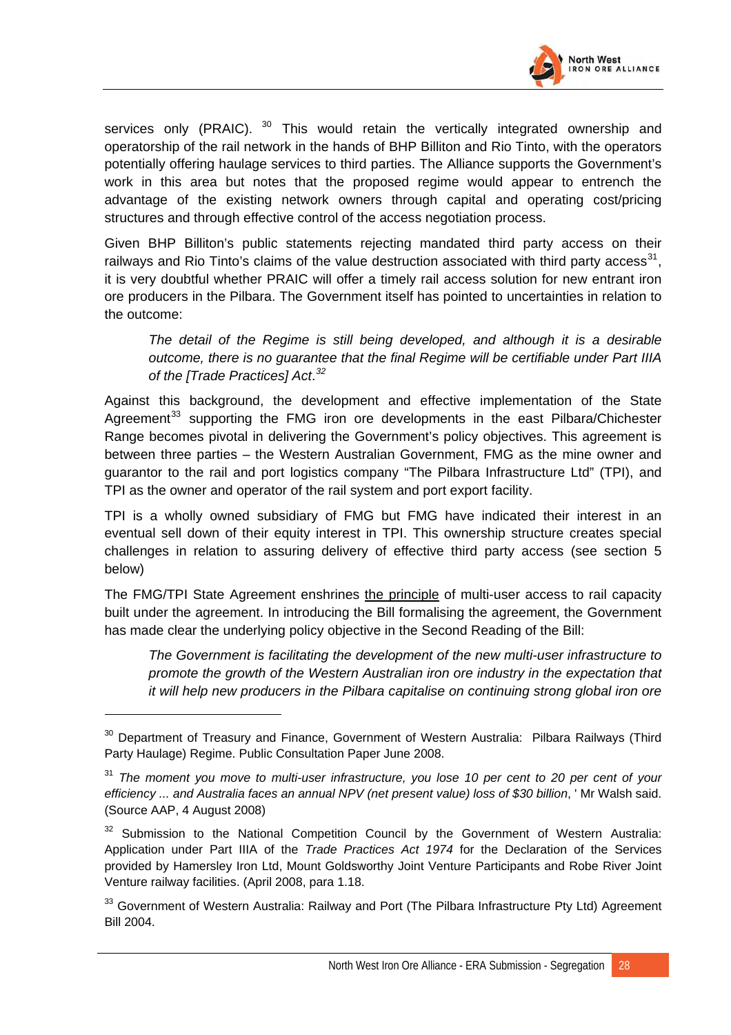services only (PRAIC). [30] This would retain the vertically integrated ownership and operatorship of the rail network in the hands of BHP Billiton and Rio Tinto, with the operators potentially offering haulage services to third parties. The Alliance supports the Government's work in this area but notes that the proposed regime would appear to entrench the advantage of the existing network owners through capital and operating cost/pricing structures and through effective control of the access negotiation process.

Given BHP Billiton's public statements rejecting mandated third party access on their railways and Rio Tinto's claims of the value destruction associated with third party access[31], it is very doubtful whether PRAIC will offer a timely rail access solution for new entrant iron ore producers in the Pilbara. The Government itself has pointed to uncertainties in relation to the outcome:

> *The detail of the Regime is still being developed, and although it is a desirable outcome, there is no guarantee that the final Regime will be certifiable under Part IIIA of the [Trade Practices] Act.[32]*

Against this background, the development and effective implementation of the State Agreement[33] supporting the FMG iron ore developments in the east Pilbara/Chichester Range becomes pivotal in delivering the Government's policy objectives. This agreement is between three parties – the Western Australian Government, FMG as the mine owner and guarantor to the rail and port logistics company "The Pilbara Infrastructure Ltd" (TPI), and TPI as the owner and operator of the rail system and port export facility.

TPI is a wholly owned subsidiary of FMG but FMG have indicated their interest in an eventual sell down of their equity interest in TPI. This ownership structure creates special challenges in relation to assuring delivery of effective third party access (see section 5 below)

The FMG/TPI State Agreement enshrines <u>the principle</u> of multi-user access to rail capacity built under the agreement. In introducing the Bill formalising the agreement, the Government has made clear the underlying policy objective in the Second Reading of the Bill:

> *The Government is facilitating the development of the new multi-user infrastructure to promote the growth of the Western Australian iron ore industry in the expectation that it will help new producers in the Pilbara capitalise on continuing strong global iron ore*

---

[30] Department of Treasury and Finance, Government of Western Australia: Pilbara Railways (Third Party Haulage) Regime. Public Consultation Paper June 2008.

[31] *The moment you move to multi-user infrastructure, you lose 10 per cent to 20 per cent of your efficiency ... and Australia faces an annual NPV (net present value) loss of $30 billion*, ' Mr Walsh said. (Source AAP, 4 August 2008)

[32] Submission to the National Competition Council by the Government of Western Australia: Application under Part IIIA of the *Trade Practices Act 1974* for the Declaration of the Services provided by Hamersley Iron Ltd, Mount Goldsworthy Joint Venture Participants and Robe River Joint Venture railway facilities. (April 2008, para 1.18.

[33] Government of Western Australia: Railway and Port (The Pilbara Infrastructure Pty Ltd) Agreement Bill 2004.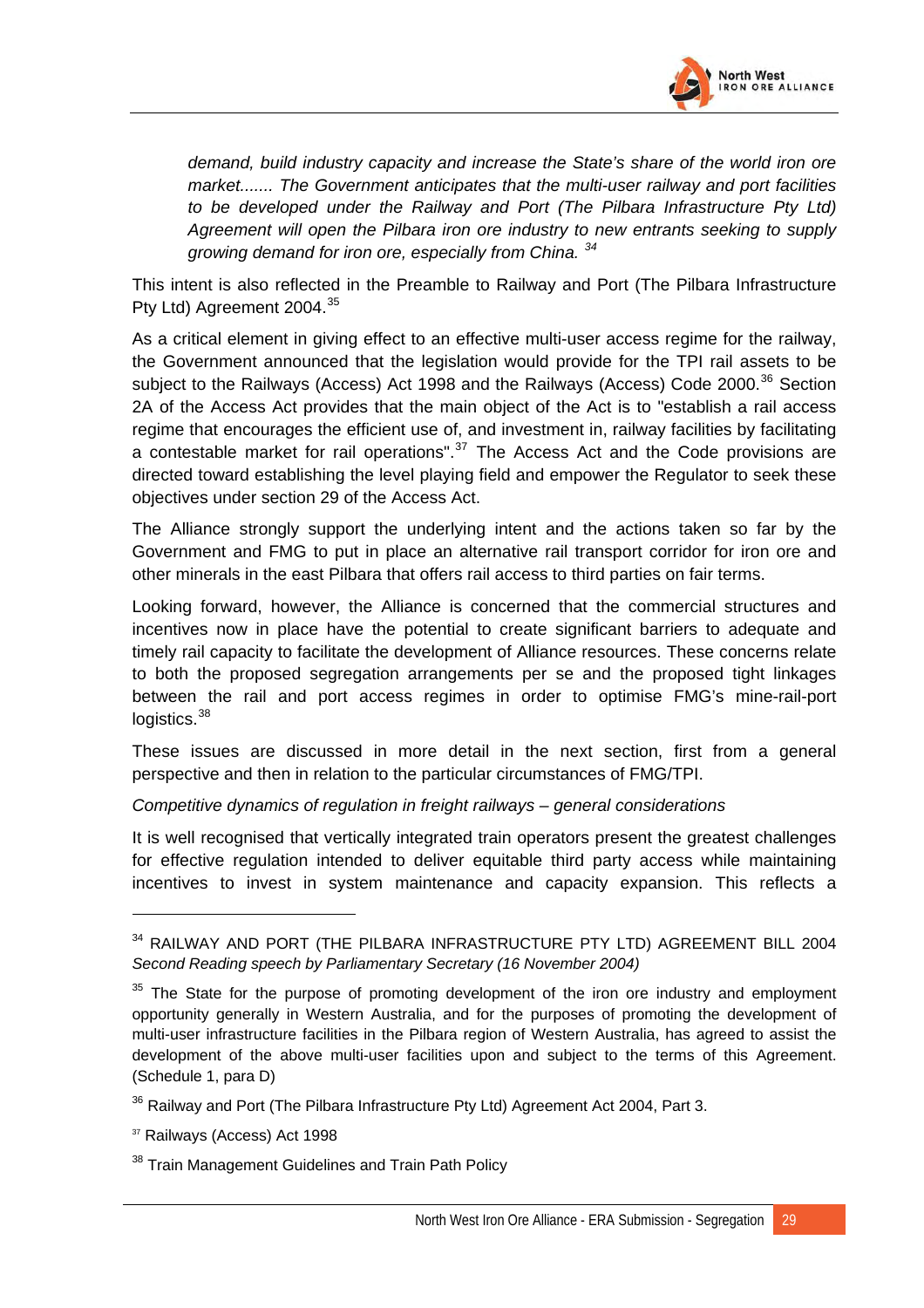*demand, build industry capacity and increase the State's share of the world iron ore market....... The Government anticipates that the multi-user railway and port facilities to be developed under the Railway and Port (The Pilbara Infrastructure Pty Ltd) Agreement will open the Pilbara iron ore industry to new entrants seeking to supply growing demand for iron ore, especially from China.* [34]

This intent is also reflected in the Preamble to Railway and Port (The Pilbara Infrastructure Pty Ltd) Agreement 2004.[35]

As a critical element in giving effect to an effective multi-user access regime for the railway, the Government announced that the legislation would provide for the TPI rail assets to be subject to the Railways (Access) Act 1998 and the Railways (Access) Code 2000.[36] Section 2A of the Access Act provides that the main object of the Act is to "establish a rail access regime that encourages the efficient use of, and investment in, railway facilities by facilitating a contestable market for rail operations".[37] The Access Act and the Code provisions are directed toward establishing the level playing field and empower the Regulator to seek these objectives under section 29 of the Access Act.

The Alliance strongly support the underlying intent and the actions taken so far by the Government and FMG to put in place an alternative rail transport corridor for iron ore and other minerals in the east Pilbara that offers rail access to third parties on fair terms.

Looking forward, however, the Alliance is concerned that the commercial structures and incentives now in place have the potential to create significant barriers to adequate and timely rail capacity to facilitate the development of Alliance resources. These concerns relate to both the proposed segregation arrangements per se and the proposed tight linkages between the rail and port access regimes in order to optimise FMG's mine-rail-port logistics.[38]

These issues are discussed in more detail in the next section, first from a general perspective and then in relation to the particular circumstances of FMG/TPI.

*Competitive dynamics of regulation in freight railways – general considerations*

It is well recognised that vertically integrated train operators present the greatest challenges for effective regulation intended to deliver equitable third party access while maintaining incentives to invest in system maintenance and capacity expansion. This reflects a

---

[34] RAILWAY AND PORT (THE PILBARA INFRASTRUCTURE PTY LTD) AGREEMENT BILL 2004 *Second Reading speech by Parliamentary Secretary (16 November 2004)*

[35] The State for the purpose of promoting development of the iron ore industry and employment opportunity generally in Western Australia, and for the purposes of promoting the development of multi-user infrastructure facilities in the Pilbara region of Western Australia, has agreed to assist the development of the above multi-user facilities upon and subject to the terms of this Agreement. (Schedule 1, para D)

[36] Railway and Port (The Pilbara Infrastructure Pty Ltd) Agreement Act 2004, Part 3.

[37] Railways (Access) Act 1998

[38] Train Management Guidelines and Train Path Policy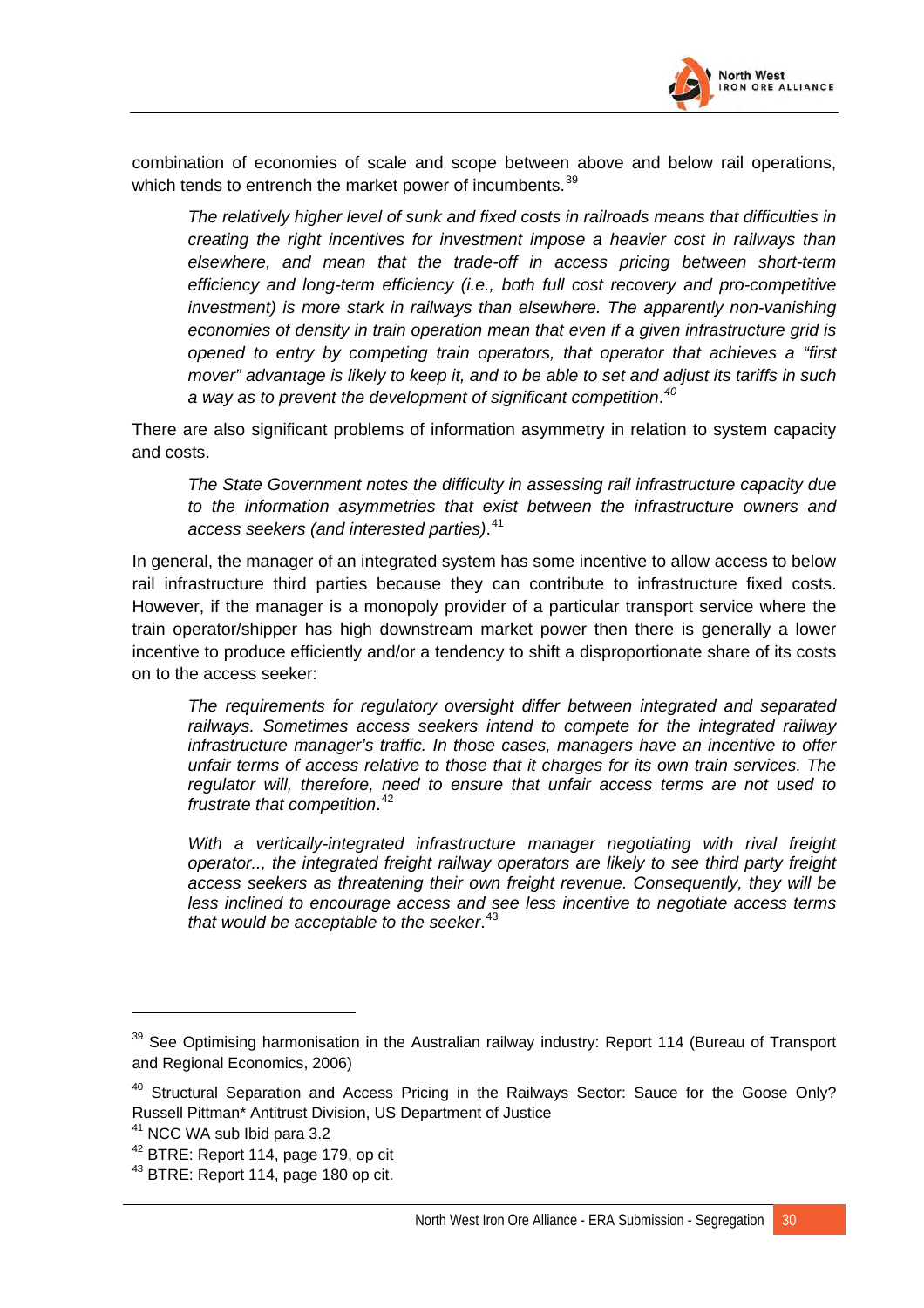combination of economies of scale and scope between above and below rail operations, which tends to entrench the market power of incumbents.[39]

> *The relatively higher level of sunk and fixed costs in railroads means that difficulties in creating the right incentives for investment impose a heavier cost in railways than elsewhere, and mean that the trade-off in access pricing between short-term efficiency and long-term efficiency (i.e., both full cost recovery and pro-competitive investment) is more stark in railways than elsewhere. The apparently non-vanishing economies of density in train operation mean that even if a given infrastructure grid is opened to entry by competing train operators, that operator that achieves a "first mover" advantage is likely to keep it, and to be able to set and adjust its tariffs in such a way as to prevent the development of significant competition.*[40]

There are also significant problems of information asymmetry in relation to system capacity and costs.

> *The State Government notes the difficulty in assessing rail infrastructure capacity due to the information asymmetries that exist between the infrastructure owners and access seekers (and interested parties).*[41]

In general, the manager of an integrated system has some incentive to allow access to below rail infrastructure third parties because they can contribute to infrastructure fixed costs. However, if the manager is a monopoly provider of a particular transport service where the train operator/shipper has high downstream market power then there is generally a lower incentive to produce efficiently and/or a tendency to shift a disproportionate share of its costs on to the access seeker:

> *The requirements for regulatory oversight differ between integrated and separated railways. Sometimes access seekers intend to compete for the integrated railway infrastructure manager's traffic. In those cases, managers have an incentive to offer unfair terms of access relative to those that it charges for its own train services. The regulator will, therefore, need to ensure that unfair access terms are not used to frustrate that competition.*[42]
>
> *With a vertically-integrated infrastructure manager negotiating with rival freight operator.., the integrated freight railway operators are likely to see third party freight access seekers as threatening their own freight revenue. Consequently, they will be less inclined to encourage access and see less incentive to negotiate access terms that would be acceptable to the seeker.*[43]

---

[39] See Optimising harmonisation in the Australian railway industry: Report 114 (Bureau of Transport and Regional Economics, 2006)

[40] Structural Separation and Access Pricing in the Railways Sector: Sauce for the Goose Only? Russell Pittman* Antitrust Division, US Department of Justice

[41] NCC WA sub Ibid para 3.2

[42] BTRE: Report 114, page 179, op cit

[43] BTRE: Report 114, page 180 op cit.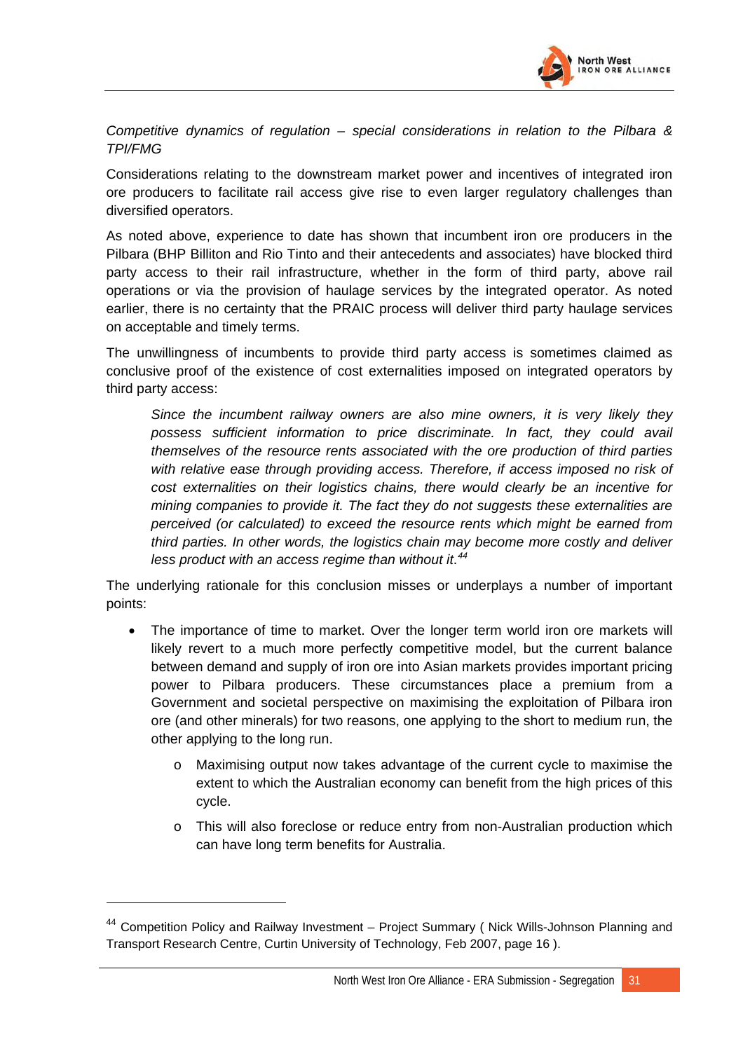*Competitive dynamics of regulation – special considerations in relation to the Pilbara & TPI/FMG*

Considerations relating to the downstream market power and incentives of integrated iron ore producers to facilitate rail access give rise to even larger regulatory challenges than diversified operators.

As noted above, experience to date has shown that incumbent iron ore producers in the Pilbara (BHP Billiton and Rio Tinto and their antecedents and associates) have blocked third party access to their rail infrastructure, whether in the form of third party, above rail operations or via the provision of haulage services by the integrated operator. As noted earlier, there is no certainty that the PRAIC process will deliver third party haulage services on acceptable and timely terms.

The unwillingness of incumbents to provide third party access is sometimes claimed as conclusive proof of the existence of cost externalities imposed on integrated operators by third party access:

> *Since the incumbent railway owners are also mine owners, it is very likely they possess sufficient information to price discriminate. In fact, they could avail themselves of the resource rents associated with the ore production of third parties with relative ease through providing access. Therefore, if access imposed no risk of cost externalities on their logistics chains, there would clearly be an incentive for mining companies to provide it. The fact they do not suggests these externalities are perceived (or calculated) to exceed the resource rents which might be earned from third parties. In other words, the logistics chain may become more costly and deliver less product with an access regime than without it.*[44]

The underlying rationale for this conclusion misses or underplays a number of important points:

- The importance of time to market. Over the longer term world iron ore markets will likely revert to a much more perfectly competitive model, but the current balance between demand and supply of iron ore into Asian markets provides important pricing power to Pilbara producers. These circumstances place a premium from a Government and societal perspective on maximising the exploitation of Pilbara iron ore (and other minerals) for two reasons, one applying to the short to medium run, the other applying to the long run.
  - Maximising output now takes advantage of the current cycle to maximise the extent to which the Australian economy can benefit from the high prices of this cycle.
  - This will also foreclose or reduce entry from non-Australian production which can have long term benefits for Australia.

---

[44] Competition Policy and Railway Investment – Project Summary ( Nick Wills-Johnson Planning and Transport Research Centre, Curtin University of Technology, Feb 2007, page 16 ).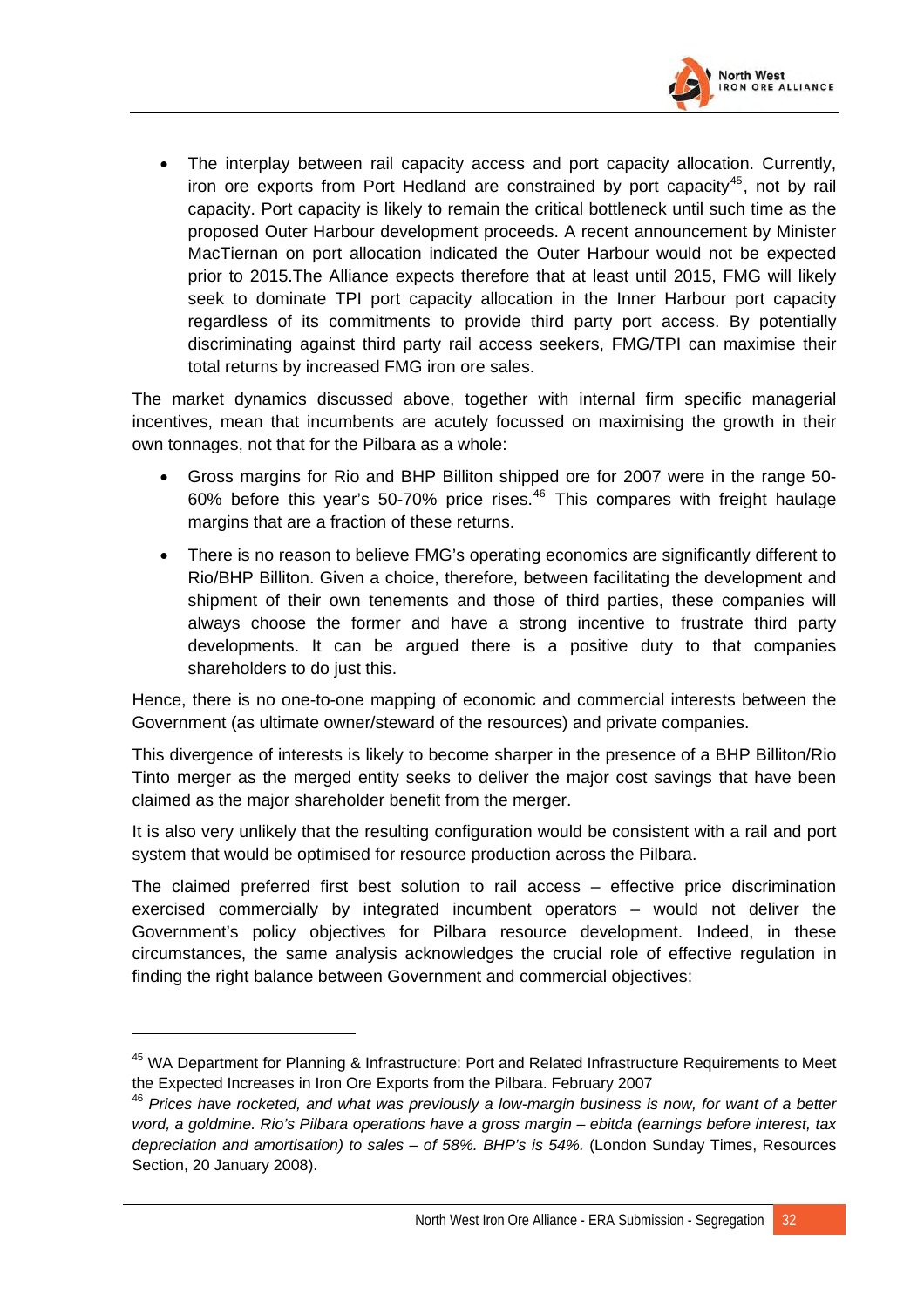- The interplay between rail capacity access and port capacity allocation. Currently, iron ore exports from Port Hedland are constrained by port capacity[45], not by rail capacity. Port capacity is likely to remain the critical bottleneck until such time as the proposed Outer Harbour development proceeds. A recent announcement by Minister MacTiernan on port allocation indicated the Outer Harbour would not be expected prior to 2015.The Alliance expects therefore that at least until 2015, FMG will likely seek to dominate TPI port capacity allocation in the Inner Harbour port capacity regardless of its commitments to provide third party port access. By potentially discriminating against third party rail access seekers, FMG/TPI can maximise their total returns by increased FMG iron ore sales.

The market dynamics discussed above, together with internal firm specific managerial incentives, mean that incumbents are acutely focussed on maximising the growth in their own tonnages, not that for the Pilbara as a whole:

- Gross margins for Rio and BHP Billiton shipped ore for 2007 were in the range 50-60% before this year's 50-70% price rises.[46] This compares with freight haulage margins that are a fraction of these returns.
- There is no reason to believe FMG's operating economics are significantly different to Rio/BHP Billiton. Given a choice, therefore, between facilitating the development and shipment of their own tenements and those of third parties, these companies will always choose the former and have a strong incentive to frustrate third party developments. It can be argued there is a positive duty to that companies shareholders to do just this.

Hence, there is no one-to-one mapping of economic and commercial interests between the Government (as ultimate owner/steward of the resources) and private companies.

This divergence of interests is likely to become sharper in the presence of a BHP Billiton/Rio Tinto merger as the merged entity seeks to deliver the major cost savings that have been claimed as the major shareholder benefit from the merger.

It is also very unlikely that the resulting configuration would be consistent with a rail and port system that would be optimised for resource production across the Pilbara.

The claimed preferred first best solution to rail access – effective price discrimination exercised commercially by integrated incumbent operators – would not deliver the Government's policy objectives for Pilbara resource development. Indeed, in these circumstances, the same analysis acknowledges the crucial role of effective regulation in finding the right balance between Government and commercial objectives:

---

[45] WA Department for Planning & Infrastructure: Port and Related Infrastructure Requirements to Meet the Expected Increases in Iron Ore Exports from the Pilbara. February 2007

[46] *Prices have rocketed, and what was previously a low-margin business is now, for want of a better word, a goldmine. Rio's Pilbara operations have a gross margin – ebitda (earnings before interest, tax depreciation and amortisation) to sales – of 58%. BHP's is 54%.* (London Sunday Times, Resources Section, 20 January 2008).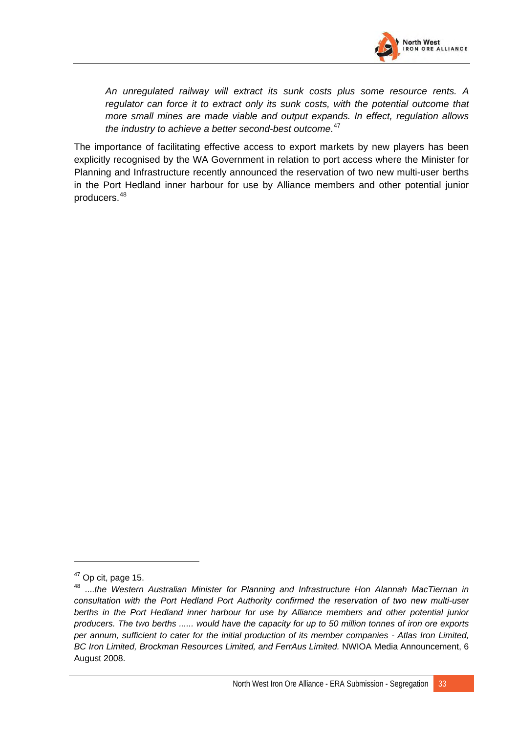> *An unregulated railway will extract its sunk costs plus some resource rents. A regulator can force it to extract only its sunk costs, with the potential outcome that more small mines are made viable and output expands. In effect, regulation allows the industry to achieve a better second-best outcome*.[47]

The importance of facilitating effective access to export markets by new players has been explicitly recognised by the WA Government in relation to port access where the Minister for Planning and Infrastructure recently announced the reservation of two new multi-user berths in the Port Hedland inner harbour for use by Alliance members and other potential junior producers.[48]

---

[47] Op cit, page 15.

[48] ....*the Western Australian Minister for Planning and Infrastructure Hon Alannah MacTiernan in consultation with the Port Hedland Port Authority confirmed the reservation of two new multi-user berths in the Port Hedland inner harbour for use by Alliance members and other potential junior producers. The two berths ...... would have the capacity for up to 50 million tonnes of iron ore exports per annum, sufficient to cater for the initial production of its member companies - Atlas Iron Limited, BC Iron Limited, Brockman Resources Limited, and FerrAus Limited.* NWIOA Media Announcement, 6 August 2008.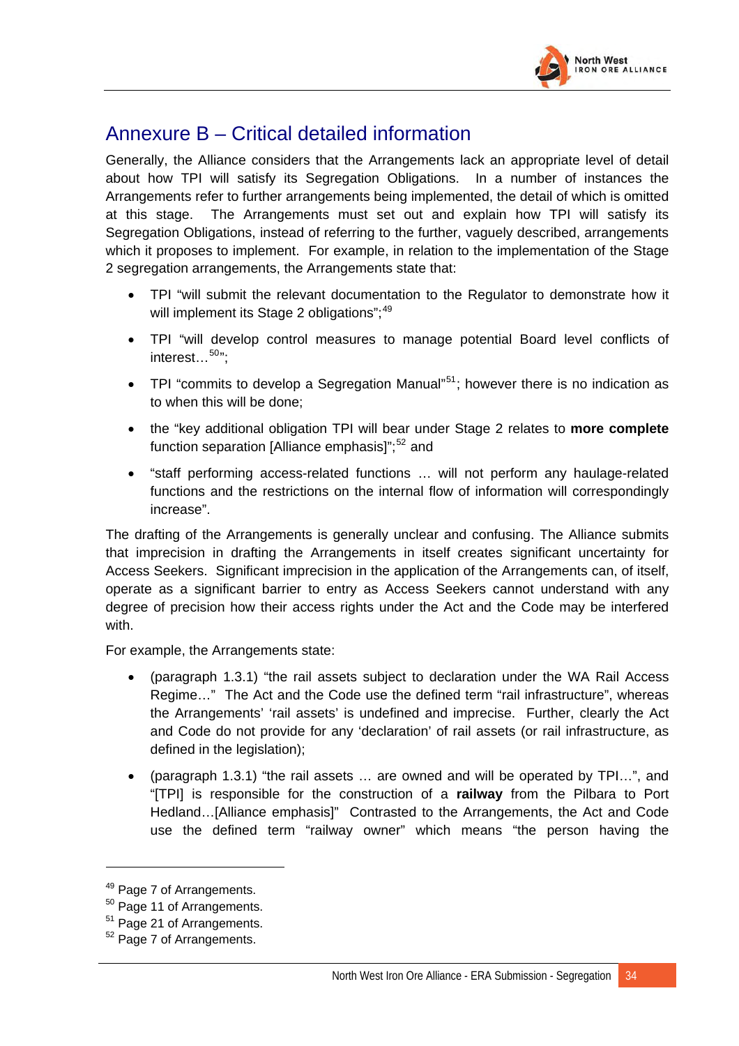# Annexure B – Critical detailed information

Generally, the Alliance considers that the Arrangements lack an appropriate level of detail about how TPI will satisfy its Segregation Obligations. In a number of instances the Arrangements refer to further arrangements being implemented, the detail of which is omitted at this stage. The Arrangements must set out and explain how TPI will satisfy its Segregation Obligations, instead of referring to the further, vaguely described, arrangements which it proposes to implement. For example, in relation to the implementation of the Stage 2 segregation arrangements, the Arrangements state that:

- TPI "will submit the relevant documentation to the Regulator to demonstrate how it will implement its Stage 2 obligations";[49]
- TPI "will develop control measures to manage potential Board level conflicts of interest…[50]";
- TPI "commits to develop a Segregation Manual"[51]; however there is no indication as to when this will be done;
- the "key additional obligation TPI will bear under Stage 2 relates to **more complete** function separation [Alliance emphasis]";[52] and
- "staff performing access-related functions … will not perform any haulage-related functions and the restrictions on the internal flow of information will correspondingly increase".

The drafting of the Arrangements is generally unclear and confusing. The Alliance submits that imprecision in drafting the Arrangements in itself creates significant uncertainty for Access Seekers. Significant imprecision in the application of the Arrangements can, of itself, operate as a significant barrier to entry as Access Seekers cannot understand with any degree of precision how their access rights under the Act and the Code may be interfered with.

For example, the Arrangements state:

- (paragraph 1.3.1) "the rail assets subject to declaration under the WA Rail Access Regime…" The Act and the Code use the defined term "rail infrastructure", whereas the Arrangements' 'rail assets' is undefined and imprecise. Further, clearly the Act and Code do not provide for any 'declaration' of rail assets (or rail infrastructure, as defined in the legislation);
- (paragraph 1.3.1) "the rail assets … are owned and will be operated by TPI…", and "[TPI] is responsible for the construction of a **railway** from the Pilbara to Port Hedland…[Alliance emphasis]" Contrasted to the Arrangements, the Act and Code use the defined term "railway owner" which means "the person having the

[49] Page 7 of Arrangements.

[50] Page 11 of Arrangements.

[51] Page 21 of Arrangements.

[52] Page 7 of Arrangements.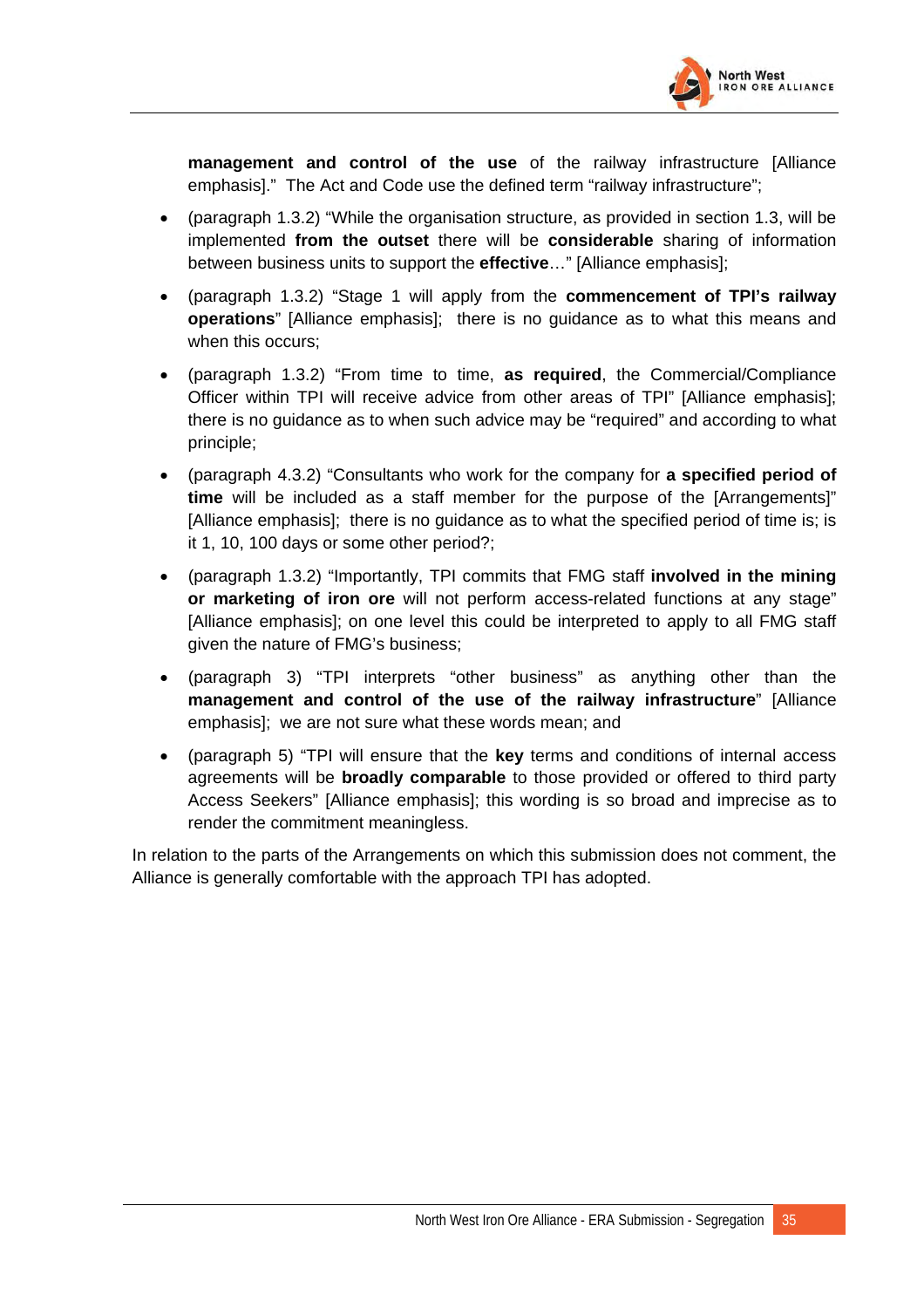**management and control of the use** of the railway infrastructure [Alliance emphasis]." The Act and Code use the defined term "railway infrastructure";

- (paragraph 1.3.2) "While the organisation structure, as provided in section 1.3, will be implemented **from the outset** there will be **considerable** sharing of information between business units to support the **effective**…" [Alliance emphasis];
- (paragraph 1.3.2) "Stage 1 will apply from the **commencement of TPI's railway operations**" [Alliance emphasis]; there is no guidance as to what this means and when this occurs;
- (paragraph 1.3.2) "From time to time, **as required**, the Commercial/Compliance Officer within TPI will receive advice from other areas of TPI" [Alliance emphasis]; there is no guidance as to when such advice may be "required" and according to what principle;
- (paragraph 4.3.2) "Consultants who work for the company for **a specified period of time** will be included as a staff member for the purpose of the [Arrangements]" [Alliance emphasis]; there is no guidance as to what the specified period of time is; is it 1, 10, 100 days or some other period?;
- (paragraph 1.3.2) "Importantly, TPI commits that FMG staff **involved in the mining or marketing of iron ore** will not perform access-related functions at any stage" [Alliance emphasis]; on one level this could be interpreted to apply to all FMG staff given the nature of FMG's business;
- (paragraph 3) "TPI interprets "other business" as anything other than the **management and control of the use of the railway infrastructure**" [Alliance emphasis]; we are not sure what these words mean; and
- (paragraph 5) "TPI will ensure that the **key** terms and conditions of internal access agreements will be **broadly comparable** to those provided or offered to third party Access Seekers" [Alliance emphasis]; this wording is so broad and imprecise as to render the commitment meaningless.

In relation to the parts of the Arrangements on which this submission does not comment, the Alliance is generally comfortable with the approach TPI has adopted.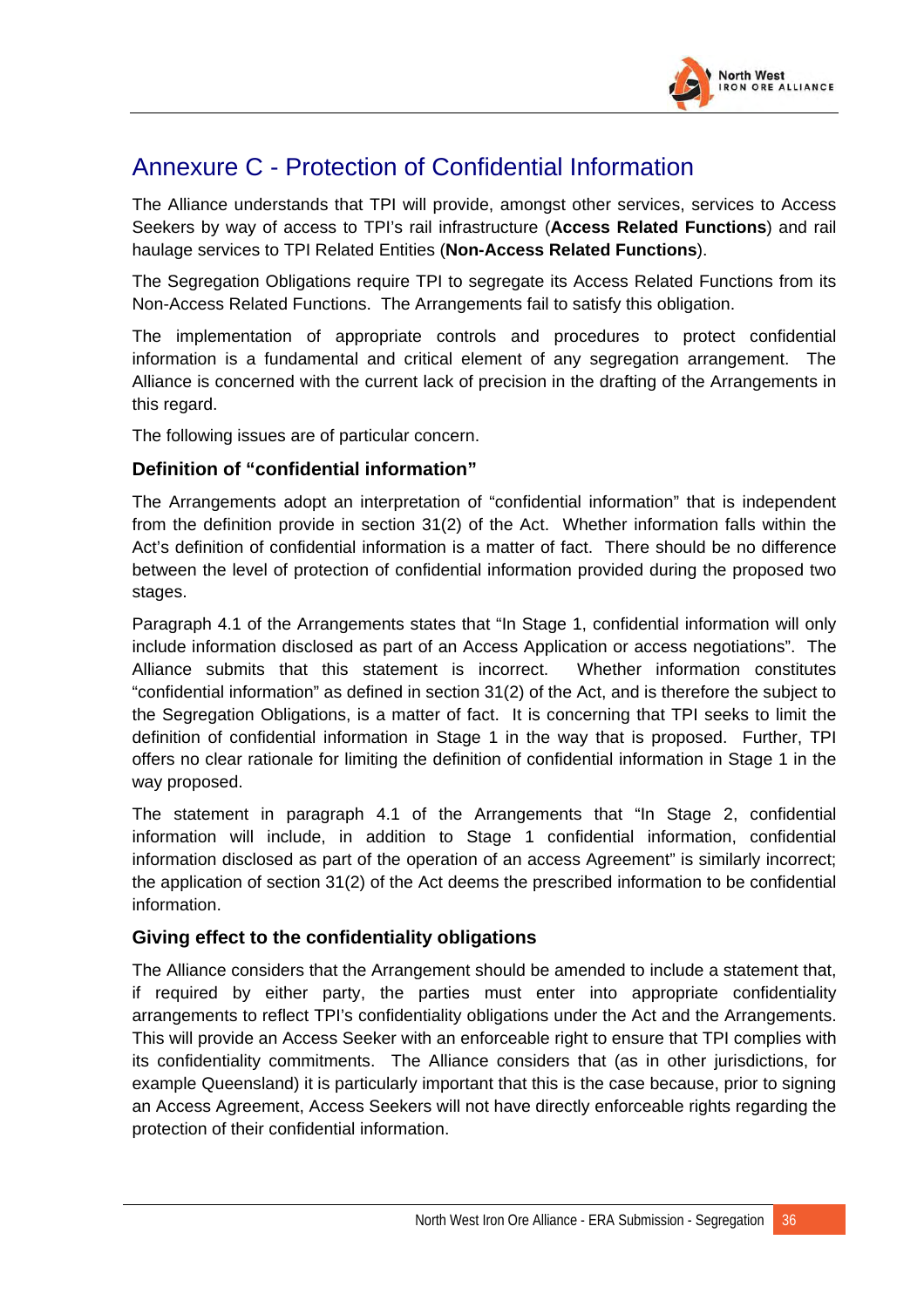# Annexure C - Protection of Confidential Information

The Alliance understands that TPI will provide, amongst other services, services to Access Seekers by way of access to TPI's rail infrastructure (**Access Related Functions**) and rail haulage services to TPI Related Entities (**Non-Access Related Functions**).

The Segregation Obligations require TPI to segregate its Access Related Functions from its Non-Access Related Functions. The Arrangements fail to satisfy this obligation.

The implementation of appropriate controls and procedures to protect confidential information is a fundamental and critical element of any segregation arrangement. The Alliance is concerned with the current lack of precision in the drafting of the Arrangements in this regard.

The following issues are of particular concern.

### Definition of "confidential information"

The Arrangements adopt an interpretation of "confidential information" that is independent from the definition provide in section 31(2) of the Act. Whether information falls within the Act's definition of confidential information is a matter of fact. There should be no difference between the level of protection of confidential information provided during the proposed two stages.

Paragraph 4.1 of the Arrangements states that "In Stage 1, confidential information will only include information disclosed as part of an Access Application or access negotiations". The Alliance submits that this statement is incorrect. Whether information constitutes "confidential information" as defined in section 31(2) of the Act, and is therefore the subject to the Segregation Obligations, is a matter of fact. It is concerning that TPI seeks to limit the definition of confidential information in Stage 1 in the way that is proposed. Further, TPI offers no clear rationale for limiting the definition of confidential information in Stage 1 in the way proposed.

The statement in paragraph 4.1 of the Arrangements that "In Stage 2, confidential information will include, in addition to Stage 1 confidential information, confidential information disclosed as part of the operation of an access Agreement" is similarly incorrect; the application of section 31(2) of the Act deems the prescribed information to be confidential information.

### Giving effect to the confidentiality obligations

The Alliance considers that the Arrangement should be amended to include a statement that, if required by either party, the parties must enter into appropriate confidentiality arrangements to reflect TPI's confidentiality obligations under the Act and the Arrangements. This will provide an Access Seeker with an enforceable right to ensure that TPI complies with its confidentiality commitments. The Alliance considers that (as in other jurisdictions, for example Queensland) it is particularly important that this is the case because, prior to signing an Access Agreement, Access Seekers will not have directly enforceable rights regarding the protection of their confidential information.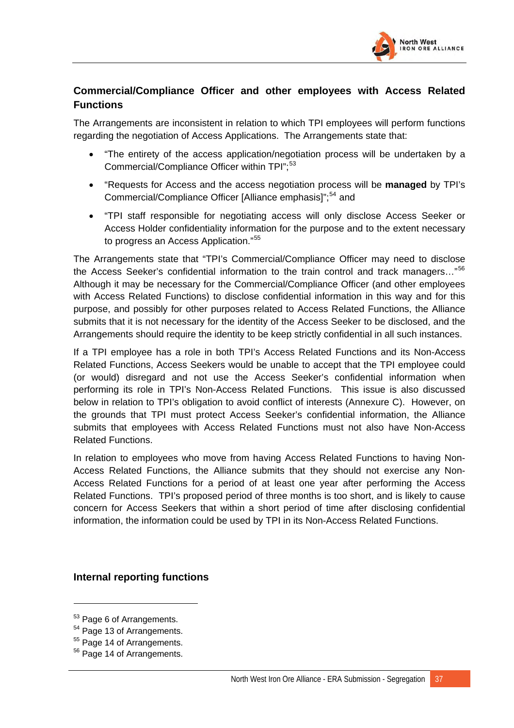## Commercial/Compliance Officer and other employees with Access Related Functions

The Arrangements are inconsistent in relation to which TPI employees will perform functions regarding the negotiation of Access Applications. The Arrangements state that:

- "The entirety of the access application/negotiation process will be undertaken by a Commercial/Compliance Officer within TPI";[53]
- "Requests for Access and the access negotiation process will be **managed** by TPI's Commercial/Compliance Officer [Alliance emphasis]";[54] and
- "TPI staff responsible for negotiating access will only disclose Access Seeker or Access Holder confidentiality information for the purpose and to the extent necessary to progress an Access Application."[55]

The Arrangements state that "TPI's Commercial/Compliance Officer may need to disclose the Access Seeker's confidential information to the train control and track managers…"[56] Although it may be necessary for the Commercial/Compliance Officer (and other employees with Access Related Functions) to disclose confidential information in this way and for this purpose, and possibly for other purposes related to Access Related Functions, the Alliance submits that it is not necessary for the identity of the Access Seeker to be disclosed, and the Arrangements should require the identity to be keep strictly confidential in all such instances.

If a TPI employee has a role in both TPI's Access Related Functions and its Non-Access Related Functions, Access Seekers would be unable to accept that the TPI employee could (or would) disregard and not use the Access Seeker's confidential information when performing its role in TPI's Non-Access Related Functions. This issue is also discussed below in relation to TPI's obligation to avoid conflict of interests (Annexure C). However, on the grounds that TPI must protect Access Seeker's confidential information, the Alliance submits that employees with Access Related Functions must not also have Non-Access Related Functions.

In relation to employees who move from having Access Related Functions to having Non-Access Related Functions, the Alliance submits that they should not exercise any Non-Access Related Functions for a period of at least one year after performing the Access Related Functions. TPI's proposed period of three months is too short, and is likely to cause concern for Access Seekers that within a short period of time after disclosing confidential information, the information could be used by TPI in its Non-Access Related Functions.

## Internal reporting functions

[53] Page 6 of Arrangements.

[54] Page 13 of Arrangements.

[55] Page 14 of Arrangements.

[56] Page 14 of Arrangements.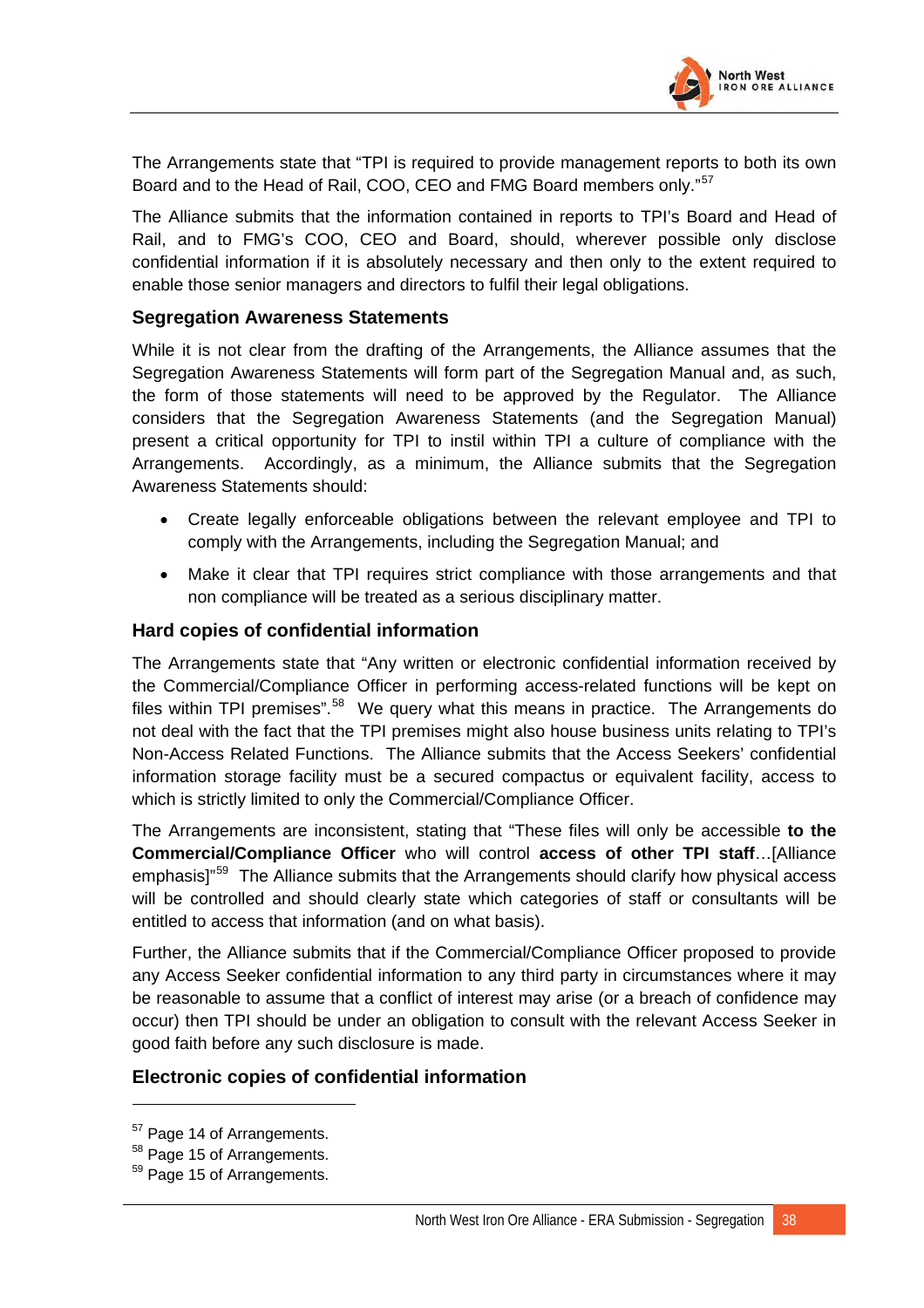The Arrangements state that "TPI is required to provide management reports to both its own Board and to the Head of Rail, COO, CEO and FMG Board members only."[57]

The Alliance submits that the information contained in reports to TPI's Board and Head of Rail, and to FMG's COO, CEO and Board, should, wherever possible only disclose confidential information if it is absolutely necessary and then only to the extent required to enable those senior managers and directors to fulfil their legal obligations.

### Segregation Awareness Statements

While it is not clear from the drafting of the Arrangements, the Alliance assumes that the Segregation Awareness Statements will form part of the Segregation Manual and, as such, the form of those statements will need to be approved by the Regulator. The Alliance considers that the Segregation Awareness Statements (and the Segregation Manual) present a critical opportunity for TPI to instil within TPI a culture of compliance with the Arrangements. Accordingly, as a minimum, the Alliance submits that the Segregation Awareness Statements should:

- Create legally enforceable obligations between the relevant employee and TPI to comply with the Arrangements, including the Segregation Manual; and
- Make it clear that TPI requires strict compliance with those arrangements and that non compliance will be treated as a serious disciplinary matter.

### Hard copies of confidential information

The Arrangements state that "Any written or electronic confidential information received by the Commercial/Compliance Officer in performing access-related functions will be kept on files within TPI premises".[58] We query what this means in practice. The Arrangements do not deal with the fact that the TPI premises might also house business units relating to TPI's Non-Access Related Functions. The Alliance submits that the Access Seekers' confidential information storage facility must be a secured compactus or equivalent facility, access to which is strictly limited to only the Commercial/Compliance Officer.

The Arrangements are inconsistent, stating that "These files will only be accessible **to the Commercial/Compliance Officer** who will control **access of other TPI staff**…[Alliance emphasis]"[59] The Alliance submits that the Arrangements should clarify how physical access will be controlled and should clearly state which categories of staff or consultants will be entitled to access that information (and on what basis).

Further, the Alliance submits that if the Commercial/Compliance Officer proposed to provide any Access Seeker confidential information to any third party in circumstances where it may be reasonable to assume that a conflict of interest may arise (or a breach of confidence may occur) then TPI should be under an obligation to consult with the relevant Access Seeker in good faith before any such disclosure is made.

### Electronic copies of confidential information

---

[57] Page 14 of Arrangements.

[58] Page 15 of Arrangements.

[59] Page 15 of Arrangements.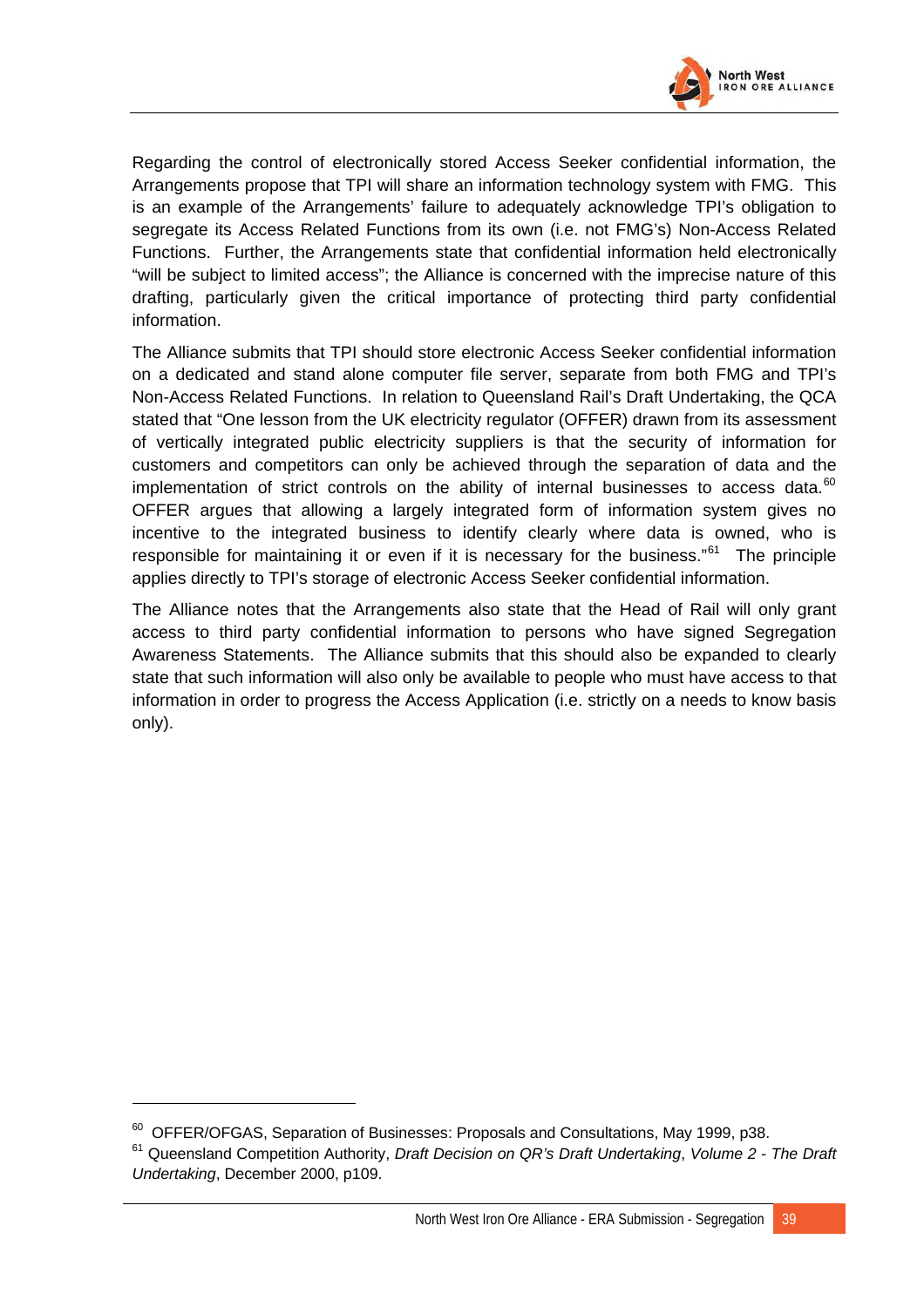Regarding the control of electronically stored Access Seeker confidential information, the Arrangements propose that TPI will share an information technology system with FMG. This is an example of the Arrangements' failure to adequately acknowledge TPI's obligation to segregate its Access Related Functions from its own (i.e. not FMG's) Non-Access Related Functions. Further, the Arrangements state that confidential information held electronically "will be subject to limited access"; the Alliance is concerned with the imprecise nature of this drafting, particularly given the critical importance of protecting third party confidential information.

The Alliance submits that TPI should store electronic Access Seeker confidential information on a dedicated and stand alone computer file server, separate from both FMG and TPI's Non-Access Related Functions. In relation to Queensland Rail's Draft Undertaking, the QCA stated that "One lesson from the UK electricity regulator (OFFER) drawn from its assessment of vertically integrated public electricity suppliers is that the security of information for customers and competitors can only be achieved through the separation of data and the implementation of strict controls on the ability of internal businesses to access data.[60] OFFER argues that allowing a largely integrated form of information system gives no incentive to the integrated business to identify clearly where data is owned, who is responsible for maintaining it or even if it is necessary for the business."[61] The principle applies directly to TPI's storage of electronic Access Seeker confidential information.

The Alliance notes that the Arrangements also state that the Head of Rail will only grant access to third party confidential information to persons who have signed Segregation Awareness Statements. The Alliance submits that this should also be expanded to clearly state that such information will also only be available to people who must have access to that information in order to progress the Access Application (i.e. strictly on a needs to know basis only).

---

[60] OFFER/OFGAS, Separation of Businesses: Proposals and Consultations, May 1999, p38.

[61] Queensland Competition Authority, *Draft Decision on QR's Draft Undertaking*, *Volume 2 - The Draft Undertaking*, December 2000, p109.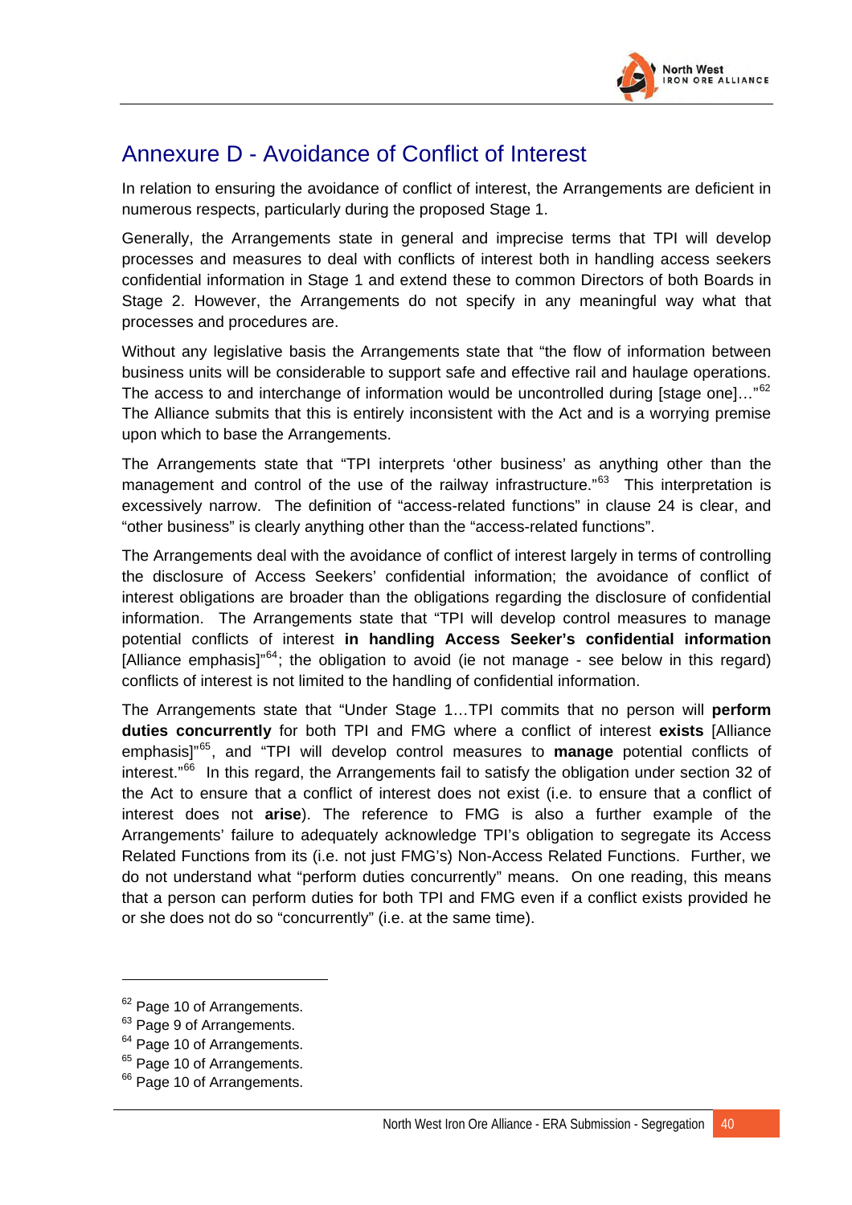# Annexure D - Avoidance of Conflict of Interest

In relation to ensuring the avoidance of conflict of interest, the Arrangements are deficient in numerous respects, particularly during the proposed Stage 1.

Generally, the Arrangements state in general and imprecise terms that TPI will develop processes and measures to deal with conflicts of interest both in handling access seekers confidential information in Stage 1 and extend these to common Directors of both Boards in Stage 2. However, the Arrangements do not specify in any meaningful way what that processes and procedures are.

Without any legislative basis the Arrangements state that "the flow of information between business units will be considerable to support safe and effective rail and haulage operations. The access to and interchange of information would be uncontrolled during [stage one]…"[62] The Alliance submits that this is entirely inconsistent with the Act and is a worrying premise upon which to base the Arrangements.

The Arrangements state that "TPI interprets 'other business' as anything other than the management and control of the use of the railway infrastructure."[63] This interpretation is excessively narrow. The definition of "access-related functions" in clause 24 is clear, and "other business" is clearly anything other than the "access-related functions".

The Arrangements deal with the avoidance of conflict of interest largely in terms of controlling the disclosure of Access Seekers' confidential information; the avoidance of conflict of interest obligations are broader than the obligations regarding the disclosure of confidential information. The Arrangements state that "TPI will develop control measures to manage potential conflicts of interest **in handling Access Seeker's confidential information** [Alliance emphasis]"[64]; the obligation to avoid (ie not manage - see below in this regard) conflicts of interest is not limited to the handling of confidential information.

The Arrangements state that "Under Stage 1…TPI commits that no person will **perform duties concurrently** for both TPI and FMG where a conflict of interest **exists** [Alliance emphasis]"[65], and "TPI will develop control measures to **manage** potential conflicts of interest."[66] In this regard, the Arrangements fail to satisfy the obligation under section 32 of the Act to ensure that a conflict of interest does not exist (i.e. to ensure that a conflict of interest does not **arise**). The reference to FMG is also a further example of the Arrangements' failure to adequately acknowledge TPI's obligation to segregate its Access Related Functions from its (i.e. not just FMG's) Non-Access Related Functions. Further, we do not understand what "perform duties concurrently" means. On one reading, this means that a person can perform duties for both TPI and FMG even if a conflict exists provided he or she does not do so "concurrently" (i.e. at the same time).

---

[62] Page 10 of Arrangements.

[63] Page 9 of Arrangements.

[64] Page 10 of Arrangements.

[65] Page 10 of Arrangements.

[66] Page 10 of Arrangements.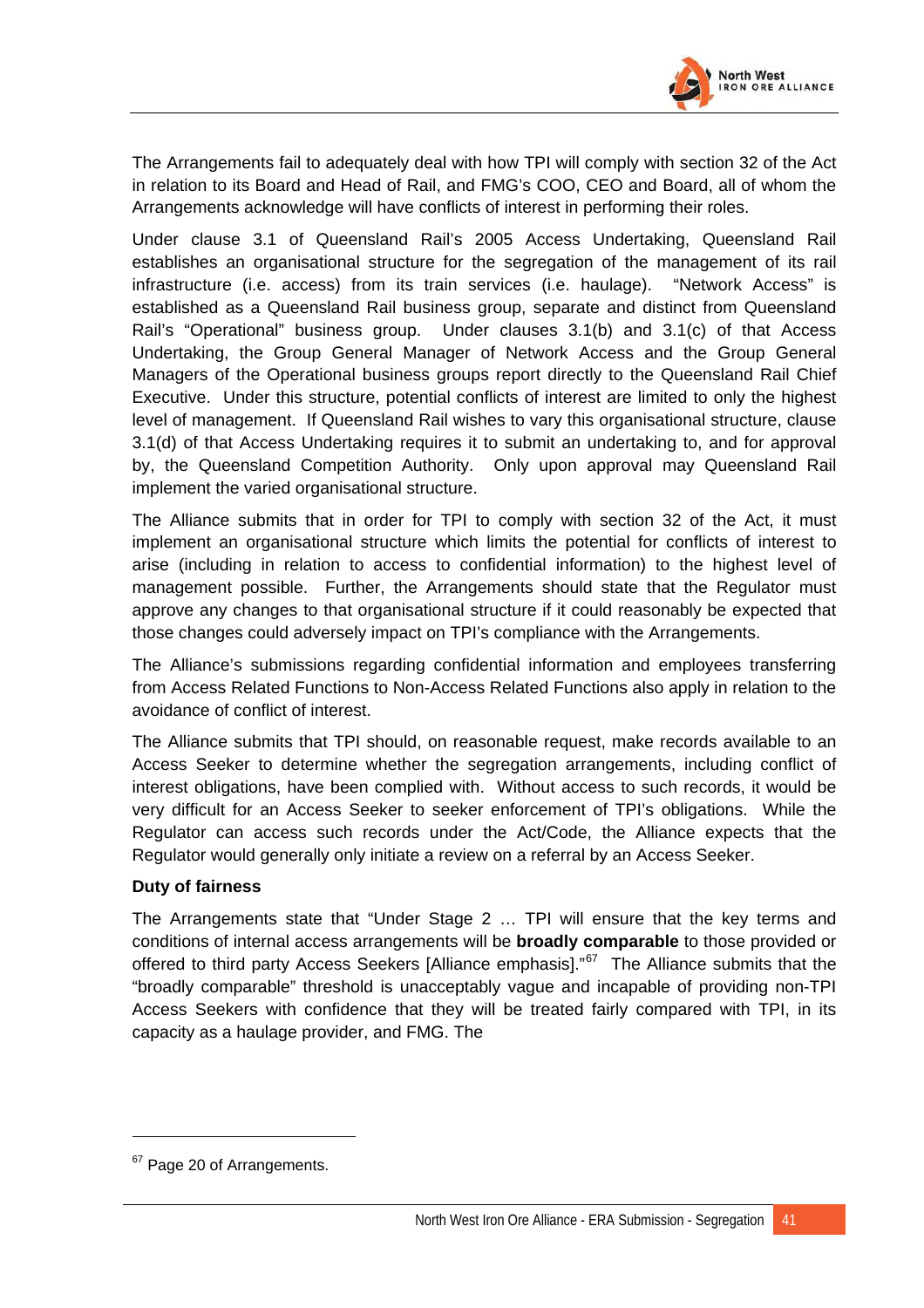The Arrangements fail to adequately deal with how TPI will comply with section 32 of the Act in relation to its Board and Head of Rail, and FMG's COO, CEO and Board, all of whom the Arrangements acknowledge will have conflicts of interest in performing their roles.

Under clause 3.1 of Queensland Rail's 2005 Access Undertaking, Queensland Rail establishes an organisational structure for the segregation of the management of its rail infrastructure (i.e. access) from its train services (i.e. haulage). "Network Access" is established as a Queensland Rail business group, separate and distinct from Queensland Rail's "Operational" business group. Under clauses 3.1(b) and 3.1(c) of that Access Undertaking, the Group General Manager of Network Access and the Group General Managers of the Operational business groups report directly to the Queensland Rail Chief Executive. Under this structure, potential conflicts of interest are limited to only the highest level of management. If Queensland Rail wishes to vary this organisational structure, clause 3.1(d) of that Access Undertaking requires it to submit an undertaking to, and for approval by, the Queensland Competition Authority. Only upon approval may Queensland Rail implement the varied organisational structure.

The Alliance submits that in order for TPI to comply with section 32 of the Act, it must implement an organisational structure which limits the potential for conflicts of interest to arise (including in relation to access to confidential information) to the highest level of management possible. Further, the Arrangements should state that the Regulator must approve any changes to that organisational structure if it could reasonably be expected that those changes could adversely impact on TPI's compliance with the Arrangements.

The Alliance's submissions regarding confidential information and employees transferring from Access Related Functions to Non-Access Related Functions also apply in relation to the avoidance of conflict of interest.

The Alliance submits that TPI should, on reasonable request, make records available to an Access Seeker to determine whether the segregation arrangements, including conflict of interest obligations, have been complied with. Without access to such records, it would be very difficult for an Access Seeker to seeker enforcement of TPI's obligations. While the Regulator can access such records under the Act/Code, the Alliance expects that the Regulator would generally only initiate a review on a referral by an Access Seeker.

**Duty of fairness**

The Arrangements state that "Under Stage 2 … TPI will ensure that the key terms and conditions of internal access arrangements will be **broadly comparable** to those provided or offered to third party Access Seekers [Alliance emphasis]."[67] The Alliance submits that the "broadly comparable" threshold is unacceptably vague and incapable of providing non-TPI Access Seekers with confidence that they will be treated fairly compared with TPI, in its capacity as a haulage provider, and FMG. The

[67] Page 20 of Arrangements.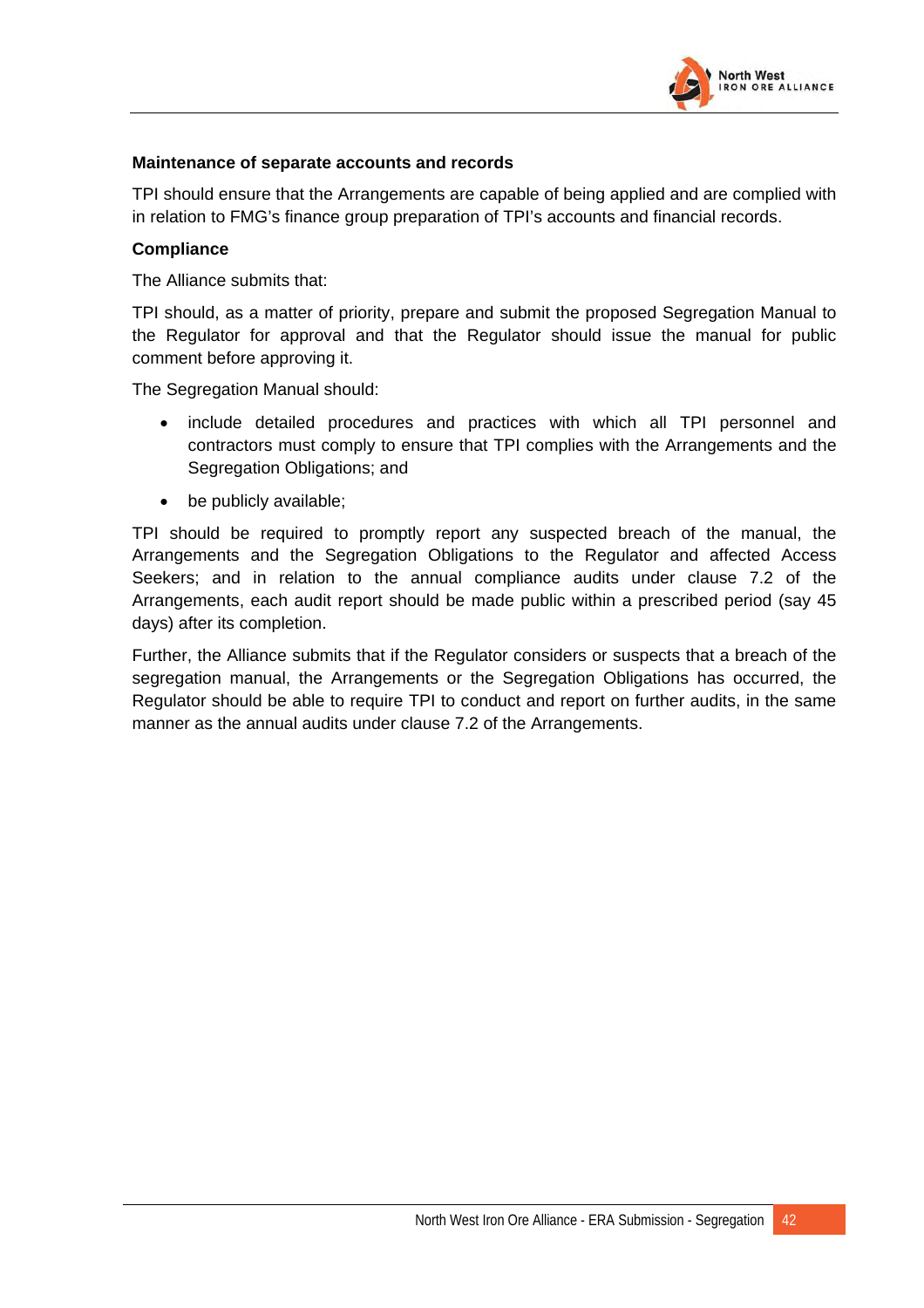**Maintenance of separate accounts and records**

TPI should ensure that the Arrangements are capable of being applied and are complied with in relation to FMG's finance group preparation of TPI's accounts and financial records.

**Compliance**

The Alliance submits that:

TPI should, as a matter of priority, prepare and submit the proposed Segregation Manual to the Regulator for approval and that the Regulator should issue the manual for public comment before approving it.

The Segregation Manual should:

- include detailed procedures and practices with which all TPI personnel and contractors must comply to ensure that TPI complies with the Arrangements and the Segregation Obligations; and
- be publicly available;

TPI should be required to promptly report any suspected breach of the manual, the Arrangements and the Segregation Obligations to the Regulator and affected Access Seekers; and in relation to the annual compliance audits under clause 7.2 of the Arrangements, each audit report should be made public within a prescribed period (say 45 days) after its completion.

Further, the Alliance submits that if the Regulator considers or suspects that a breach of the segregation manual, the Arrangements or the Segregation Obligations has occurred, the Regulator should be able to require TPI to conduct and report on further audits, in the same manner as the annual audits under clause 7.2 of the Arrangements.